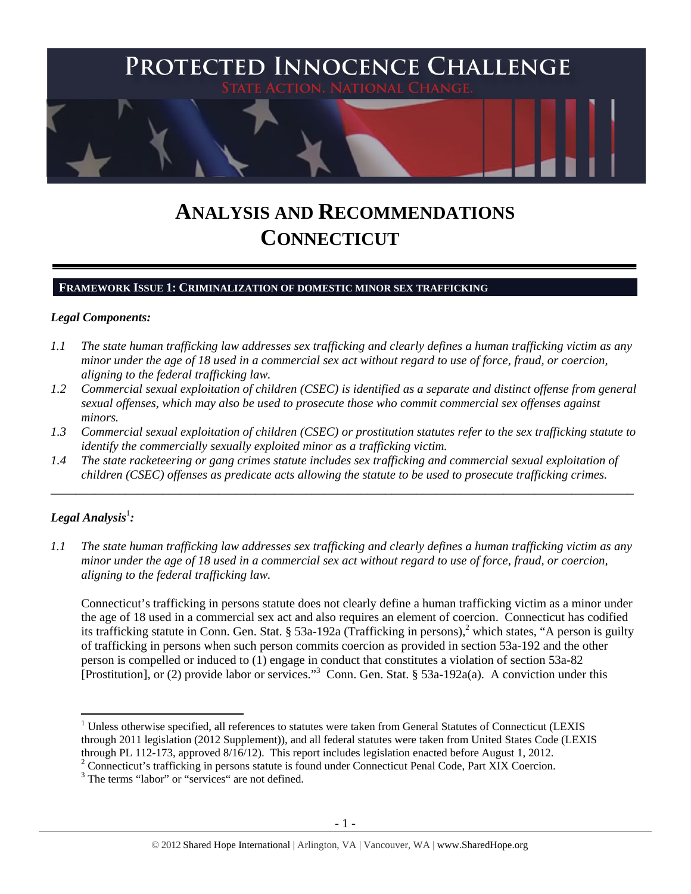# PROTECTED INNOCENCE CHALLENGE

STATE ACTION. NATIONAL CHANGE.

# ANALYSIS AND RECOMMENDATIONS CONNECTICUT

## FRAMEWORK ISSUE 1: CRIMINALIZATION OF DOMESTIC MINOR SEX TRAFFICKING

### *Legal Components:*

*1.1 The state human trafficking law addresses sex trafficking and clearly defines a human trafficking victim as any minor under the age of 18 used in a commercial sex act without regard to use of force, fraud, or coercion, aligning to the federal trafficking law.*

*1.2 Commercial sexual exploitation of children (CSEC) is identified as a separate and distinct offense from general sexual offenses, which may also be used to prosecute those who commit commercial sex offenses against minors.*

*1.3 Commercial sexual exploitation of children (CSEC) or prostitution statutes refer to the sex trafficking statute to identify the commercially sexually exploited minor as a trafficking victim.*

*1.4 The state racketeering or gang crimes statute includes sex trafficking and commercial sexual exploitation of children (CSEC) offenses as predicate acts allowing the statute to be used to prosecute trafficking crimes.*

---

### *Legal Analysis*[1]*:*

*1.1 The state human trafficking law addresses sex trafficking and clearly defines a human trafficking victim as any minor under the age of 18 used in a commercial sex act without regard to use of force, fraud, or coercion, aligning to the federal trafficking law.*

Connecticut's trafficking in persons statute does not clearly define a human trafficking victim as a minor under the age of 18 used in a commercial sex act and also requires an element of coercion. Connecticut has codified its trafficking statute in Conn. Gen. Stat. § 53a-192a (Trafficking in persons),[2] which states, "A person is guilty of trafficking in persons when such person commits coercion as provided in section 53a-192 and the other person is compelled or induced to (1) engage in conduct that constitutes a violation of section 53a-82 [Prostitution], or (2) provide labor or services."[3] Conn. Gen. Stat. § 53a-192a(a). A conviction under this

---

[1] Unless otherwise specified, all references to statutes were taken from General Statutes of Connecticut (LEXIS through 2011 legislation (2012 Supplement)), and all federal statutes were taken from United States Code (LEXIS through PL 112-173, approved 8/16/12). This report includes legislation enacted before August 1, 2012.

[2] Connecticut's trafficking in persons statute is found under Connecticut Penal Code, Part XIX Coercion.

[3] The terms "labor" or "services" are not defined.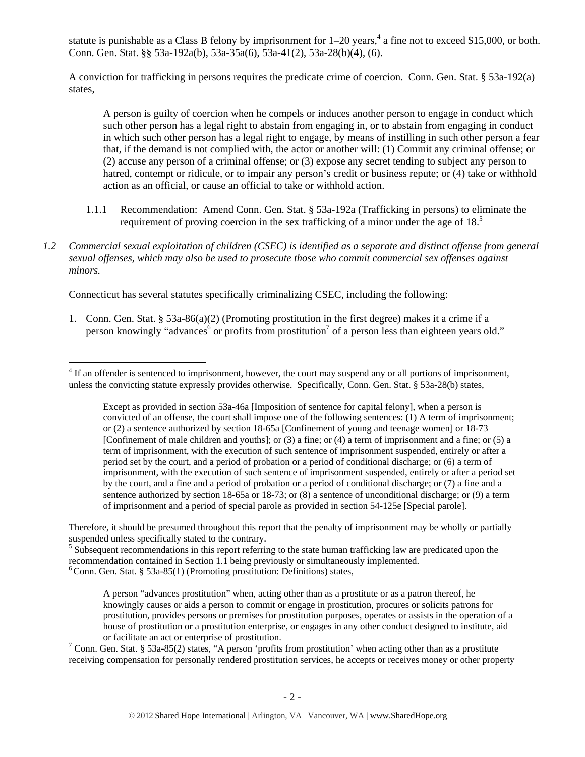statute is punishable as a Class B felony by imprisonment for 1–20 years,[4] a fine not to exceed $15,000, or both. Conn. Gen. Stat. §§ 53a-192a(b), 53a-35a(6), 53a-41(2), 53a-28(b)(4), (6).

A conviction for trafficking in persons requires the predicate crime of coercion. Conn. Gen. Stat. § 53a-192(a) states,

> A person is guilty of coercion when he compels or induces another person to engage in conduct which such other person has a legal right to abstain from engaging in, or to abstain from engaging in conduct in which such other person has a legal right to engage, by means of instilling in such other person a fear that, if the demand is not complied with, the actor or another will: (1) Commit any criminal offense; or (2) accuse any person of a criminal offense; or (3) expose any secret tending to subject any person to hatred, contempt or ridicule, or to impair any person's credit or business repute; or (4) take or withhold action as an official, or cause an official to take or withhold action.

1.1.1 Recommendation: Amend Conn. Gen. Stat. § 53a-192a (Trafficking in persons) to eliminate the requirement of proving coercion in the sex trafficking of a minor under the age of 18.[5]

*1.2 Commercial sexual exploitation of children (CSEC) is identified as a separate and distinct offense from general sexual offenses, which may also be used to prosecute those who commit commercial sex offenses against minors.*

Connecticut has several statutes specifically criminalizing CSEC, including the following:

1. Conn. Gen. Stat. § 53a-86(a)(2) (Promoting prostitution in the first degree) makes it a crime if a person knowingly "advances[6] or profits from prostitution[7] of a person less than eighteen years old."

---

[4] If an offender is sentenced to imprisonment, however, the court may suspend any or all portions of imprisonment, unless the convicting statute expressly provides otherwise. Specifically, Conn. Gen. Stat. § 53a-28(b) states,

> Except as provided in section 53a-46a [Imposition of sentence for capital felony], when a person is convicted of an offense, the court shall impose one of the following sentences: (1) A term of imprisonment; or (2) a sentence authorized by section 18-65a [Confinement of young and teenage women] or 18-73 [Confinement of male children and youths]; or (3) a fine; or (4) a term of imprisonment and a fine; or (5) a term of imprisonment, with the execution of such sentence of imprisonment suspended, entirely or after a period set by the court, and a period of probation or a period of conditional discharge; or (6) a term of imprisonment, with the execution of such sentence of imprisonment suspended, entirely or after a period set by the court, and a fine and a period of probation or a period of conditional discharge; or (7) a fine and a sentence authorized by section 18-65a or 18-73; or (8) a sentence of unconditional discharge; or (9) a term of imprisonment and a period of special parole as provided in section 54-125e [Special parole].

Therefore, it should be presumed throughout this report that the penalty of imprisonment may be wholly or partially suspended unless specifically stated to the contrary.

[5] Subsequent recommendations in this report referring to the state human trafficking law are predicated upon the recommendation contained in Section 1.1 being previously or simultaneously implemented.

[6] Conn. Gen. Stat. § 53a-85(1) (Promoting prostitution: Definitions) states,

> A person "advances prostitution" when, acting other than as a prostitute or as a patron thereof, he knowingly causes or aids a person to commit or engage in prostitution, procures or solicits patrons for prostitution, provides persons or premises for prostitution purposes, operates or assists in the operation of a house of prostitution or a prostitution enterprise, or engages in any other conduct designed to institute, aid or facilitate an act or enterprise of prostitution.

[7] Conn. Gen. Stat. § 53a-85(2) states, "A person 'profits from prostitution' when acting other than as a prostitute receiving compensation for personally rendered prostitution services, he accepts or receives money or other property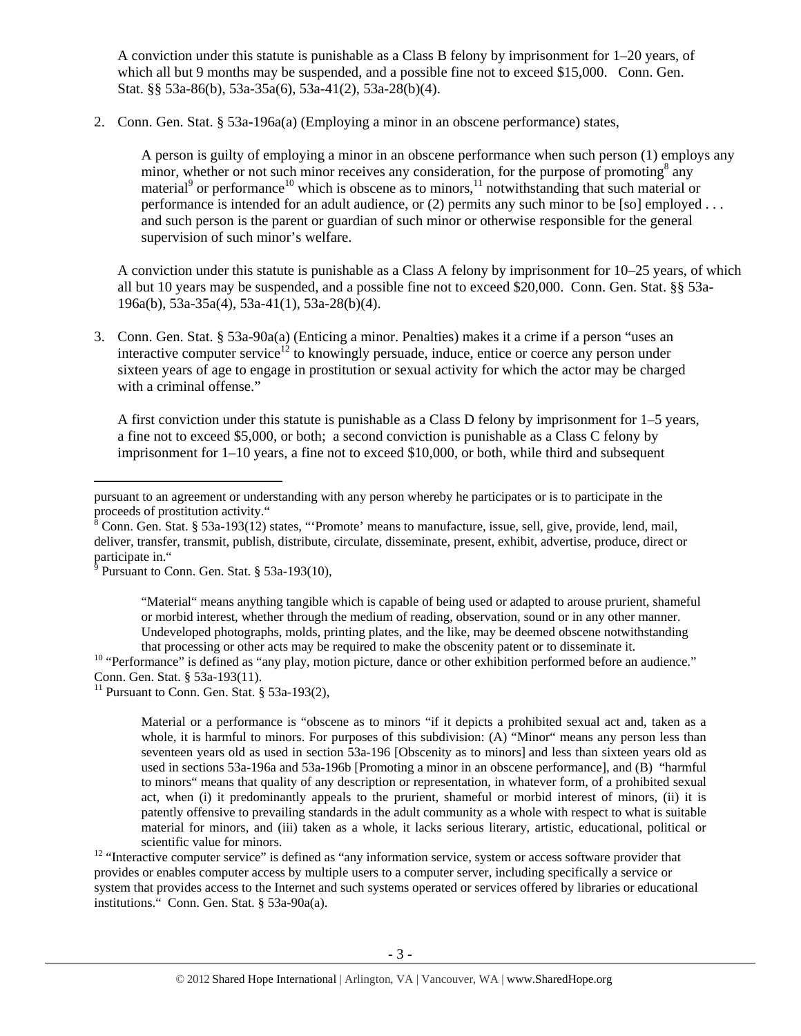A conviction under this statute is punishable as a Class B felony by imprisonment for 1–20 years, of which all but 9 months may be suspended, and a possible fine not to exceed $15,000. Conn. Gen. Stat. §§ 53a-86(b), 53a-35a(6), 53a-41(2), 53a-28(b)(4).

2. Conn. Gen. Stat. § 53a-196a(a) (Employing a minor in an obscene performance) states,

   > A person is guilty of employing a minor in an obscene performance when such person (1) employs any minor, whether or not such minor receives any consideration, for the purpose of promoting[8] any material[9] or performance[10] which is obscene as to minors,[11] notwithstanding that such material or performance is intended for an adult audience, or (2) permits any such minor to be [so] employed . . . and such person is the parent or guardian of such minor or otherwise responsible for the general supervision of such minor's welfare.

   A conviction under this statute is punishable as a Class A felony by imprisonment for 10–25 years, of which all but 10 years may be suspended, and a possible fine not to exceed $20,000. Conn. Gen. Stat. §§ 53a-196a(b), 53a-35a(4), 53a-41(1), 53a-28(b)(4).

3. Conn. Gen. Stat. § 53a-90a(a) (Enticing a minor. Penalties) makes it a crime if a person "uses an interactive computer service[12] to knowingly persuade, induce, entice or coerce any person under sixteen years of age to engage in prostitution or sexual activity for which the actor may be charged with a criminal offense."

   A first conviction under this statute is punishable as a Class D felony by imprisonment for 1–5 years, a fine not to exceed $5,000, or both; a second conviction is punishable as a Class C felony by imprisonment for 1–10 years, a fine not to exceed $10,000, or both, while third and subsequent

---

pursuant to an agreement or understanding with any person whereby he participates or is to participate in the proceeds of prostitution activity."

[8] Conn. Gen. Stat. § 53a-193(12) states, "'Promote' means to manufacture, issue, sell, give, provide, lend, mail, deliver, transfer, transmit, publish, distribute, circulate, disseminate, present, exhibit, advertise, produce, direct or participate in."

[9] Pursuant to Conn. Gen. Stat. § 53a-193(10),

> "Material" means anything tangible which is capable of being used or adapted to arouse prurient, shameful or morbid interest, whether through the medium of reading, observation, sound or in any other manner. Undeveloped photographs, molds, printing plates, and the like, may be deemed obscene notwithstanding that processing or other acts may be required to make the obscenity patent or to disseminate it.

[10] "Performance" is defined as "any play, motion picture, dance or other exhibition performed before an audience." Conn. Gen. Stat. § 53a-193(11).

[11] Pursuant to Conn. Gen. Stat. § 53a-193(2),

> Material or a performance is "obscene as to minors "if it depicts a prohibited sexual act and, taken as a whole, it is harmful to minors. For purposes of this subdivision: (A) "Minor" means any person less than seventeen years old as used in section 53a-196 [Obscenity as to minors] and less than sixteen years old as used in sections 53a-196a and 53a-196b [Promoting a minor in an obscene performance], and (B) "harmful to minors" means that quality of any description or representation, in whatever form, of a prohibited sexual act, when (i) it predominantly appeals to the prurient, shameful or morbid interest of minors, (ii) it is patently offensive to prevailing standards in the adult community as a whole with respect to what is suitable material for minors, and (iii) taken as a whole, it lacks serious literary, artistic, educational, political or scientific value for minors.

[12] "Interactive computer service" is defined as "any information service, system or access software provider that provides or enables computer access by multiple users to a computer server, including specifically a service or system that provides access to the Internet and such systems operated or services offered by libraries or educational institutions." Conn. Gen. Stat. § 53a-90a(a).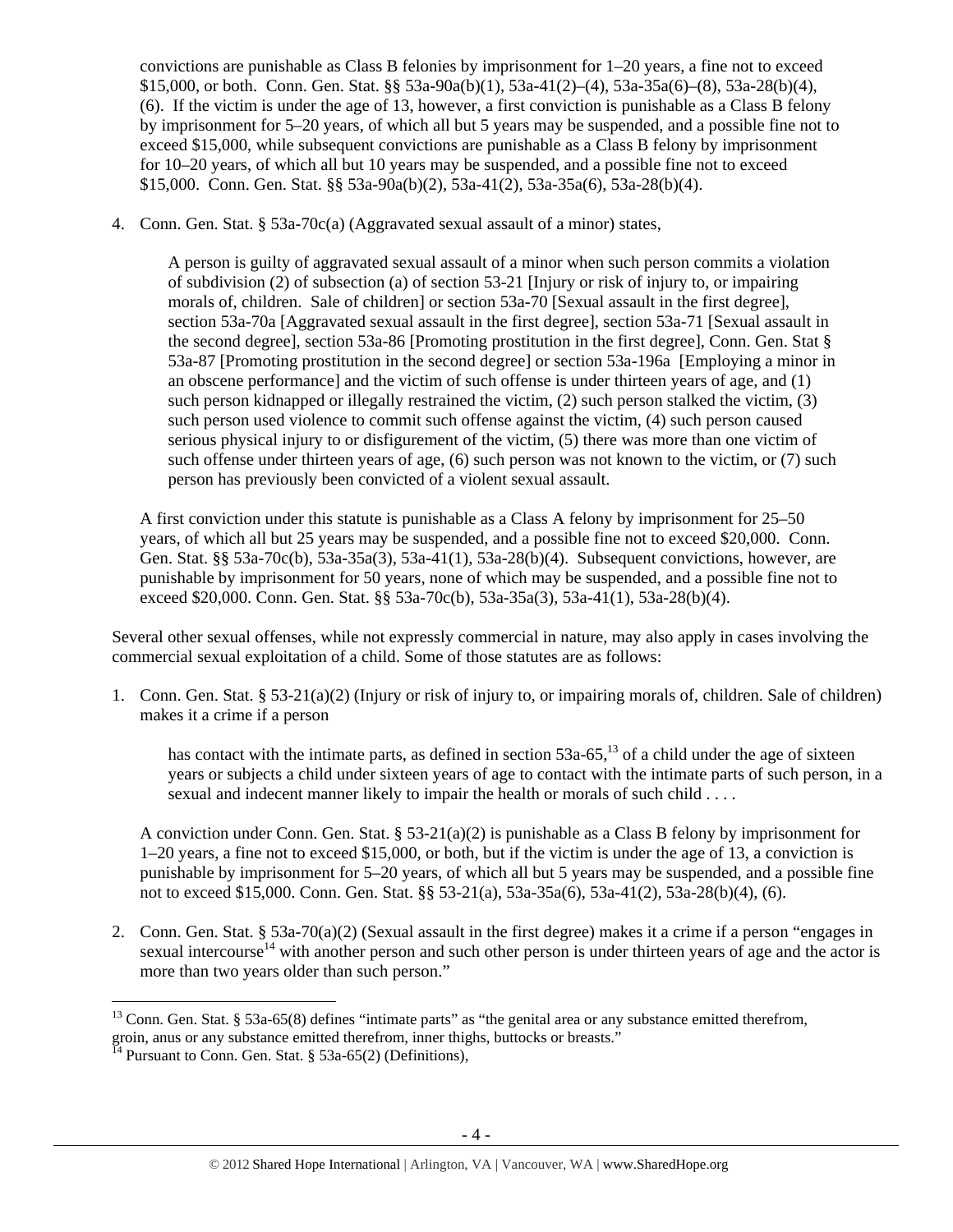convictions are punishable as Class B felonies by imprisonment for 1–20 years, a fine not to exceed $15,000, or both. Conn. Gen. Stat. §§ 53a-90a(b)(1), 53a-41(2)–(4), 53a-35a(6)–(8), 53a-28(b)(4), (6). If the victim is under the age of 13, however, a first conviction is punishable as a Class B felony by imprisonment for 5–20 years, of which all but 5 years may be suspended, and a possible fine not to exceed $15,000, while subsequent convictions are punishable as a Class B felony by imprisonment for 10–20 years, of which all but 10 years may be suspended, and a possible fine not to exceed $15,000. Conn. Gen. Stat. §§ 53a-90a(b)(2), 53a-41(2), 53a-35a(6), 53a-28(b)(4).

4. Conn. Gen. Stat. § 53a-70c(a) (Aggravated sexual assault of a minor) states,

   > A person is guilty of aggravated sexual assault of a minor when such person commits a violation of subdivision (2) of subsection (a) of section 53-21 [Injury or risk of injury to, or impairing morals of, children. Sale of children] or section 53a-70 [Sexual assault in the first degree], section 53a-70a [Aggravated sexual assault in the first degree], section 53a-71 [Sexual assault in the second degree], section 53a-86 [Promoting prostitution in the first degree], Conn. Gen. Stat § 53a-87 [Promoting prostitution in the second degree] or section 53a-196a [Employing a minor in an obscene performance] and the victim of such offense is under thirteen years of age, and (1) such person kidnapped or illegally restrained the victim, (2) such person stalked the victim, (3) such person used violence to commit such offense against the victim, (4) such person caused serious physical injury to or disfigurement of the victim, (5) there was more than one victim of such offense under thirteen years of age, (6) such person was not known to the victim, or (7) such person has previously been convicted of a violent sexual assault.

   A first conviction under this statute is punishable as a Class A felony by imprisonment for 25–50 years, of which all but 25 years may be suspended, and a possible fine not to exceed $20,000. Conn. Gen. Stat. §§ 53a-70c(b), 53a-35a(3), 53a-41(1), 53a-28(b)(4). Subsequent convictions, however, are punishable by imprisonment for 50 years, none of which may be suspended, and a possible fine not to exceed $20,000. Conn. Gen. Stat. §§ 53a-70c(b), 53a-35a(3), 53a-41(1), 53a-28(b)(4).

Several other sexual offenses, while not expressly commercial in nature, may also apply in cases involving the commercial sexual exploitation of a child. Some of those statutes are as follows:

1. Conn. Gen. Stat. § 53-21(a)(2) (Injury or risk of injury to, or impairing morals of, children. Sale of children) makes it a crime if a person

   > has contact with the intimate parts, as defined in section 53a-65,[13] of a child under the age of sixteen years or subjects a child under sixteen years of age to contact with the intimate parts of such person, in a sexual and indecent manner likely to impair the health or morals of such child . . . .

   A conviction under Conn. Gen. Stat. § 53-21(a)(2) is punishable as a Class B felony by imprisonment for 1–20 years, a fine not to exceed $15,000, or both, but if the victim is under the age of 13, a conviction is punishable by imprisonment for 5–20 years, of which all but 5 years may be suspended, and a possible fine not to exceed $15,000. Conn. Gen. Stat. §§ 53-21(a), 53a-35a(6), 53a-41(2), 53a-28(b)(4), (6).

2. Conn. Gen. Stat. § 53a-70(a)(2) (Sexual assault in the first degree) makes it a crime if a person "engages in sexual intercourse[14] with another person and such other person is under thirteen years of age and the actor is more than two years older than such person."

---

[13] Conn. Gen. Stat. § 53a-65(8) defines "intimate parts" as "the genital area or any substance emitted therefrom, groin, anus or any substance emitted therefrom, inner thighs, buttocks or breasts."

[14] Pursuant to Conn. Gen. Stat. § 53a-65(2) (Definitions),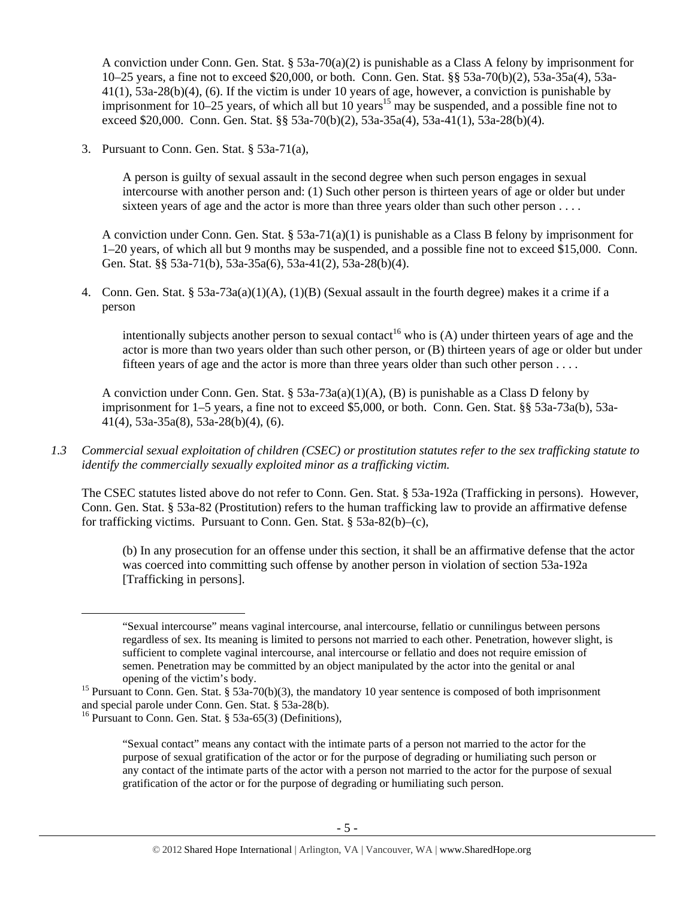A conviction under Conn. Gen. Stat. § 53a-70(a)(2) is punishable as a Class A felony by imprisonment for 10–25 years, a fine not to exceed $20,000, or both. Conn. Gen. Stat. §§ 53a-70(b)(2), 53a-35a(4), 53a-41(1), 53a-28(b)(4), (6). If the victim is under 10 years of age, however, a conviction is punishable by imprisonment for 10–25 years, of which all but 10 years[15] may be suspended, and a possible fine not to exceed $20,000. Conn. Gen. Stat. §§ 53a-70(b)(2), 53a-35a(4), 53a-41(1), 53a-28(b)(4).

3. Pursuant to Conn. Gen. Stat. § 53a-71(a),

   > A person is guilty of sexual assault in the second degree when such person engages in sexual intercourse with another person and: (1) Such other person is thirteen years of age or older but under sixteen years of age and the actor is more than three years older than such other person . . . .

   A conviction under Conn. Gen. Stat. § 53a-71(a)(1) is punishable as a Class B felony by imprisonment for 1–20 years, of which all but 9 months may be suspended, and a possible fine not to exceed $15,000. Conn. Gen. Stat. §§ 53a-71(b), 53a-35a(6), 53a-41(2), 53a-28(b)(4).

4. Conn. Gen. Stat. § 53a-73a(a)(1)(A), (1)(B) (Sexual assault in the fourth degree) makes it a crime if a person

   > intentionally subjects another person to sexual contact[16] who is (A) under thirteen years of age and the actor is more than two years older than such other person, or (B) thirteen years of age or older but under fifteen years of age and the actor is more than three years older than such other person . . . .

   A conviction under Conn. Gen. Stat. § 53a-73a(a)(1)(A), (B) is punishable as a Class D felony by imprisonment for 1–5 years, a fine not to exceed $5,000, or both. Conn. Gen. Stat. §§ 53a-73a(b), 53a-41(4), 53a-35a(8), 53a-28(b)(4), (6).

*1.3 Commercial sexual exploitation of children (CSEC) or prostitution statutes refer to the sex trafficking statute to identify the commercially sexually exploited minor as a trafficking victim.*

The CSEC statutes listed above do not refer to Conn. Gen. Stat. § 53a-192a (Trafficking in persons). However, Conn. Gen. Stat. § 53a-82 (Prostitution) refers to the human trafficking law to provide an affirmative defense for trafficking victims. Pursuant to Conn. Gen. Stat. § 53a-82(b)–(c),

> (b) In any prosecution for an offense under this section, it shall be an affirmative defense that the actor was coerced into committing such offense by another person in violation of section 53a-192a [Trafficking in persons].

---

> "Sexual intercourse" means vaginal intercourse, anal intercourse, fellatio or cunnilingus between persons regardless of sex. Its meaning is limited to persons not married to each other. Penetration, however slight, is sufficient to complete vaginal intercourse, anal intercourse or fellatio and does not require emission of semen. Penetration may be committed by an object manipulated by the actor into the genital or anal opening of the victim's body.

[15] Pursuant to Conn. Gen. Stat. § 53a-70(b)(3), the mandatory 10 year sentence is composed of both imprisonment and special parole under Conn. Gen. Stat. § 53a-28(b).

[16] Pursuant to Conn. Gen. Stat. § 53a-65(3) (Definitions),

> "Sexual contact" means any contact with the intimate parts of a person not married to the actor for the purpose of sexual gratification of the actor or for the purpose of degrading or humiliating such person or any contact of the intimate parts of the actor with a person not married to the actor for the purpose of sexual gratification of the actor or for the purpose of degrading or humiliating such person.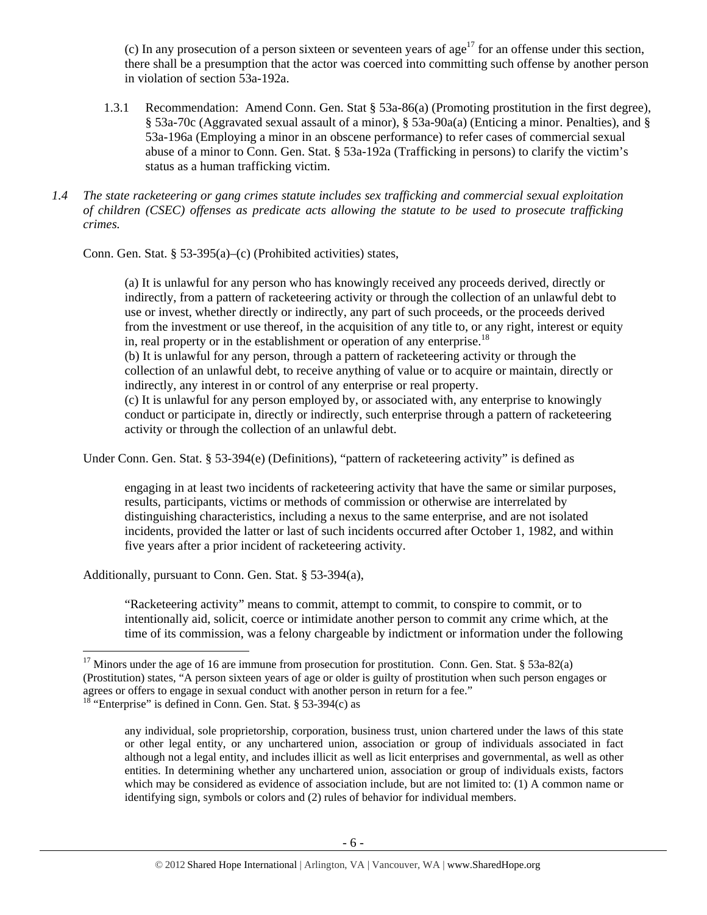(c) In any prosecution of a person sixteen or seventeen years of age[17] for an offense under this section, there shall be a presumption that the actor was coerced into committing such offense by another person in violation of section 53a-192a.

1.3.1 Recommendation: Amend Conn. Gen. Stat § 53a-86(a) (Promoting prostitution in the first degree), § 53a-70c (Aggravated sexual assault of a minor), § 53a-90a(a) (Enticing a minor. Penalties), and § 53a-196a (Employing a minor in an obscene performance) to refer cases of commercial sexual abuse of a minor to Conn. Gen. Stat. § 53a-192a (Trafficking in persons) to clarify the victim's status as a human trafficking victim.

*1.4 The state racketeering or gang crimes statute includes sex trafficking and commercial sexual exploitation of children (CSEC) offenses as predicate acts allowing the statute to be used to prosecute trafficking crimes.*

Conn. Gen. Stat. § 53-395(a)–(c) (Prohibited activities) states,

> (a) It is unlawful for any person who has knowingly received any proceeds derived, directly or indirectly, from a pattern of racketeering activity or through the collection of an unlawful debt to use or invest, whether directly or indirectly, any part of such proceeds, or the proceeds derived from the investment or use thereof, in the acquisition of any title to, or any right, interest or equity in, real property or in the establishment or operation of any enterprise.[18]
> (b) It is unlawful for any person, through a pattern of racketeering activity or through the collection of an unlawful debt, to receive anything of value or to acquire or maintain, directly or indirectly, any interest in or control of any enterprise or real property.
> (c) It is unlawful for any person employed by, or associated with, any enterprise to knowingly conduct or participate in, directly or indirectly, such enterprise through a pattern of racketeering activity or through the collection of an unlawful debt.

Under Conn. Gen. Stat. § 53-394(e) (Definitions), "pattern of racketeering activity" is defined as

> engaging in at least two incidents of racketeering activity that have the same or similar purposes, results, participants, victims or methods of commission or otherwise are interrelated by distinguishing characteristics, including a nexus to the same enterprise, and are not isolated incidents, provided the latter or last of such incidents occurred after October 1, 1982, and within five years after a prior incident of racketeering activity.

Additionally, pursuant to Conn. Gen. Stat. § 53-394(a),

> "Racketeering activity" means to commit, attempt to commit, to conspire to commit, or to intentionally aid, solicit, coerce or intimidate another person to commit any crime which, at the time of its commission, was a felony chargeable by indictment or information under the following

---

[17] Minors under the age of 16 are immune from prosecution for prostitution. Conn. Gen. Stat. § 53a-82(a) (Prostitution) states, "A person sixteen years of age or older is guilty of prostitution when such person engages or agrees or offers to engage in sexual conduct with another person in return for a fee."

[18] "Enterprise" is defined in Conn. Gen. Stat. § 53-394(c) as

> any individual, sole proprietorship, corporation, business trust, union chartered under the laws of this state or other legal entity, or any unchartered union, association or group of individuals associated in fact although not a legal entity, and includes illicit as well as licit enterprises and governmental, as well as other entities. In determining whether any unchartered union, association or group of individuals exists, factors which may be considered as evidence of association include, but are not limited to: (1) A common name or identifying sign, symbols or colors and (2) rules of behavior for individual members.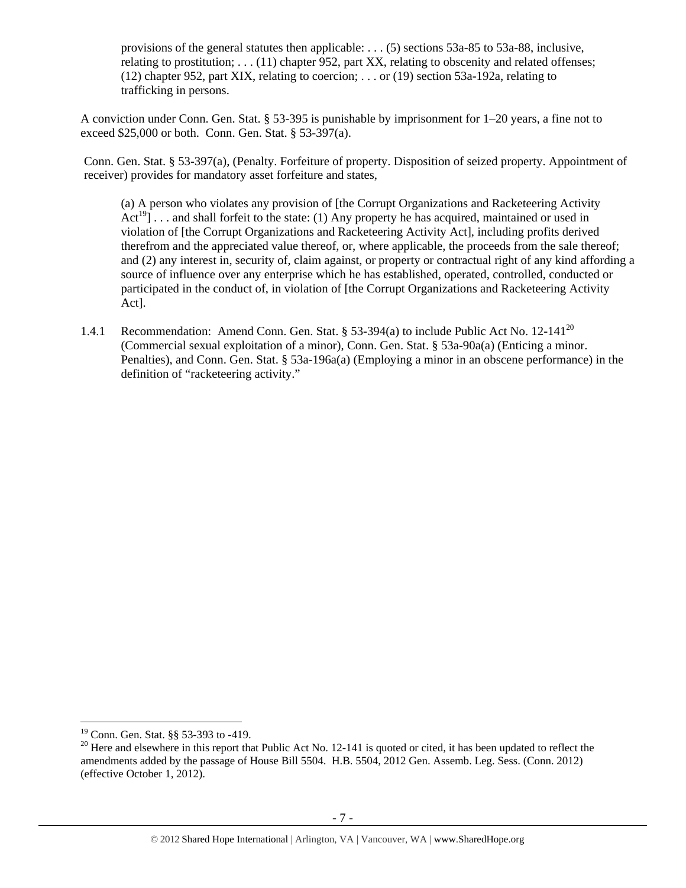> provisions of the general statutes then applicable: . . . (5) sections 53a-85 to 53a-88, inclusive, relating to prostitution; . . . (11) chapter 952, part XX, relating to obscenity and related offenses; (12) chapter 952, part XIX, relating to coercion; . . . or (19) section 53a-192a, relating to trafficking in persons.

A conviction under Conn. Gen. Stat. § 53-395 is punishable by imprisonment for 1–20 years, a fine not to exceed $25,000 or both. Conn. Gen. Stat. § 53-397(a).

Conn. Gen. Stat. § 53-397(a), (Penalty. Forfeiture of property. Disposition of seized property. Appointment of receiver) provides for mandatory asset forfeiture and states,

> (a) A person who violates any provision of [the Corrupt Organizations and Racketeering Activity Act[19]] . . . and shall forfeit to the state: (1) Any property he has acquired, maintained or used in violation of [the Corrupt Organizations and Racketeering Activity Act], including profits derived therefrom and the appreciated value thereof, or, where applicable, the proceeds from the sale thereof; and (2) any interest in, security of, claim against, or property or contractual right of any kind affording a source of influence over any enterprise which he has established, operated, controlled, conducted or participated in the conduct of, in violation of [the Corrupt Organizations and Racketeering Activity Act].

1.4.1 Recommendation: Amend Conn. Gen. Stat. § 53-394(a) to include Public Act No. 12-141[20] (Commercial sexual exploitation of a minor), Conn. Gen. Stat. § 53a-90a(a) (Enticing a minor. Penalties), and Conn. Gen. Stat. § 53a-196a(a) (Employing a minor in an obscene performance) in the definition of "racketeering activity."

---

[19] Conn. Gen. Stat. §§ 53-393 to -419.

[20] Here and elsewhere in this report that Public Act No. 12-141 is quoted or cited, it has been updated to reflect the amendments added by the passage of House Bill 5504. H.B. 5504, 2012 Gen. Assemb. Leg. Sess. (Conn. 2012) (effective October 1, 2012).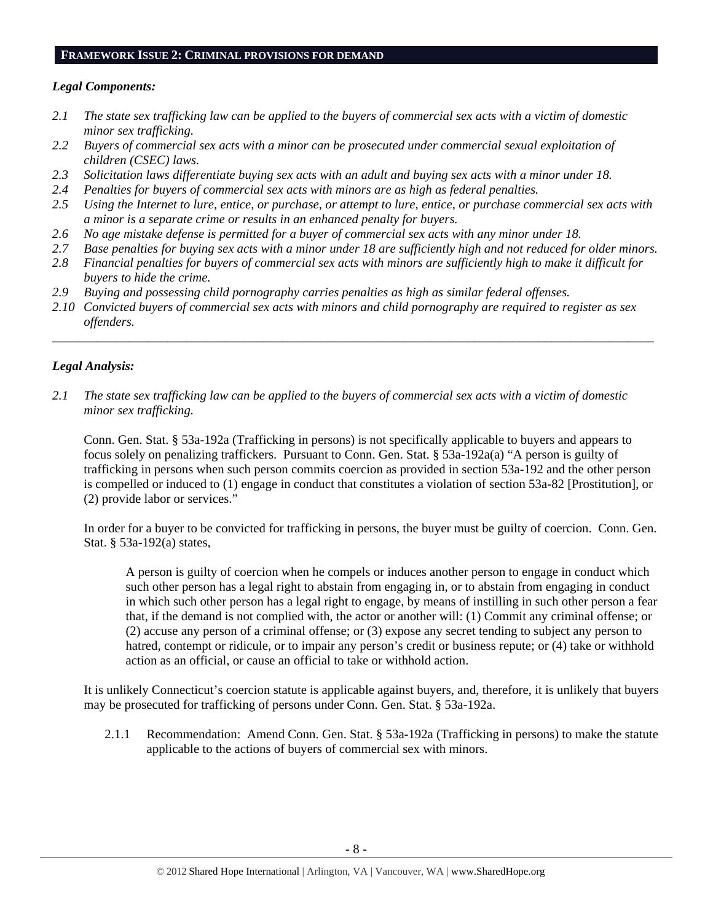## FRAMEWORK ISSUE 2: CRIMINAL PROVISIONS FOR DEMAND

### *Legal Components:*

*2.1 The state sex trafficking law can be applied to the buyers of commercial sex acts with a victim of domestic minor sex trafficking.*
*2.2 Buyers of commercial sex acts with a minor can be prosecuted under commercial sexual exploitation of children (CSEC) laws.*
*2.3 Solicitation laws differentiate buying sex acts with an adult and buying sex acts with a minor under 18.*
*2.4 Penalties for buyers of commercial sex acts with minors are as high as federal penalties.*
*2.5 Using the Internet to lure, entice, or purchase, or attempt to lure, entice, or purchase commercial sex acts with a minor is a separate crime or results in an enhanced penalty for buyers.*
*2.6 No age mistake defense is permitted for a buyer of commercial sex acts with any minor under 18.*
*2.7 Base penalties for buying sex acts with a minor under 18 are sufficiently high and not reduced for older minors.*
*2.8 Financial penalties for buyers of commercial sex acts with minors are sufficiently high to make it difficult for buyers to hide the crime.*
*2.9 Buying and possessing child pornography carries penalties as high as similar federal offenses.*
*2.10 Convicted buyers of commercial sex acts with minors and child pornography are required to register as sex offenders.*

---

### *Legal Analysis:*

*2.1 The state sex trafficking law can be applied to the buyers of commercial sex acts with a victim of domestic minor sex trafficking.*

Conn. Gen. Stat. § 53a-192a (Trafficking in persons) is not specifically applicable to buyers and appears to focus solely on penalizing traffickers. Pursuant to Conn. Gen. Stat. § 53a-192a(a) "A person is guilty of trafficking in persons when such person commits coercion as provided in section 53a-192 and the other person is compelled or induced to (1) engage in conduct that constitutes a violation of section 53a-82 [Prostitution], or (2) provide labor or services."

In order for a buyer to be convicted for trafficking in persons, the buyer must be guilty of coercion. Conn. Gen. Stat. § 53a-192(a) states,

> A person is guilty of coercion when he compels or induces another person to engage in conduct which such other person has a legal right to abstain from engaging in, or to abstain from engaging in conduct in which such other person has a legal right to engage, by means of instilling in such other person a fear that, if the demand is not complied with, the actor or another will: (1) Commit any criminal offense; or (2) accuse any person of a criminal offense; or (3) expose any secret tending to subject any person to hatred, contempt or ridicule, or to impair any person's credit or business repute; or (4) take or withhold action as an official, or cause an official to take or withhold action.

It is unlikely Connecticut's coercion statute is applicable against buyers, and, therefore, it is unlikely that buyers may be prosecuted for trafficking of persons under Conn. Gen. Stat. § 53a-192a.

2.1.1 Recommendation: Amend Conn. Gen. Stat. § 53a-192a (Trafficking in persons) to make the statute applicable to the actions of buyers of commercial sex with minors.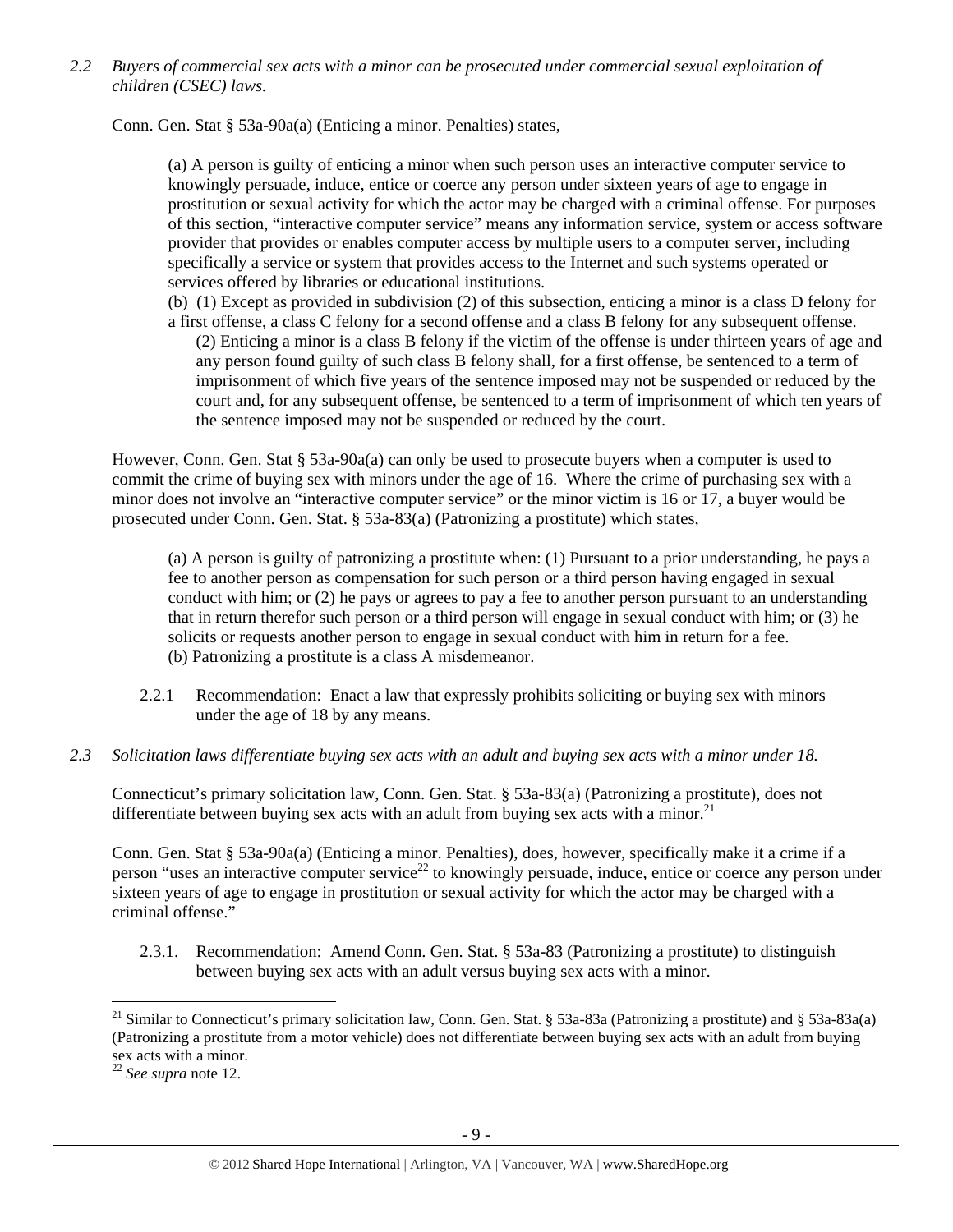*2.2 Buyers of commercial sex acts with a minor can be prosecuted under commercial sexual exploitation of children (CSEC) laws.*

Conn. Gen. Stat § 53a-90a(a) (Enticing a minor. Penalties) states,

> (a) A person is guilty of enticing a minor when such person uses an interactive computer service to knowingly persuade, induce, entice or coerce any person under sixteen years of age to engage in prostitution or sexual activity for which the actor may be charged with a criminal offense. For purposes of this section, "interactive computer service" means any information service, system or access software provider that provides or enables computer access by multiple users to a computer server, including specifically a service or system that provides access to the Internet and such systems operated or services offered by libraries or educational institutions.
>
> (b) (1) Except as provided in subdivision (2) of this subsection, enticing a minor is a class D felony for a first offense, a class C felony for a second offense and a class B felony for any subsequent offense.
>
> (2) Enticing a minor is a class B felony if the victim of the offense is under thirteen years of age and any person found guilty of such class B felony shall, for a first offense, be sentenced to a term of imprisonment of which five years of the sentence imposed may not be suspended or reduced by the court and, for any subsequent offense, be sentenced to a term of imprisonment of which ten years of the sentence imposed may not be suspended or reduced by the court.

However, Conn. Gen. Stat § 53a-90a(a) can only be used to prosecute buyers when a computer is used to commit the crime of buying sex with minors under the age of 16. Where the crime of purchasing sex with a minor does not involve an "interactive computer service" or the minor victim is 16 or 17, a buyer would be prosecuted under Conn. Gen. Stat. § 53a-83(a) (Patronizing a prostitute) which states,

> (a) A person is guilty of patronizing a prostitute when: (1) Pursuant to a prior understanding, he pays a fee to another person as compensation for such person or a third person having engaged in sexual conduct with him; or (2) he pays or agrees to pay a fee to another person pursuant to an understanding that in return therefor such person or a third person will engage in sexual conduct with him; or (3) he solicits or requests another person to engage in sexual conduct with him in return for a fee.
>
> (b) Patronizing a prostitute is a class A misdemeanor.

2.2.1 Recommendation: Enact a law that expressly prohibits soliciting or buying sex with minors under the age of 18 by any means.

*2.3 Solicitation laws differentiate buying sex acts with an adult and buying sex acts with a minor under 18.*

Connecticut's primary solicitation law, Conn. Gen. Stat. § 53a-83(a) (Patronizing a prostitute), does not differentiate between buying sex acts with an adult from buying sex acts with a minor.[21]

Conn. Gen. Stat § 53a-90a(a) (Enticing a minor. Penalties), does, however, specifically make it a crime if a person "uses an interactive computer service[22] to knowingly persuade, induce, entice or coerce any person under sixteen years of age to engage in prostitution or sexual activity for which the actor may be charged with a criminal offense."

2.3.1. Recommendation: Amend Conn. Gen. Stat. § 53a-83 (Patronizing a prostitute) to distinguish between buying sex acts with an adult versus buying sex acts with a minor.

---

[21] Similar to Connecticut's primary solicitation law, Conn. Gen. Stat. § 53a-83a (Patronizing a prostitute) and § 53a-83a(a) (Patronizing a prostitute from a motor vehicle) does not differentiate between buying sex acts with an adult from buying sex acts with a minor.

[22] *See supra* note 12.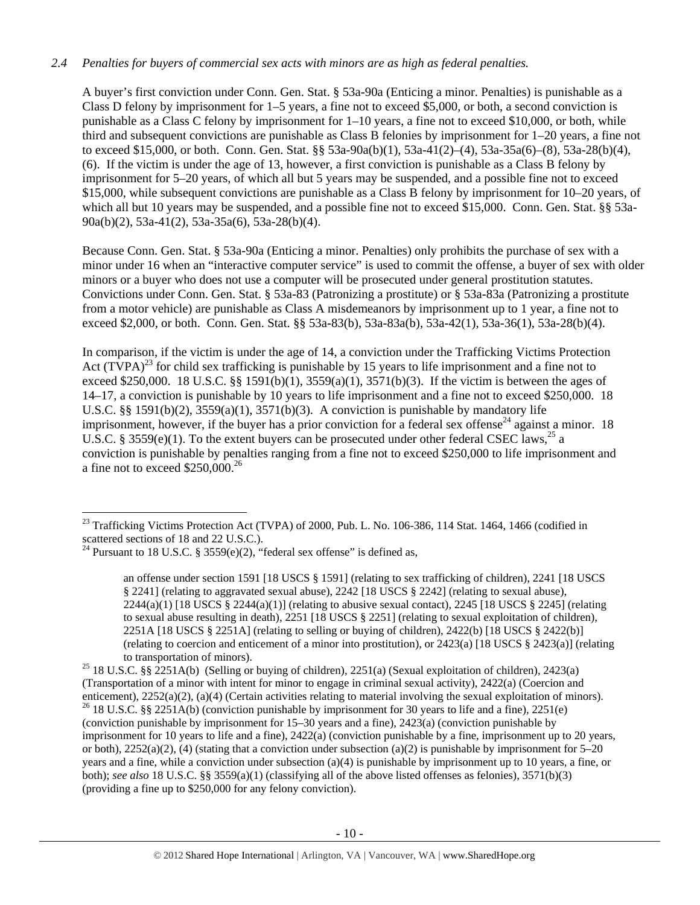*2.4 Penalties for buyers of commercial sex acts with minors are as high as federal penalties.*

A buyer's first conviction under Conn. Gen. Stat. § 53a-90a (Enticing a minor. Penalties) is punishable as a Class D felony by imprisonment for 1–5 years, a fine not to exceed $5,000, or both, a second conviction is punishable as a Class C felony by imprisonment for 1–10 years, a fine not to exceed $10,000, or both, while third and subsequent convictions are punishable as Class B felonies by imprisonment for 1–20 years, a fine not to exceed $15,000, or both. Conn. Gen. Stat. §§ 53a-90a(b)(1), 53a-41(2)–(4), 53a-35a(6)–(8), 53a-28(b)(4), (6). If the victim is under the age of 13, however, a first conviction is punishable as a Class B felony by imprisonment for 5–20 years, of which all but 5 years may be suspended, and a possible fine not to exceed $15,000, while subsequent convictions are punishable as a Class B felony by imprisonment for 10–20 years, of which all but 10 years may be suspended, and a possible fine not to exceed $15,000. Conn. Gen. Stat. §§ 53a-90a(b)(2), 53a-41(2), 53a-35a(6), 53a-28(b)(4).

Because Conn. Gen. Stat. § 53a-90a (Enticing a minor. Penalties) only prohibits the purchase of sex with a minor under 16 when an "interactive computer service" is used to commit the offense, a buyer of sex with older minors or a buyer who does not use a computer will be prosecuted under general prostitution statutes. Convictions under Conn. Gen. Stat. § 53a-83 (Patronizing a prostitute) or § 53a-83a (Patronizing a prostitute from a motor vehicle) are punishable as Class A misdemeanors by imprisonment up to 1 year, a fine not to exceed $2,000, or both. Conn. Gen. Stat. §§ 53a-83(b), 53a-83a(b), 53a-42(1), 53a-36(1), 53a-28(b)(4).

In comparison, if the victim is under the age of 14, a conviction under the Trafficking Victims Protection Act (TVPA)[23] for child sex trafficking is punishable by 15 years to life imprisonment and a fine not to exceed $250,000. 18 U.S.C. §§ 1591(b)(1), 3559(a)(1), 3571(b)(3). If the victim is between the ages of 14–17, a conviction is punishable by 10 years to life imprisonment and a fine not to exceed $250,000. 18 U.S.C. §§ 1591(b)(2), 3559(a)(1), 3571(b)(3). A conviction is punishable by mandatory life imprisonment, however, if the buyer has a prior conviction for a federal sex offense[24] against a minor. 18 U.S.C. § 3559(e)(1). To the extent buyers can be prosecuted under other federal CSEC laws,[25] a conviction is punishable by penalties ranging from a fine not to exceed $250,000 to life imprisonment and a fine not to exceed $250,000.[26]

---

[23] Trafficking Victims Protection Act (TVPA) of 2000, Pub. L. No. 106-386, 114 Stat. 1464, 1466 (codified in scattered sections of 18 and 22 U.S.C.).

[24] Pursuant to 18 U.S.C. § 3559(e)(2), "federal sex offense" is defined as,

> an offense under section 1591 [18 USCS § 1591] (relating to sex trafficking of children), 2241 [18 USCS § 2241] (relating to aggravated sexual abuse), 2242 [18 USCS § 2242] (relating to sexual abuse), 2244(a)(1) [18 USCS § 2244(a)(1)] (relating to abusive sexual contact), 2245 [18 USCS § 2245] (relating to sexual abuse resulting in death), 2251 [18 USCS § 2251] (relating to sexual exploitation of children), 2251A [18 USCS § 2251A] (relating to selling or buying of children), 2422(b) [18 USCS § 2422(b)] (relating to coercion and enticement of a minor into prostitution), or 2423(a) [18 USCS § 2423(a)] (relating to transportation of minors).

[25] 18 U.S.C. §§ 2251A(b) (Selling or buying of children), 2251(a) (Sexual exploitation of children), 2423(a) (Transportation of a minor with intent for minor to engage in criminal sexual activity), 2422(a) (Coercion and enticement), 2252(a)(2), (a)(4) (Certain activities relating to material involving the sexual exploitation of minors).

[26] 18 U.S.C. §§ 2251A(b) (conviction punishable by imprisonment for 30 years to life and a fine), 2251(e) (conviction punishable by imprisonment for 15–30 years and a fine), 2423(a) (conviction punishable by imprisonment for 10 years to life and a fine), 2422(a) (conviction punishable by a fine, imprisonment up to 20 years, or both), 2252(a)(2), (4) (stating that a conviction under subsection (a)(2) is punishable by imprisonment for 5–20 years and a fine, while a conviction under subsection (a)(4) is punishable by imprisonment up to 10 years, a fine, or both); *see also* 18 U.S.C. §§ 3559(a)(1) (classifying all of the above listed offenses as felonies), 3571(b)(3) (providing a fine up to $250,000 for any felony conviction).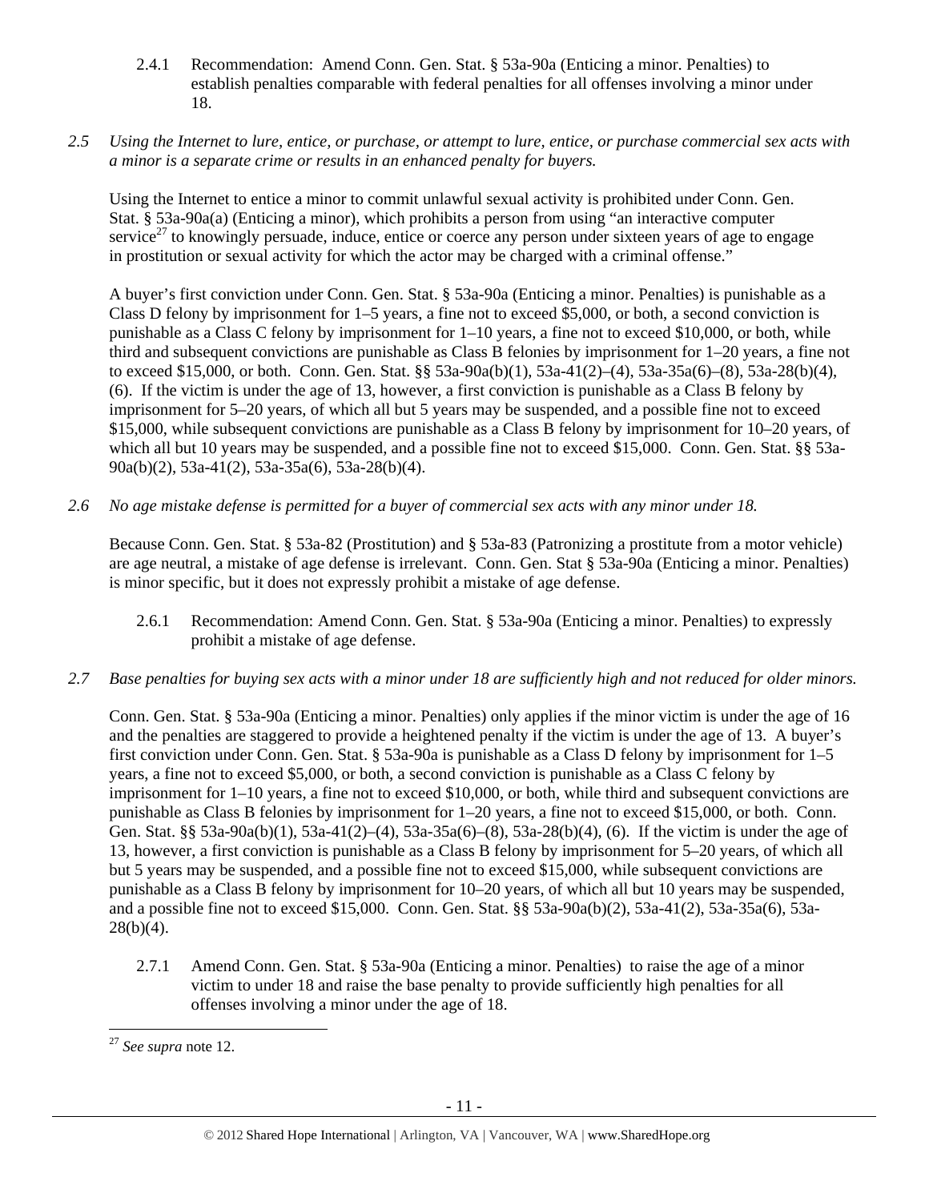2.4.1 Recommendation: Amend Conn. Gen. Stat. § 53a-90a (Enticing a minor. Penalties) to establish penalties comparable with federal penalties for all offenses involving a minor under 18.

*2.5 Using the Internet to lure, entice, or purchase, or attempt to lure, entice, or purchase commercial sex acts with a minor is a separate crime or results in an enhanced penalty for buyers.*

Using the Internet to entice a minor to commit unlawful sexual activity is prohibited under Conn. Gen. Stat. § 53a-90a(a) (Enticing a minor), which prohibits a person from using "an interactive computer service[27] to knowingly persuade, induce, entice or coerce any person under sixteen years of age to engage in prostitution or sexual activity for which the actor may be charged with a criminal offense."

A buyer's first conviction under Conn. Gen. Stat. § 53a-90a (Enticing a minor. Penalties) is punishable as a Class D felony by imprisonment for 1–5 years, a fine not to exceed $5,000, or both, a second conviction is punishable as a Class C felony by imprisonment for 1–10 years, a fine not to exceed $10,000, or both, while third and subsequent convictions are punishable as Class B felonies by imprisonment for 1–20 years, a fine not to exceed $15,000, or both. Conn. Gen. Stat. §§ 53a-90a(b)(1), 53a-41(2)–(4), 53a-35a(6)–(8), 53a-28(b)(4), (6). If the victim is under the age of 13, however, a first conviction is punishable as a Class B felony by imprisonment for 5–20 years, of which all but 5 years may be suspended, and a possible fine not to exceed $15,000, while subsequent convictions are punishable as a Class B felony by imprisonment for 10–20 years, of which all but 10 years may be suspended, and a possible fine not to exceed $15,000. Conn. Gen. Stat. §§ 53a-90a(b)(2), 53a-41(2), 53a-35a(6), 53a-28(b)(4).

*2.6 No age mistake defense is permitted for a buyer of commercial sex acts with any minor under 18.*

Because Conn. Gen. Stat. § 53a-82 (Prostitution) and § 53a-83 (Patronizing a prostitute from a motor vehicle) are age neutral, a mistake of age defense is irrelevant. Conn. Gen. Stat § 53a-90a (Enticing a minor. Penalties) is minor specific, but it does not expressly prohibit a mistake of age defense.

2.6.1 Recommendation: Amend Conn. Gen. Stat. § 53a-90a (Enticing a minor. Penalties) to expressly prohibit a mistake of age defense.

*2.7 Base penalties for buying sex acts with a minor under 18 are sufficiently high and not reduced for older minors.*

Conn. Gen. Stat. § 53a-90a (Enticing a minor. Penalties) only applies if the minor victim is under the age of 16 and the penalties are staggered to provide a heightened penalty if the victim is under the age of 13. A buyer's first conviction under Conn. Gen. Stat. § 53a-90a is punishable as a Class D felony by imprisonment for 1–5 years, a fine not to exceed $5,000, or both, a second conviction is punishable as a Class C felony by imprisonment for 1–10 years, a fine not to exceed $10,000, or both, while third and subsequent convictions are punishable as Class B felonies by imprisonment for 1–20 years, a fine not to exceed $15,000, or both. Conn. Gen. Stat. §§ 53a-90a(b)(1), 53a-41(2)–(4), 53a-35a(6)–(8), 53a-28(b)(4), (6). If the victim is under the age of 13, however, a first conviction is punishable as a Class B felony by imprisonment for 5–20 years, of which all but 5 years may be suspended, and a possible fine not to exceed $15,000, while subsequent convictions are punishable as a Class B felony by imprisonment for 10–20 years, of which all but 10 years may be suspended, and a possible fine not to exceed $15,000. Conn. Gen. Stat. §§ 53a-90a(b)(2), 53a-41(2), 53a-35a(6), 53a-28(b)(4).

2.7.1 Amend Conn. Gen. Stat. § 53a-90a (Enticing a minor. Penalties) to raise the age of a minor victim to under 18 and raise the base penalty to provide sufficiently high penalties for all offenses involving a minor under the age of 18.

[27] *See supra* note 12.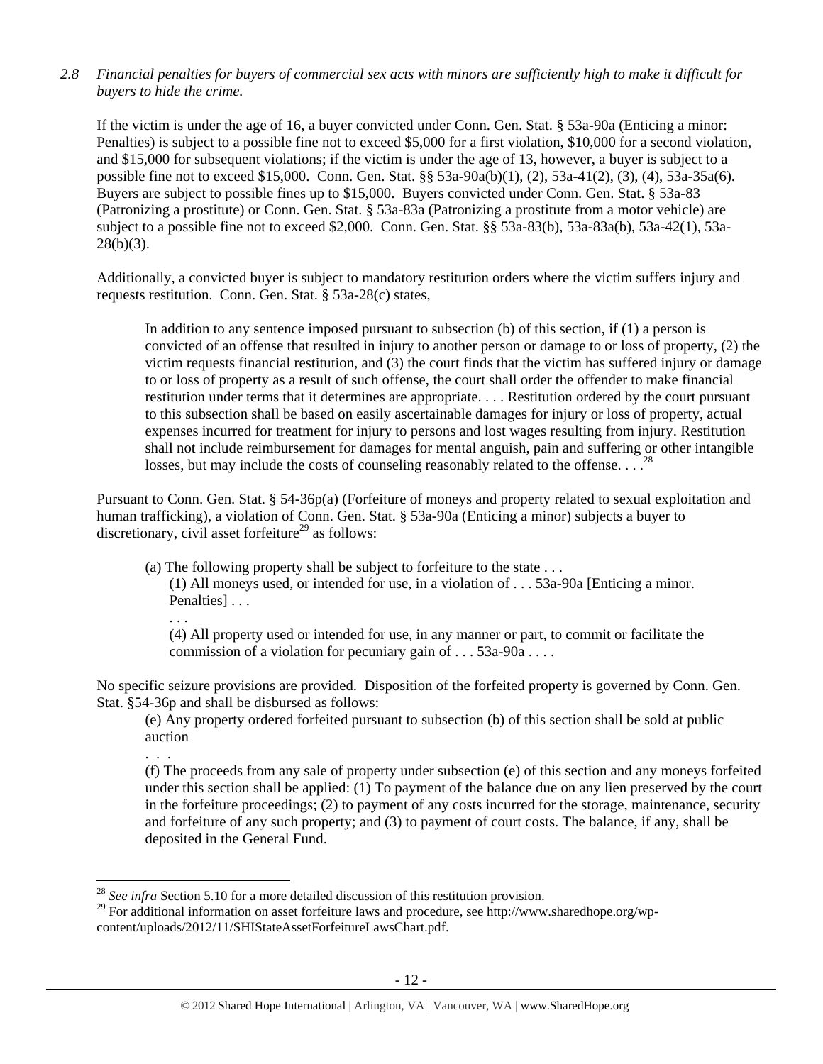*2.8 Financial penalties for buyers of commercial sex acts with minors are sufficiently high to make it difficult for buyers to hide the crime.*

If the victim is under the age of 16, a buyer convicted under Conn. Gen. Stat. § 53a-90a (Enticing a minor: Penalties) is subject to a possible fine not to exceed $5,000 for a first violation, $10,000 for a second violation, and $15,000 for subsequent violations; if the victim is under the age of 13, however, a buyer is subject to a possible fine not to exceed $15,000. Conn. Gen. Stat. §§ 53a-90a(b)(1), (2), 53a-41(2), (3), (4), 53a-35a(6). Buyers are subject to possible fines up to $15,000. Buyers convicted under Conn. Gen. Stat. § 53a-83 (Patronizing a prostitute) or Conn. Gen. Stat. § 53a-83a (Patronizing a prostitute from a motor vehicle) are subject to a possible fine not to exceed $2,000. Conn. Gen. Stat. §§ 53a-83(b), 53a-83a(b), 53a-42(1), 53a-28(b)(3).

Additionally, a convicted buyer is subject to mandatory restitution orders where the victim suffers injury and requests restitution. Conn. Gen. Stat. § 53a-28(c) states,

> In addition to any sentence imposed pursuant to subsection (b) of this section, if (1) a person is convicted of an offense that resulted in injury to another person or damage to or loss of property, (2) the victim requests financial restitution, and (3) the court finds that the victim has suffered injury or damage to or loss of property as a result of such offense, the court shall order the offender to make financial restitution under terms that it determines are appropriate. . . . Restitution ordered by the court pursuant to this subsection shall be based on easily ascertainable damages for injury or loss of property, actual expenses incurred for treatment for injury to persons and lost wages resulting from injury. Restitution shall not include reimbursement for damages for mental anguish, pain and suffering or other intangible losses, but may include the costs of counseling reasonably related to the offense. . . .[28]

Pursuant to Conn. Gen. Stat. § 54-36p(a) (Forfeiture of moneys and property related to sexual exploitation and human trafficking), a violation of Conn. Gen. Stat. § 53a-90a (Enticing a minor) subjects a buyer to discretionary, civil asset forfeiture[29] as follows:

> (a) The following property shall be subject to forfeiture to the state . . .
>
> (1) All moneys used, or intended for use, in a violation of . . . 53a-90a [Enticing a minor. Penalties] . . .
>
> . . .
>
> (4) All property used or intended for use, in any manner or part, to commit or facilitate the commission of a violation for pecuniary gain of . . . 53a-90a . . . .

No specific seizure provisions are provided. Disposition of the forfeited property is governed by Conn. Gen. Stat. §54-36p and shall be disbursed as follows:

> (e) Any property ordered forfeited pursuant to subsection (b) of this section shall be sold at public auction
>
> . . .
>
> (f) The proceeds from any sale of property under subsection (e) of this section and any moneys forfeited under this section shall be applied: (1) To payment of the balance due on any lien preserved by the court in the forfeiture proceedings; (2) to payment of any costs incurred for the storage, maintenance, security and forfeiture of any such property; and (3) to payment of court costs. The balance, if any, shall be deposited in the General Fund.

---

[28] *See infra* Section 5.10 for a more detailed discussion of this restitution provision.

[29] For additional information on asset forfeiture laws and procedure, see http://www.sharedhope.org/wp-content/uploads/2012/11/SHIStateAssetForfeitureLawsChart.pdf.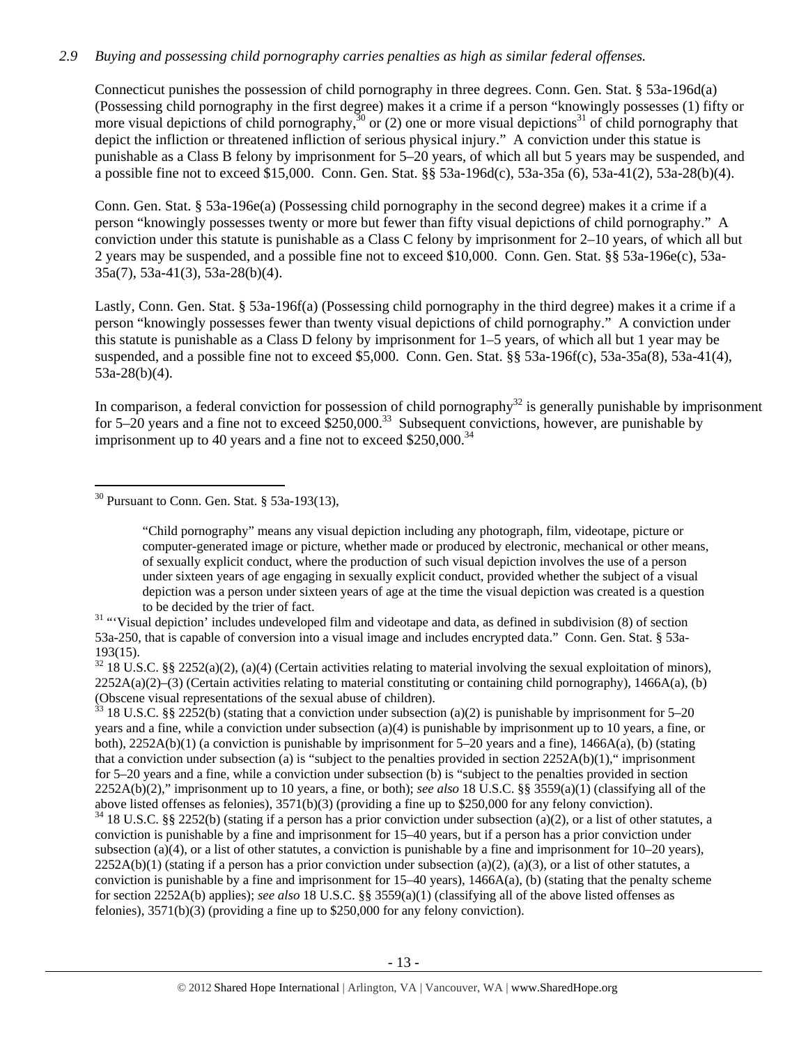*2.9 Buying and possessing child pornography carries penalties as high as similar federal offenses.*

Connecticut punishes the possession of child pornography in three degrees. Conn. Gen. Stat. § 53a-196d(a) (Possessing child pornography in the first degree) makes it a crime if a person "knowingly possesses (1) fifty or more visual depictions of child pornography,[30] or (2) one or more visual depictions[31] of child pornography that depict the infliction or threatened infliction of serious physical injury." A conviction under this statue is punishable as a Class B felony by imprisonment for 5–20 years, of which all but 5 years may be suspended, and a possible fine not to exceed $15,000. Conn. Gen. Stat. §§ 53a-196d(c), 53a-35a (6), 53a-41(2), 53a-28(b)(4).

Conn. Gen. Stat. § 53a-196e(a) (Possessing child pornography in the second degree) makes it a crime if a person "knowingly possesses twenty or more but fewer than fifty visual depictions of child pornography." A conviction under this statute is punishable as a Class C felony by imprisonment for 2–10 years, of which all but 2 years may be suspended, and a possible fine not to exceed $10,000. Conn. Gen. Stat. §§ 53a-196e(c), 53a-35a(7), 53a-41(3), 53a-28(b)(4).

Lastly, Conn. Gen. Stat. § 53a-196f(a) (Possessing child pornography in the third degree) makes it a crime if a person "knowingly possesses fewer than twenty visual depictions of child pornography." A conviction under this statute is punishable as a Class D felony by imprisonment for 1–5 years, of which all but 1 year may be suspended, and a possible fine not to exceed $5,000. Conn. Gen. Stat. §§ 53a-196f(c), 53a-35a(8), 53a-41(4), 53a-28(b)(4).

In comparison, a federal conviction for possession of child pornography[32] is generally punishable by imprisonment for 5–20 years and a fine not to exceed $250,000.[33] Subsequent convictions, however, are punishable by imprisonment up to 40 years and a fine not to exceed $250,000.[34]

---

[30] Pursuant to Conn. Gen. Stat. § 53a-193(13),

> "Child pornography" means any visual depiction including any photograph, film, videotape, picture or computer-generated image or picture, whether made or produced by electronic, mechanical or other means, of sexually explicit conduct, where the production of such visual depiction involves the use of a person under sixteen years of age engaging in sexually explicit conduct, provided whether the subject of a visual depiction was a person under sixteen years of age at the time the visual depiction was created is a question to be decided by the trier of fact.

[31] "'Visual depiction' includes undeveloped film and videotape and data, as defined in subdivision (8) of section 53a-250, that is capable of conversion into a visual image and includes encrypted data." Conn. Gen. Stat. § 53a-193(15).

[32] 18 U.S.C. §§ 2252(a)(2), (a)(4) (Certain activities relating to material involving the sexual exploitation of minors), 2252A(a)(2)–(3) (Certain activities relating to material constituting or containing child pornography), 1466A(a), (b) (Obscene visual representations of the sexual abuse of children).

[33] 18 U.S.C. §§ 2252(b) (stating that a conviction under subsection (a)(2) is punishable by imprisonment for 5–20 years and a fine, while a conviction under subsection (a)(4) is punishable by imprisonment up to 10 years, a fine, or both), 2252A(b)(1) (a conviction is punishable by imprisonment for 5–20 years and a fine), 1466A(a), (b) (stating that a conviction under subsection (a) is "subject to the penalties provided in section 2252A(b)(1)," imprisonment for 5–20 years and a fine, while a conviction under subsection (b) is "subject to the penalties provided in section 2252A(b)(2)," imprisonment up to 10 years, a fine, or both); *see also* 18 U.S.C. §§ 3559(a)(1) (classifying all of the above listed offenses as felonies), 3571(b)(3) (providing a fine up to $250,000 for any felony conviction).

[34] 18 U.S.C. §§ 2252(b) (stating if a person has a prior conviction under subsection (a)(2), or a list of other statutes, a conviction is punishable by a fine and imprisonment for 15–40 years, but if a person has a prior conviction under subsection (a)(4), or a list of other statutes, a conviction is punishable by a fine and imprisonment for 10–20 years), 2252A(b)(1) (stating if a person has a prior conviction under subsection (a)(2), (a)(3), or a list of other statutes, a conviction is punishable by a fine and imprisonment for 15–40 years), 1466A(a), (b) (stating that the penalty scheme for section 2252A(b) applies); *see also* 18 U.S.C. §§ 3559(a)(1) (classifying all of the above listed offenses as felonies), 3571(b)(3) (providing a fine up to $250,000 for any felony conviction).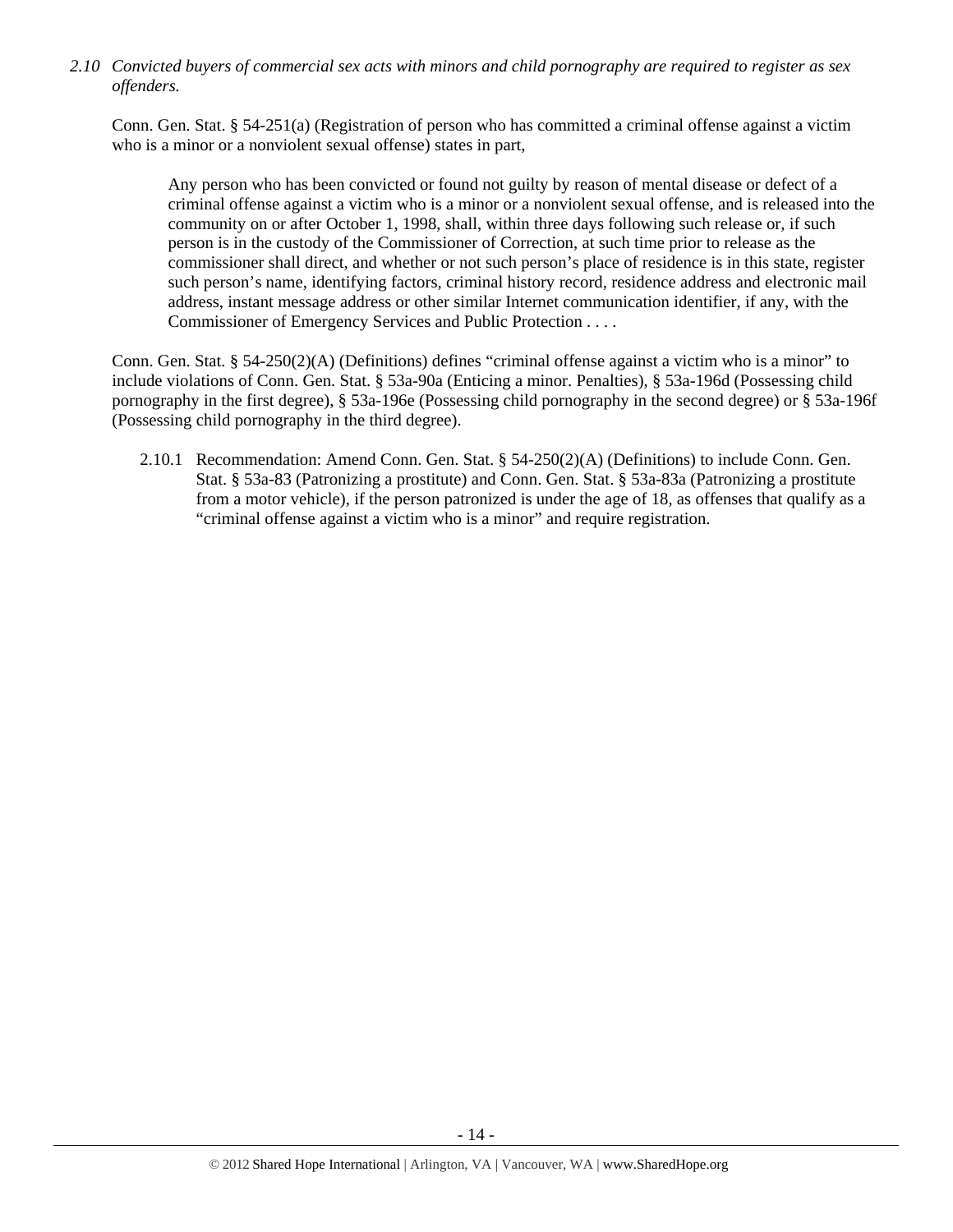*2.10 Convicted buyers of commercial sex acts with minors and child pornography are required to register as sex offenders.*

Conn. Gen. Stat. § 54-251(a) (Registration of person who has committed a criminal offense against a victim who is a minor or a nonviolent sexual offense) states in part,

> Any person who has been convicted or found not guilty by reason of mental disease or defect of a criminal offense against a victim who is a minor or a nonviolent sexual offense, and is released into the community on or after October 1, 1998, shall, within three days following such release or, if such person is in the custody of the Commissioner of Correction, at such time prior to release as the commissioner shall direct, and whether or not such person's place of residence is in this state, register such person's name, identifying factors, criminal history record, residence address and electronic mail address, instant message address or other similar Internet communication identifier, if any, with the Commissioner of Emergency Services and Public Protection . . . .

Conn. Gen. Stat. § 54-250(2)(A) (Definitions) defines "criminal offense against a victim who is a minor" to include violations of Conn. Gen. Stat. § 53a-90a (Enticing a minor. Penalties), § 53a-196d (Possessing child pornography in the first degree), § 53a-196e (Possessing child pornography in the second degree) or § 53a-196f (Possessing child pornography in the third degree).

2.10.1 Recommendation: Amend Conn. Gen. Stat. § 54-250(2)(A) (Definitions) to include Conn. Gen. Stat. § 53a-83 (Patronizing a prostitute) and Conn. Gen. Stat. § 53a-83a (Patronizing a prostitute from a motor vehicle), if the person patronized is under the age of 18, as offenses that qualify as a "criminal offense against a victim who is a minor" and require registration.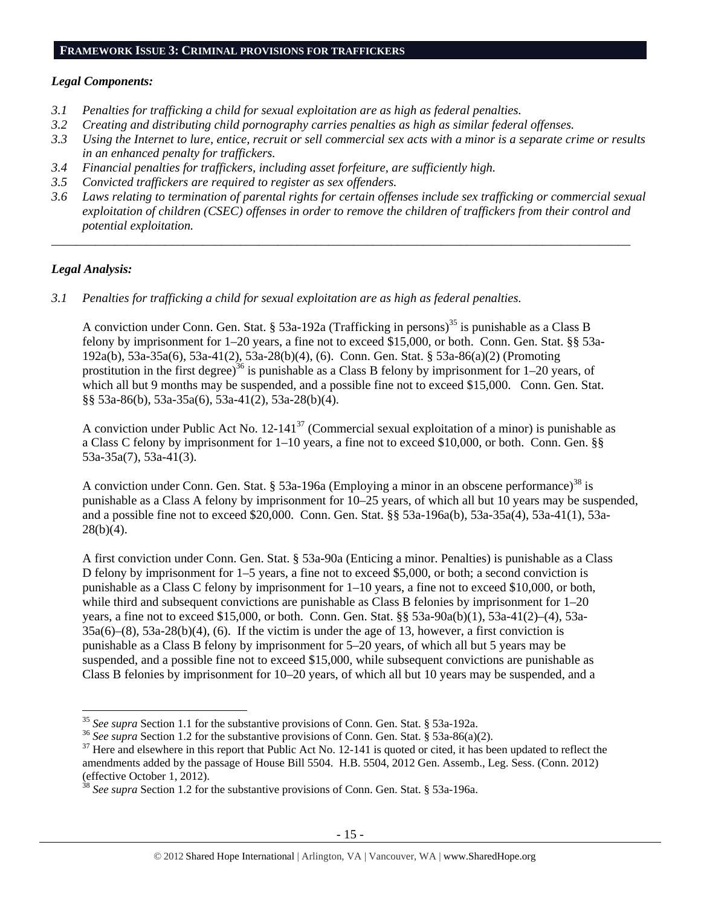## FRAMEWORK ISSUE 3: CRIMINAL PROVISIONS FOR TRAFFICKERS

### *Legal Components:*

*3.1 Penalties for trafficking a child for sexual exploitation are as high as federal penalties.*
*3.2 Creating and distributing child pornography carries penalties as high as similar federal offenses.*
*3.3 Using the Internet to lure, entice, recruit or sell commercial sex acts with a minor is a separate crime or results in an enhanced penalty for traffickers.*
*3.4 Financial penalties for traffickers, including asset forfeiture, are sufficiently high.*
*3.5 Convicted traffickers are required to register as sex offenders.*
*3.6 Laws relating to termination of parental rights for certain offenses include sex trafficking or commercial sexual exploitation of children (CSEC) offenses in order to remove the children of traffickers from their control and potential exploitation.*

---

### *Legal Analysis:*

*3.1 Penalties for trafficking a child for sexual exploitation are as high as federal penalties.*

A conviction under Conn. Gen. Stat. § 53a-192a (Trafficking in persons)[35] is punishable as a Class B felony by imprisonment for 1–20 years, a fine not to exceed $15,000, or both. Conn. Gen. Stat. §§ 53a-192a(b), 53a-35a(6), 53a-41(2), 53a-28(b)(4), (6). Conn. Gen. Stat. § 53a-86(a)(2) (Promoting prostitution in the first degree)[36] is punishable as a Class B felony by imprisonment for 1–20 years, of which all but 9 months may be suspended, and a possible fine not to exceed $15,000. Conn. Gen. Stat. §§ 53a-86(b), 53a-35a(6), 53a-41(2), 53a-28(b)(4).

A conviction under Public Act No. 12-141[37] (Commercial sexual exploitation of a minor) is punishable as a Class C felony by imprisonment for 1–10 years, a fine not to exceed $10,000, or both. Conn. Gen. §§ 53a-35a(7), 53a-41(3).

A conviction under Conn. Gen. Stat. § 53a-196a (Employing a minor in an obscene performance)[38] is punishable as a Class A felony by imprisonment for 10–25 years, of which all but 10 years may be suspended, and a possible fine not to exceed $20,000. Conn. Gen. Stat. §§ 53a-196a(b), 53a-35a(4), 53a-41(1), 53a-28(b)(4).

A first conviction under Conn. Gen. Stat. § 53a-90a (Enticing a minor. Penalties) is punishable as a Class D felony by imprisonment for 1–5 years, a fine not to exceed $5,000, or both; a second conviction is punishable as a Class C felony by imprisonment for 1–10 years, a fine not to exceed $10,000, or both, while third and subsequent convictions are punishable as Class B felonies by imprisonment for 1–20 years, a fine not to exceed $15,000, or both. Conn. Gen. Stat. §§ 53a-90a(b)(1), 53a-41(2)–(4), 53a-35a(6)–(8), 53a-28(b)(4), (6). If the victim is under the age of 13, however, a first conviction is punishable as a Class B felony by imprisonment for 5–20 years, of which all but 5 years may be suspended, and a possible fine not to exceed $15,000, while subsequent convictions are punishable as Class B felonies by imprisonment for 10–20 years, of which all but 10 years may be suspended, and a

---

[35] *See supra* Section 1.1 for the substantive provisions of Conn. Gen. Stat. § 53a-192a.
[36] *See supra* Section 1.2 for the substantive provisions of Conn. Gen. Stat. § 53a-86(a)(2).
[37] Here and elsewhere in this report that Public Act No. 12-141 is quoted or cited, it has been updated to reflect the amendments added by the passage of House Bill 5504. H.B. 5504, 2012 Gen. Assemb., Leg. Sess. (Conn. 2012) (effective October 1, 2012).
[38] *See supra* Section 1.2 for the substantive provisions of Conn. Gen. Stat. § 53a-196a.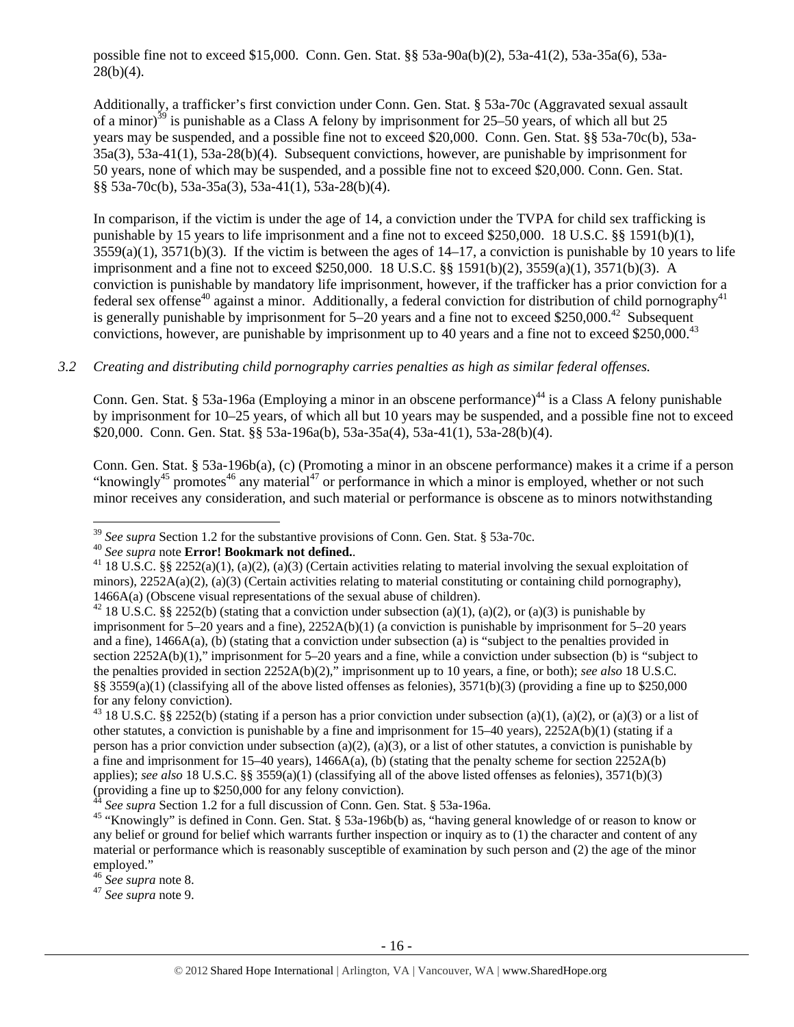possible fine not to exceed $15,000. Conn. Gen. Stat. §§ 53a-90a(b)(2), 53a-41(2), 53a-35a(6), 53a-28(b)(4).

Additionally, a trafficker's first conviction under Conn. Gen. Stat. § 53a-70c (Aggravated sexual assault of a minor)[39] is punishable as a Class A felony by imprisonment for 25–50 years, of which all but 25 years may be suspended, and a possible fine not to exceed $20,000. Conn. Gen. Stat. §§ 53a-70c(b), 53a-35a(3), 53a-41(1), 53a-28(b)(4). Subsequent convictions, however, are punishable by imprisonment for 50 years, none of which may be suspended, and a possible fine not to exceed $20,000. Conn. Gen. Stat. §§ 53a-70c(b), 53a-35a(3), 53a-41(1), 53a-28(b)(4).

In comparison, if the victim is under the age of 14, a conviction under the TVPA for child sex trafficking is punishable by 15 years to life imprisonment and a fine not to exceed $250,000. 18 U.S.C. §§ 1591(b)(1), 3559(a)(1), 3571(b)(3). If the victim is between the ages of 14–17, a conviction is punishable by 10 years to life imprisonment and a fine not to exceed $250,000. 18 U.S.C. §§ 1591(b)(2), 3559(a)(1), 3571(b)(3). A conviction is punishable by mandatory life imprisonment, however, if the trafficker has a prior conviction for a federal sex offense[40] against a minor. Additionally, a federal conviction for distribution of child pornography[41] is generally punishable by imprisonment for 5–20 years and a fine not to exceed $250,000.[42] Subsequent convictions, however, are punishable by imprisonment up to 40 years and a fine not to exceed $250,000.[43]

*3.2 Creating and distributing child pornography carries penalties as high as similar federal offenses.*

Conn. Gen. Stat. § 53a-196a (Employing a minor in an obscene performance)[44] is a Class A felony punishable by imprisonment for 10–25 years, of which all but 10 years may be suspended, and a possible fine not to exceed $20,000. Conn. Gen. Stat. §§ 53a-196a(b), 53a-35a(4), 53a-41(1), 53a-28(b)(4).

Conn. Gen. Stat. § 53a-196b(a), (c) (Promoting a minor in an obscene performance) makes it a crime if a person "knowingly[45] promotes[46] any material[47] or performance in which a minor is employed, whether or not such minor receives any consideration, and such material or performance is obscene as to minors notwithstanding

---

[39] *See supra* Section 1.2 for the substantive provisions of Conn. Gen. Stat. § 53a-70c.

[40] *See supra* note **Error! Bookmark not defined.**.

[41] 18 U.S.C. §§ 2252(a)(1), (a)(2), (a)(3) (Certain activities relating to material involving the sexual exploitation of minors), 2252A(a)(2), (a)(3) (Certain activities relating to material constituting or containing child pornography), 1466A(a) (Obscene visual representations of the sexual abuse of children).

[42] 18 U.S.C. §§ 2252(b) (stating that a conviction under subsection (a)(1), (a)(2), or (a)(3) is punishable by imprisonment for 5–20 years and a fine), 2252A(b)(1) (a conviction is punishable by imprisonment for 5–20 years and a fine), 1466A(a), (b) (stating that a conviction under subsection (a) is "subject to the penalties provided in section 2252A(b)(1)," imprisonment for 5–20 years and a fine, while a conviction under subsection (b) is "subject to the penalties provided in section 2252A(b)(2)," imprisonment up to 10 years, a fine, or both); *see also* 18 U.S.C. §§ 3559(a)(1) (classifying all of the above listed offenses as felonies), 3571(b)(3) (providing a fine up to $250,000 for any felony conviction).

[43] 18 U.S.C. §§ 2252(b) (stating if a person has a prior conviction under subsection (a)(1), (a)(2), or (a)(3) or a list of other statutes, a conviction is punishable by a fine and imprisonment for 15–40 years), 2252A(b)(1) (stating if a person has a prior conviction under subsection (a)(2), (a)(3), or a list of other statutes, a conviction is punishable by a fine and imprisonment for 15–40 years), 1466A(a), (b) (stating that the penalty scheme for section 2252A(b) applies); *see also* 18 U.S.C. §§ 3559(a)(1) (classifying all of the above listed offenses as felonies), 3571(b)(3) (providing a fine up to $250,000 for any felony conviction).

[44] *See supra* Section 1.2 for a full discussion of Conn. Gen. Stat. § 53a-196a.

[45] "Knowingly" is defined in Conn. Gen. Stat. § 53a-196b(b) as, "having general knowledge of or reason to know or any belief or ground for belief which warrants further inspection or inquiry as to (1) the character and content of any material or performance which is reasonably susceptible of examination by such person and (2) the age of the minor employed."

[46] *See supra* note 8.

[47] *See supra* note 9.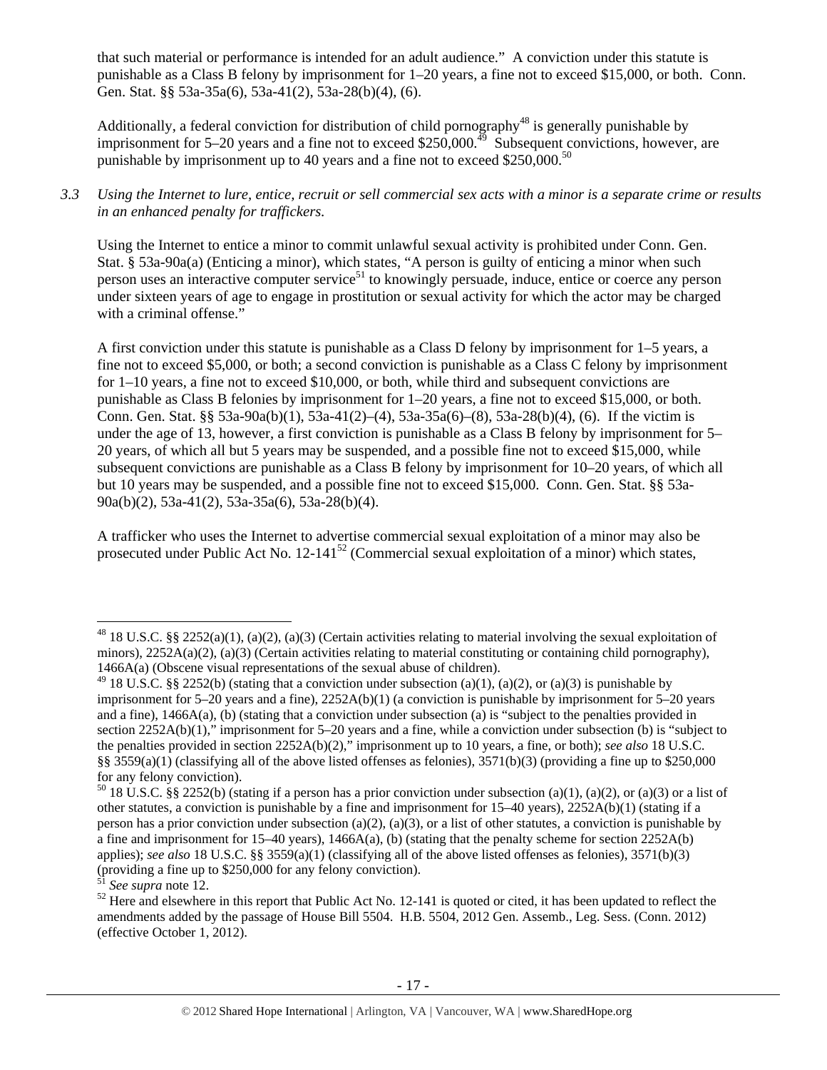that such material or performance is intended for an adult audience." A conviction under this statute is punishable as a Class B felony by imprisonment for 1–20 years, a fine not to exceed $15,000, or both. Conn. Gen. Stat. §§ 53a-35a(6), 53a-41(2), 53a-28(b)(4), (6).

Additionally, a federal conviction for distribution of child pornography[48] is generally punishable by imprisonment for 5–20 years and a fine not to exceed $250,000.[49] Subsequent convictions, however, are punishable by imprisonment up to 40 years and a fine not to exceed $250,000.[50]

*3.3 Using the Internet to lure, entice, recruit or sell commercial sex acts with a minor is a separate crime or results in an enhanced penalty for traffickers.*

Using the Internet to entice a minor to commit unlawful sexual activity is prohibited under Conn. Gen. Stat. § 53a-90a(a) (Enticing a minor), which states, "A person is guilty of enticing a minor when such person uses an interactive computer service[51] to knowingly persuade, induce, entice or coerce any person under sixteen years of age to engage in prostitution or sexual activity for which the actor may be charged with a criminal offense."

A first conviction under this statute is punishable as a Class D felony by imprisonment for 1–5 years, a fine not to exceed $5,000, or both; a second conviction is punishable as a Class C felony by imprisonment for 1–10 years, a fine not to exceed $10,000, or both, while third and subsequent convictions are punishable as Class B felonies by imprisonment for 1–20 years, a fine not to exceed $15,000, or both. Conn. Gen. Stat. §§ 53a-90a(b)(1), 53a-41(2)–(4), 53a-35a(6)–(8), 53a-28(b)(4), (6). If the victim is under the age of 13, however, a first conviction is punishable as a Class B felony by imprisonment for 5–20 years, of which all but 5 years may be suspended, and a possible fine not to exceed $15,000, while subsequent convictions are punishable as a Class B felony by imprisonment for 10–20 years, of which all but 10 years may be suspended, and a possible fine not to exceed $15,000. Conn. Gen. Stat. §§ 53a-90a(b)(2), 53a-41(2), 53a-35a(6), 53a-28(b)(4).

A trafficker who uses the Internet to advertise commercial sexual exploitation of a minor may also be prosecuted under Public Act No. 12-141[52] (Commercial sexual exploitation of a minor) which states,

---

[48] 18 U.S.C. §§ 2252(a)(1), (a)(2), (a)(3) (Certain activities relating to material involving the sexual exploitation of minors), 2252A(a)(2), (a)(3) (Certain activities relating to material constituting or containing child pornography), 1466A(a) (Obscene visual representations of the sexual abuse of children).

[49] 18 U.S.C. §§ 2252(b) (stating that a conviction under subsection (a)(1), (a)(2), or (a)(3) is punishable by imprisonment for 5–20 years and a fine), 2252A(b)(1) (a conviction is punishable by imprisonment for 5–20 years and a fine), 1466A(a), (b) (stating that a conviction under subsection (a) is "subject to the penalties provided in section 2252A(b)(1)," imprisonment for 5–20 years and a fine, while a conviction under subsection (b) is "subject to the penalties provided in section 2252A(b)(2)," imprisonment up to 10 years, a fine, or both); *see also* 18 U.S.C. §§ 3559(a)(1) (classifying all of the above listed offenses as felonies), 3571(b)(3) (providing a fine up to $250,000 for any felony conviction).

[50] 18 U.S.C. §§ 2252(b) (stating if a person has a prior conviction under subsection (a)(1), (a)(2), or (a)(3) or a list of other statutes, a conviction is punishable by a fine and imprisonment for 15–40 years), 2252A(b)(1) (stating if a person has a prior conviction under subsection (a)(2), (a)(3), or a list of other statutes, a conviction is punishable by a fine and imprisonment for 15–40 years), 1466A(a), (b) (stating that the penalty scheme for section 2252A(b) applies); *see also* 18 U.S.C. §§ 3559(a)(1) (classifying all of the above listed offenses as felonies), 3571(b)(3) (providing a fine up to $250,000 for any felony conviction).

[51] *See supra* note 12.

[52] Here and elsewhere in this report that Public Act No. 12-141 is quoted or cited, it has been updated to reflect the amendments added by the passage of House Bill 5504. H.B. 5504, 2012 Gen. Assemb., Leg. Sess. (Conn. 2012) (effective October 1, 2012).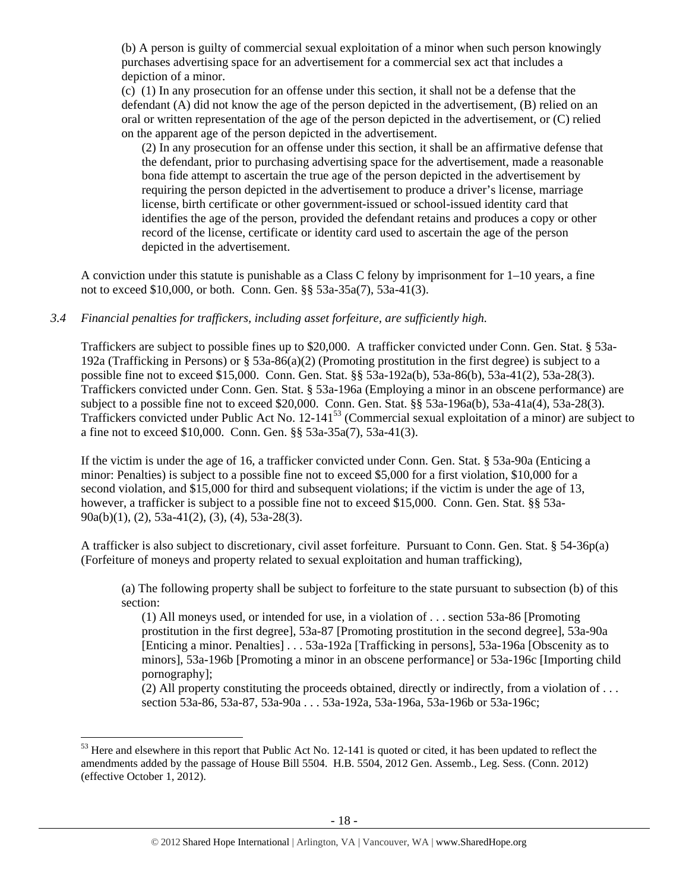(b) A person is guilty of commercial sexual exploitation of a minor when such person knowingly purchases advertising space for an advertisement for a commercial sex act that includes a depiction of a minor.

(c) (1) In any prosecution for an offense under this section, it shall not be a defense that the defendant (A) did not know the age of the person depicted in the advertisement, (B) relied on an oral or written representation of the age of the person depicted in the advertisement, or (C) relied on the apparent age of the person depicted in the advertisement.

> (2) In any prosecution for an offense under this section, it shall be an affirmative defense that the defendant, prior to purchasing advertising space for the advertisement, made a reasonable bona fide attempt to ascertain the true age of the person depicted in the advertisement by requiring the person depicted in the advertisement to produce a driver's license, marriage license, birth certificate or other government-issued or school-issued identity card that identifies the age of the person, provided the defendant retains and produces a copy or other record of the license, certificate or identity card used to ascertain the age of the person depicted in the advertisement.

A conviction under this statute is punishable as a Class C felony by imprisonment for 1–10 years, a fine not to exceed $10,000, or both. Conn. Gen. §§ 53a-35a(7), 53a-41(3).

### *3.4 Financial penalties for traffickers, including asset forfeiture, are sufficiently high.*

Traffickers are subject to possible fines up to $20,000. A trafficker convicted under Conn. Gen. Stat. § 53a-192a (Trafficking in Persons) or § 53a-86(a)(2) (Promoting prostitution in the first degree) is subject to a possible fine not to exceed $15,000. Conn. Gen. Stat. §§ 53a-192a(b), 53a-86(b), 53a-41(2), 53a-28(3). Traffickers convicted under Conn. Gen. Stat. § 53a-196a (Employing a minor in an obscene performance) are subject to a possible fine not to exceed $20,000. Conn. Gen. Stat. §§ 53a-196a(b), 53a-41a(4), 53a-28(3). Traffickers convicted under Public Act No. 12-141[53] (Commercial sexual exploitation of a minor) are subject to a fine not to exceed $10,000. Conn. Gen. §§ 53a-35a(7), 53a-41(3).

If the victim is under the age of 16, a trafficker convicted under Conn. Gen. Stat. § 53a-90a (Enticing a minor: Penalties) is subject to a possible fine not to exceed $5,000 for a first violation, $10,000 for a second violation, and $15,000 for third and subsequent violations; if the victim is under the age of 13, however, a trafficker is subject to a possible fine not to exceed $15,000. Conn. Gen. Stat. §§ 53a-90a(b)(1), (2), 53a-41(2), (3), (4), 53a-28(3).

A trafficker is also subject to discretionary, civil asset forfeiture. Pursuant to Conn. Gen. Stat. § 54-36p(a) (Forfeiture of moneys and property related to sexual exploitation and human trafficking),

> (a) The following property shall be subject to forfeiture to the state pursuant to subsection (b) of this section:
>
> (1) All moneys used, or intended for use, in a violation of . . . section 53a-86 [Promoting prostitution in the first degree], 53a-87 [Promoting prostitution in the second degree], 53a-90a [Enticing a minor. Penalties] . . . 53a-192a [Trafficking in persons], 53a-196a [Obscenity as to minors], 53a-196b [Promoting a minor in an obscene performance] or 53a-196c [Importing child pornography];
>
> (2) All property constituting the proceeds obtained, directly or indirectly, from a violation of . . . section 53a-86, 53a-87, 53a-90a . . . 53a-192a, 53a-196a, 53a-196b or 53a-196c;

---

[53] Here and elsewhere in this report that Public Act No. 12-141 is quoted or cited, it has been updated to reflect the amendments added by the passage of House Bill 5504. H.B. 5504, 2012 Gen. Assemb., Leg. Sess. (Conn. 2012) (effective October 1, 2012).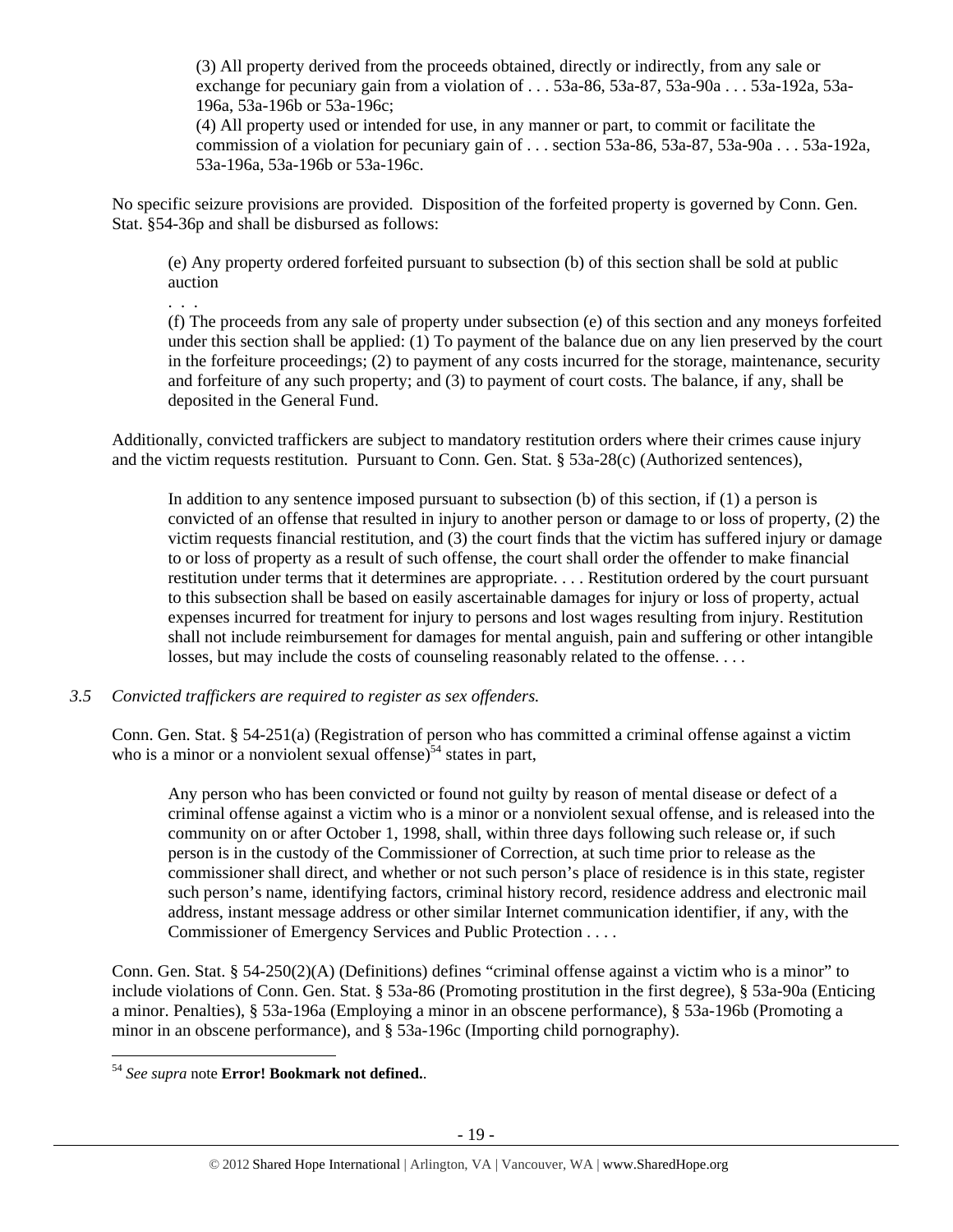> (3) All property derived from the proceeds obtained, directly or indirectly, from any sale or exchange for pecuniary gain from a violation of . . . 53a-86, 53a-87, 53a-90a . . . 53a-192a, 53a-196a, 53a-196b or 53a-196c;
> (4) All property used or intended for use, in any manner or part, to commit or facilitate the commission of a violation for pecuniary gain of . . . section 53a-86, 53a-87, 53a-90a . . . 53a-192a, 53a-196a, 53a-196b or 53a-196c.

No specific seizure provisions are provided. Disposition of the forfeited property is governed by Conn. Gen. Stat. §54-36p and shall be disbursed as follows:

> (e) Any property ordered forfeited pursuant to subsection (b) of this section shall be sold at public auction
> . . .
> (f) The proceeds from any sale of property under subsection (e) of this section and any moneys forfeited under this section shall be applied: (1) To payment of the balance due on any lien preserved by the court in the forfeiture proceedings; (2) to payment of any costs incurred for the storage, maintenance, security and forfeiture of any such property; and (3) to payment of court costs. The balance, if any, shall be deposited in the General Fund.

Additionally, convicted traffickers are subject to mandatory restitution orders where their crimes cause injury and the victim requests restitution. Pursuant to Conn. Gen. Stat. § 53a-28(c) (Authorized sentences),

> In addition to any sentence imposed pursuant to subsection (b) of this section, if (1) a person is convicted of an offense that resulted in injury to another person or damage to or loss of property, (2) the victim requests financial restitution, and (3) the court finds that the victim has suffered injury or damage to or loss of property as a result of such offense, the court shall order the offender to make financial restitution under terms that it determines are appropriate. . . . Restitution ordered by the court pursuant to this subsection shall be based on easily ascertainable damages for injury or loss of property, actual expenses incurred for treatment for injury to persons and lost wages resulting from injury. Restitution shall not include reimbursement for damages for mental anguish, pain and suffering or other intangible losses, but may include the costs of counseling reasonably related to the offense. . . .

*3.5 Convicted traffickers are required to register as sex offenders.*

Conn. Gen. Stat. § 54-251(a) (Registration of person who has committed a criminal offense against a victim who is a minor or a nonviolent sexual offense)[54] states in part,

> Any person who has been convicted or found not guilty by reason of mental disease or defect of a criminal offense against a victim who is a minor or a nonviolent sexual offense, and is released into the community on or after October 1, 1998, shall, within three days following such release or, if such person is in the custody of the Commissioner of Correction, at such time prior to release as the commissioner shall direct, and whether or not such person's place of residence is in this state, register such person's name, identifying factors, criminal history record, residence address and electronic mail address, instant message address or other similar Internet communication identifier, if any, with the Commissioner of Emergency Services and Public Protection . . . .

Conn. Gen. Stat. § 54-250(2)(A) (Definitions) defines "criminal offense against a victim who is a minor" to include violations of Conn. Gen. Stat. § 53a-86 (Promoting prostitution in the first degree), § 53a-90a (Enticing a minor. Penalties), § 53a-196a (Employing a minor in an obscene performance), § 53a-196b (Promoting a minor in an obscene performance), and § 53a-196c (Importing child pornography).

---

[54] *See supra* note **Error! Bookmark not defined.**.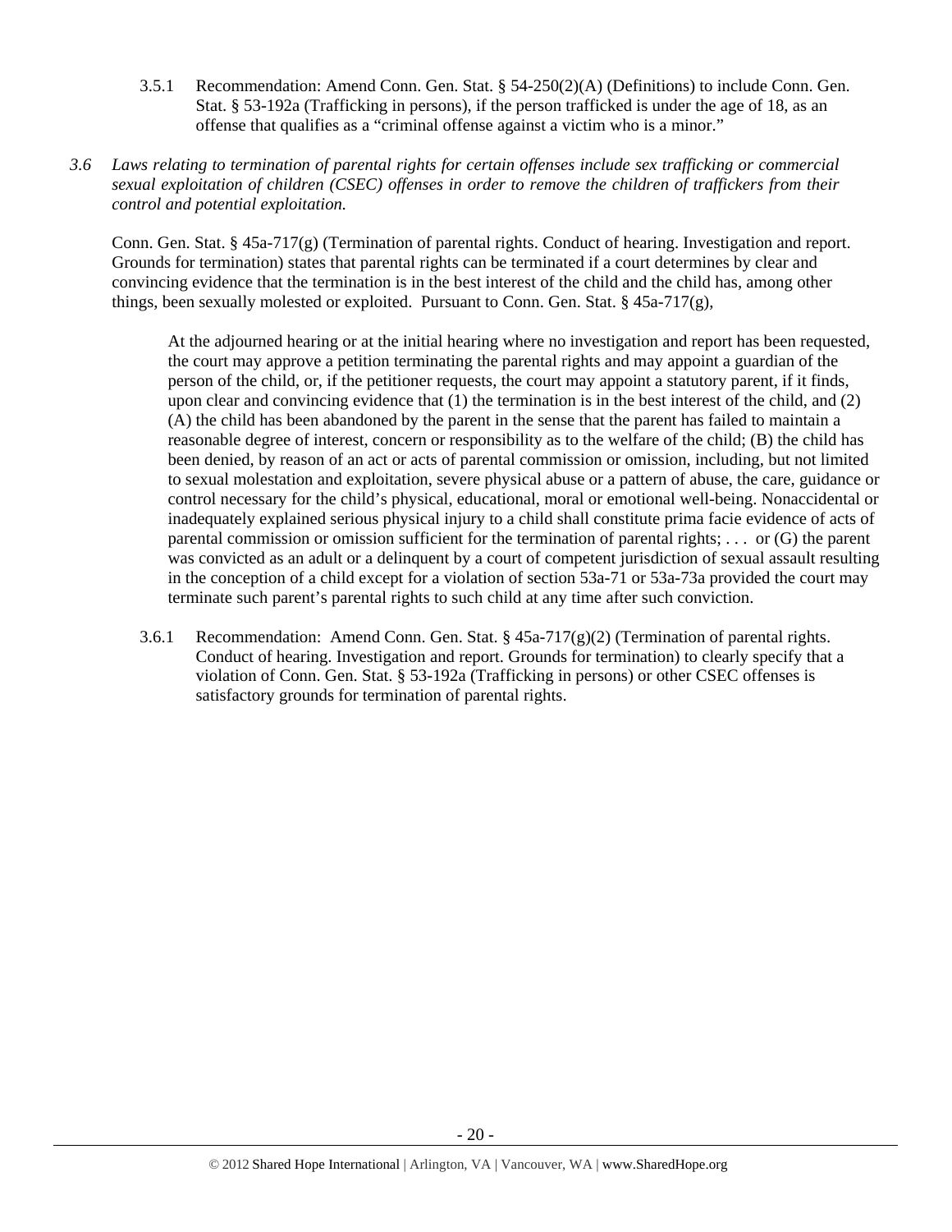3.5.1 Recommendation: Amend Conn. Gen. Stat. § 54-250(2)(A) (Definitions) to include Conn. Gen. Stat. § 53-192a (Trafficking in persons), if the person trafficked is under the age of 18, as an offense that qualifies as a "criminal offense against a victim who is a minor."

*3.6 Laws relating to termination of parental rights for certain offenses include sex trafficking or commercial sexual exploitation of children (CSEC) offenses in order to remove the children of traffickers from their control and potential exploitation.*

Conn. Gen. Stat. § 45a-717(g) (Termination of parental rights. Conduct of hearing. Investigation and report. Grounds for termination) states that parental rights can be terminated if a court determines by clear and convincing evidence that the termination is in the best interest of the child and the child has, among other things, been sexually molested or exploited. Pursuant to Conn. Gen. Stat. § 45a-717(g),

> At the adjourned hearing or at the initial hearing where no investigation and report has been requested, the court may approve a petition terminating the parental rights and may appoint a guardian of the person of the child, or, if the petitioner requests, the court may appoint a statutory parent, if it finds, upon clear and convincing evidence that (1) the termination is in the best interest of the child, and (2) (A) the child has been abandoned by the parent in the sense that the parent has failed to maintain a reasonable degree of interest, concern or responsibility as to the welfare of the child; (B) the child has been denied, by reason of an act or acts of parental commission or omission, including, but not limited to sexual molestation and exploitation, severe physical abuse or a pattern of abuse, the care, guidance or control necessary for the child's physical, educational, moral or emotional well-being. Nonaccidental or inadequately explained serious physical injury to a child shall constitute prima facie evidence of acts of parental commission or omission sufficient for the termination of parental rights; . . . or (G) the parent was convicted as an adult or a delinquent by a court of competent jurisdiction of sexual assault resulting in the conception of a child except for a violation of section 53a-71 or 53a-73a provided the court may terminate such parent's parental rights to such child at any time after such conviction.

3.6.1 Recommendation: Amend Conn. Gen. Stat. § 45a-717(g)(2) (Termination of parental rights. Conduct of hearing. Investigation and report. Grounds for termination) to clearly specify that a violation of Conn. Gen. Stat. § 53-192a (Trafficking in persons) or other CSEC offenses is satisfactory grounds for termination of parental rights.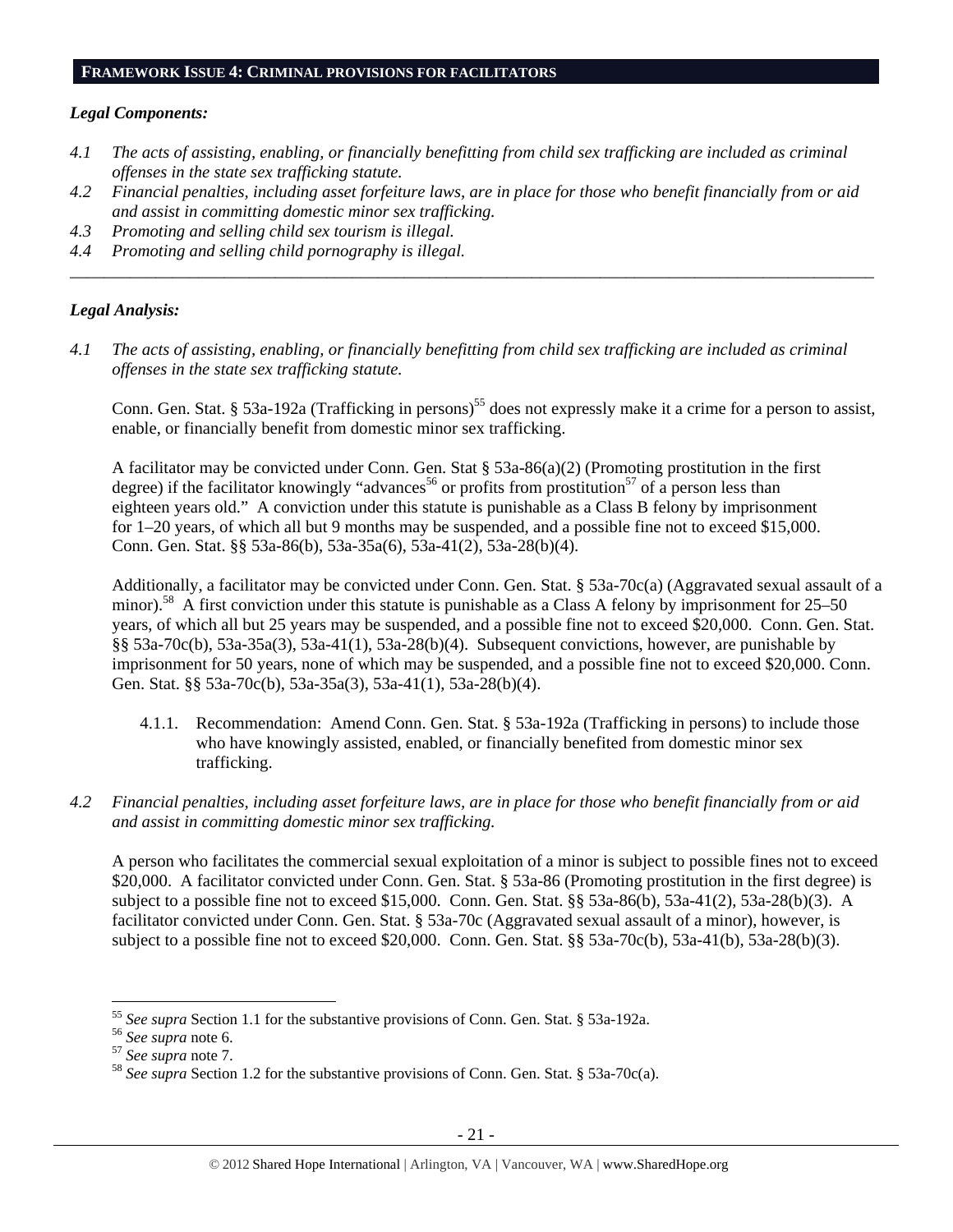## FRAMEWORK ISSUE 4: CRIMINAL PROVISIONS FOR FACILITATORS

### *Legal Components:*

*4.1 The acts of assisting, enabling, or financially benefitting from child sex trafficking are included as criminal offenses in the state sex trafficking statute.*

*4.2 Financial penalties, including asset forfeiture laws, are in place for those who benefit financially from or aid and assist in committing domestic minor sex trafficking.*

*4.3 Promoting and selling child sex tourism is illegal.*

*4.4 Promoting and selling child pornography is illegal.*

---

### *Legal Analysis:*

*4.1 The acts of assisting, enabling, or financially benefitting from child sex trafficking are included as criminal offenses in the state sex trafficking statute.*

Conn. Gen. Stat. § 53a-192a (Trafficking in persons)[55] does not expressly make it a crime for a person to assist, enable, or financially benefit from domestic minor sex trafficking.

A facilitator may be convicted under Conn. Gen. Stat § 53a-86(a)(2) (Promoting prostitution in the first degree) if the facilitator knowingly "advances[56] or profits from prostitution[57] of a person less than eighteen years old." A conviction under this statute is punishable as a Class B felony by imprisonment for 1–20 years, of which all but 9 months may be suspended, and a possible fine not to exceed $15,000. Conn. Gen. Stat. §§ 53a-86(b), 53a-35a(6), 53a-41(2), 53a-28(b)(4).

Additionally, a facilitator may be convicted under Conn. Gen. Stat. § 53a-70c(a) (Aggravated sexual assault of a minor).[58] A first conviction under this statute is punishable as a Class A felony by imprisonment for 25–50 years, of which all but 25 years may be suspended, and a possible fine not to exceed $20,000. Conn. Gen. Stat. §§ 53a-70c(b), 53a-35a(3), 53a-41(1), 53a-28(b)(4). Subsequent convictions, however, are punishable by imprisonment for 50 years, none of which may be suspended, and a possible fine not to exceed $20,000. Conn. Gen. Stat. §§ 53a-70c(b), 53a-35a(3), 53a-41(1), 53a-28(b)(4).

4.1.1. Recommendation: Amend Conn. Gen. Stat. § 53a-192a (Trafficking in persons) to include those who have knowingly assisted, enabled, or financially benefited from domestic minor sex trafficking.

*4.2 Financial penalties, including asset forfeiture laws, are in place for those who benefit financially from or aid and assist in committing domestic minor sex trafficking.*

A person who facilitates the commercial sexual exploitation of a minor is subject to possible fines not to exceed $20,000. A facilitator convicted under Conn. Gen. Stat. § 53a-86 (Promoting prostitution in the first degree) is subject to a possible fine not to exceed $15,000. Conn. Gen. Stat. §§ 53a-86(b), 53a-41(2), 53a-28(b)(3). A facilitator convicted under Conn. Gen. Stat. § 53a-70c (Aggravated sexual assault of a minor), however, is subject to a possible fine not to exceed $20,000. Conn. Gen. Stat. §§ 53a-70c(b), 53a-41(b), 53a-28(b)(3).

---

[55] *See supra* Section 1.1 for the substantive provisions of Conn. Gen. Stat. § 53a-192a.

[56] *See supra* note 6.

[57] *See supra* note 7.

[58] *See supra* Section 1.2 for the substantive provisions of Conn. Gen. Stat. § 53a-70c(a).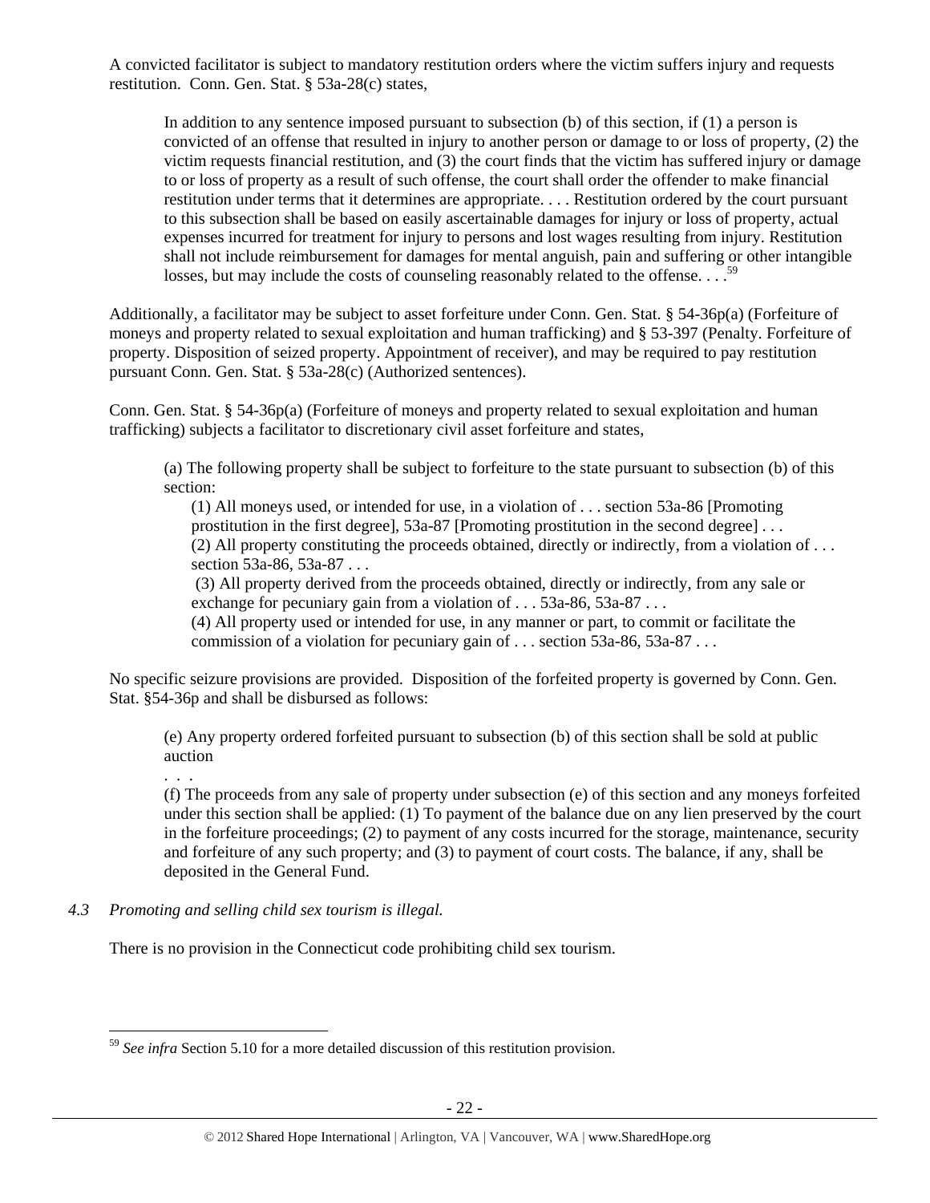A convicted facilitator is subject to mandatory restitution orders where the victim suffers injury and requests restitution. Conn. Gen. Stat. § 53a-28(c) states,

> In addition to any sentence imposed pursuant to subsection (b) of this section, if (1) a person is convicted of an offense that resulted in injury to another person or damage to or loss of property, (2) the victim requests financial restitution, and (3) the court finds that the victim has suffered injury or damage to or loss of property as a result of such offense, the court shall order the offender to make financial restitution under terms that it determines are appropriate. . . . Restitution ordered by the court pursuant to this subsection shall be based on easily ascertainable damages for injury or loss of property, actual expenses incurred for treatment for injury to persons and lost wages resulting from injury. Restitution shall not include reimbursement for damages for mental anguish, pain and suffering or other intangible losses, but may include the costs of counseling reasonably related to the offense. . . .[59]

Additionally, a facilitator may be subject to asset forfeiture under Conn. Gen. Stat. § 54-36p(a) (Forfeiture of moneys and property related to sexual exploitation and human trafficking) and § 53-397 (Penalty. Forfeiture of property. Disposition of seized property. Appointment of receiver), and may be required to pay restitution pursuant Conn. Gen. Stat. § 53a-28(c) (Authorized sentences).

Conn. Gen. Stat. § 54-36p(a) (Forfeiture of moneys and property related to sexual exploitation and human trafficking) subjects a facilitator to discretionary civil asset forfeiture and states,

> (a) The following property shall be subject to forfeiture to the state pursuant to subsection (b) of this section:
>
> (1) All moneys used, or intended for use, in a violation of . . . section 53a-86 [Promoting prostitution in the first degree], 53a-87 [Promoting prostitution in the second degree] . . .
> (2) All property constituting the proceeds obtained, directly or indirectly, from a violation of . . . section 53a-86, 53a-87 . . .
> (3) All property derived from the proceeds obtained, directly or indirectly, from any sale or exchange for pecuniary gain from a violation of . . . 53a-86, 53a-87 . . .
> (4) All property used or intended for use, in any manner or part, to commit or facilitate the commission of a violation for pecuniary gain of . . . section 53a-86, 53a-87 . . .

No specific seizure provisions are provided. Disposition of the forfeited property is governed by Conn. Gen. Stat. §54-36p and shall be disbursed as follows:

> (e) Any property ordered forfeited pursuant to subsection (b) of this section shall be sold at public auction
>
> . . .
>
> (f) The proceeds from any sale of property under subsection (e) of this section and any moneys forfeited under this section shall be applied: (1) To payment of the balance due on any lien preserved by the court in the forfeiture proceedings; (2) to payment of any costs incurred for the storage, maintenance, security and forfeiture of any such property; and (3) to payment of court costs. The balance, if any, shall be deposited in the General Fund.

*4.3 Promoting and selling child sex tourism is illegal.*

There is no provision in the Connecticut code prohibiting child sex tourism.

---

[59] *See infra* Section 5.10 for a more detailed discussion of this restitution provision.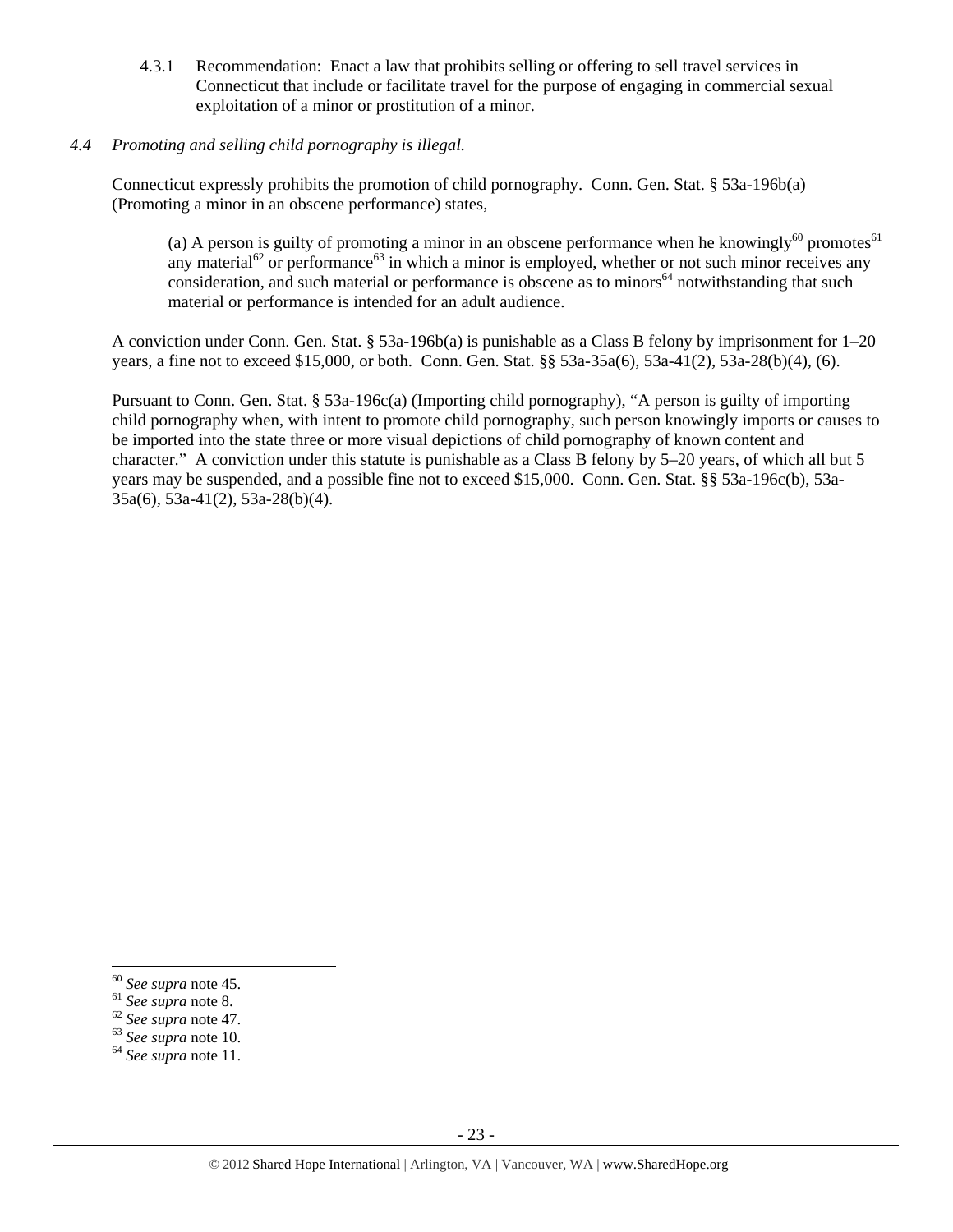4.3.1 Recommendation: Enact a law that prohibits selling or offering to sell travel services in Connecticut that include or facilitate travel for the purpose of engaging in commercial sexual exploitation of a minor or prostitution of a minor.

*4.4 Promoting and selling child pornography is illegal.*

Connecticut expressly prohibits the promotion of child pornography. Conn. Gen. Stat. § 53a-196b(a) (Promoting a minor in an obscene performance) states,

> (a) A person is guilty of promoting a minor in an obscene performance when he knowingly[60] promotes[61] any material[62] or performance[63] in which a minor is employed, whether or not such minor receives any consideration, and such material or performance is obscene as to minors[64] notwithstanding that such material or performance is intended for an adult audience.

A conviction under Conn. Gen. Stat. § 53a-196b(a) is punishable as a Class B felony by imprisonment for 1–20 years, a fine not to exceed $15,000, or both. Conn. Gen. Stat. §§ 53a-35a(6), 53a-41(2), 53a-28(b)(4), (6).

Pursuant to Conn. Gen. Stat. § 53a-196c(a) (Importing child pornography), "A person is guilty of importing child pornography when, with intent to promote child pornography, such person knowingly imports or causes to be imported into the state three or more visual depictions of child pornography of known content and character." A conviction under this statute is punishable as a Class B felony by 5–20 years, of which all but 5 years may be suspended, and a possible fine not to exceed $15,000. Conn. Gen. Stat. §§ 53a-196c(b), 53a-35a(6), 53a-41(2), 53a-28(b)(4).

---

[60] *See supra* note 45.
[61] *See supra* note 8.
[62] *See supra* note 47.
[63] *See supra* note 10.
[64] *See supra* note 11.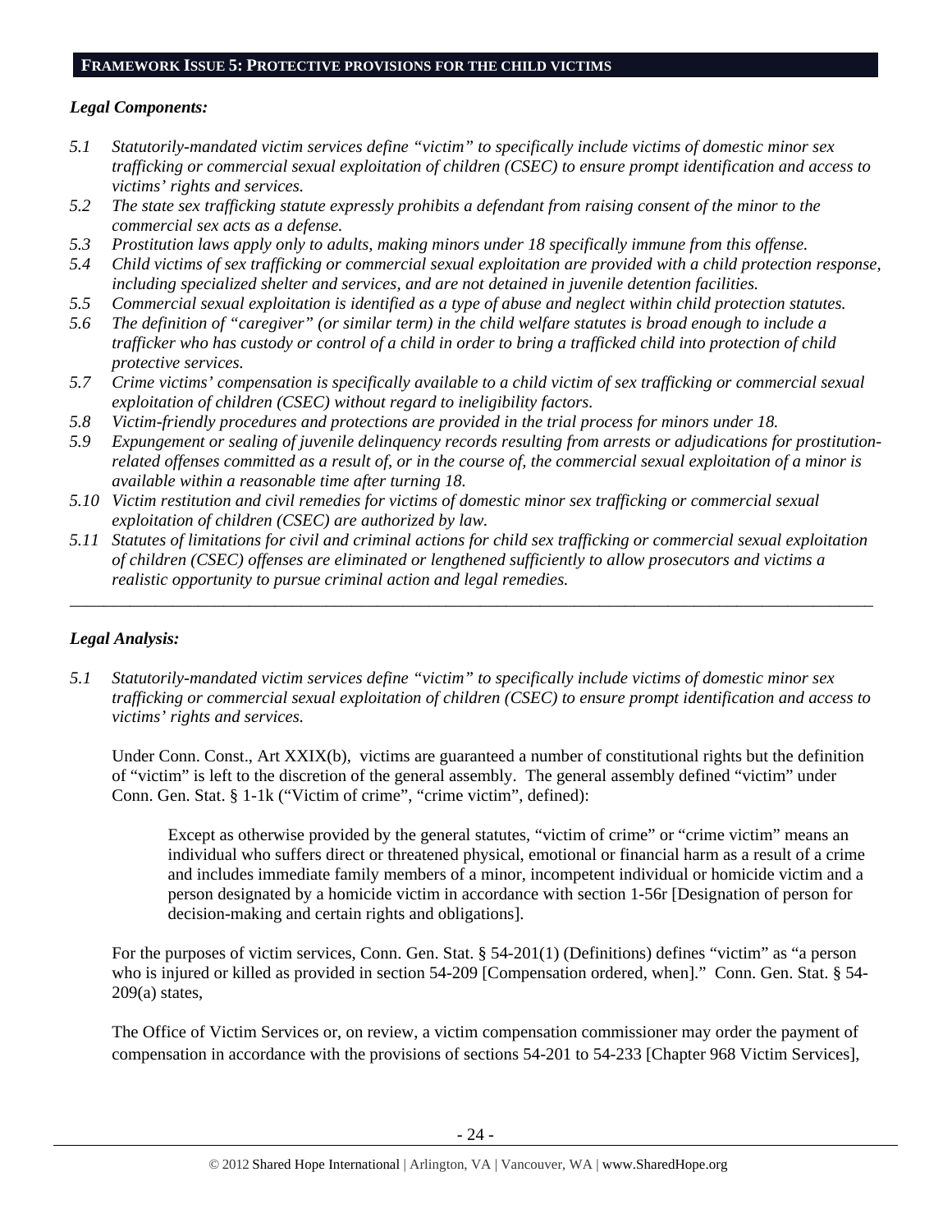## FRAMEWORK ISSUE 5: PROTECTIVE PROVISIONS FOR THE CHILD VICTIMS

***Legal Components:***

*5.1 Statutorily-mandated victim services define "victim" to specifically include victims of domestic minor sex trafficking or commercial sexual exploitation of children (CSEC) to ensure prompt identification and access to victims' rights and services.*

*5.2 The state sex trafficking statute expressly prohibits a defendant from raising consent of the minor to the commercial sex acts as a defense.*

*5.3 Prostitution laws apply only to adults, making minors under 18 specifically immune from this offense.*

*5.4 Child victims of sex trafficking or commercial sexual exploitation are provided with a child protection response, including specialized shelter and services, and are not detained in juvenile detention facilities.*

*5.5 Commercial sexual exploitation is identified as a type of abuse and neglect within child protection statutes.*

*5.6 The definition of "caregiver" (or similar term) in the child welfare statutes is broad enough to include a trafficker who has custody or control of a child in order to bring a trafficked child into protection of child protective services.*

*5.7 Crime victims' compensation is specifically available to a child victim of sex trafficking or commercial sexual exploitation of children (CSEC) without regard to ineligibility factors.*

*5.8 Victim-friendly procedures and protections are provided in the trial process for minors under 18.*

*5.9 Expungement or sealing of juvenile delinquency records resulting from arrests or adjudications for prostitution-related offenses committed as a result of, or in the course of, the commercial sexual exploitation of a minor is available within a reasonable time after turning 18.*

*5.10 Victim restitution and civil remedies for victims of domestic minor sex trafficking or commercial sexual exploitation of children (CSEC) are authorized by law.*

*5.11 Statutes of limitations for civil and criminal actions for child sex trafficking or commercial sexual exploitation of children (CSEC) offenses are eliminated or lengthened sufficiently to allow prosecutors and victims a realistic opportunity to pursue criminal action and legal remedies.*

---

***Legal Analysis:***

*5.1 Statutorily-mandated victim services define "victim" to specifically include victims of domestic minor sex trafficking or commercial sexual exploitation of children (CSEC) to ensure prompt identification and access to victims' rights and services.*

Under Conn. Const., Art XXIX(b), victims are guaranteed a number of constitutional rights but the definition of "victim" is left to the discretion of the general assembly. The general assembly defined "victim" under Conn. Gen. Stat. § 1-1k ("Victim of crime", "crime victim", defined):

> Except as otherwise provided by the general statutes, "victim of crime" or "crime victim" means an individual who suffers direct or threatened physical, emotional or financial harm as a result of a crime and includes immediate family members of a minor, incompetent individual or homicide victim and a person designated by a homicide victim in accordance with section 1-56r [Designation of person for decision-making and certain rights and obligations].

For the purposes of victim services, Conn. Gen. Stat. § 54-201(1) (Definitions) defines "victim" as "a person who is injured or killed as provided in section 54-209 [Compensation ordered, when]." Conn. Gen. Stat. § 54-209(a) states,

The Office of Victim Services or, on review, a victim compensation commissioner may order the payment of compensation in accordance with the provisions of sections 54-201 to 54-233 [Chapter 968 Victim Services],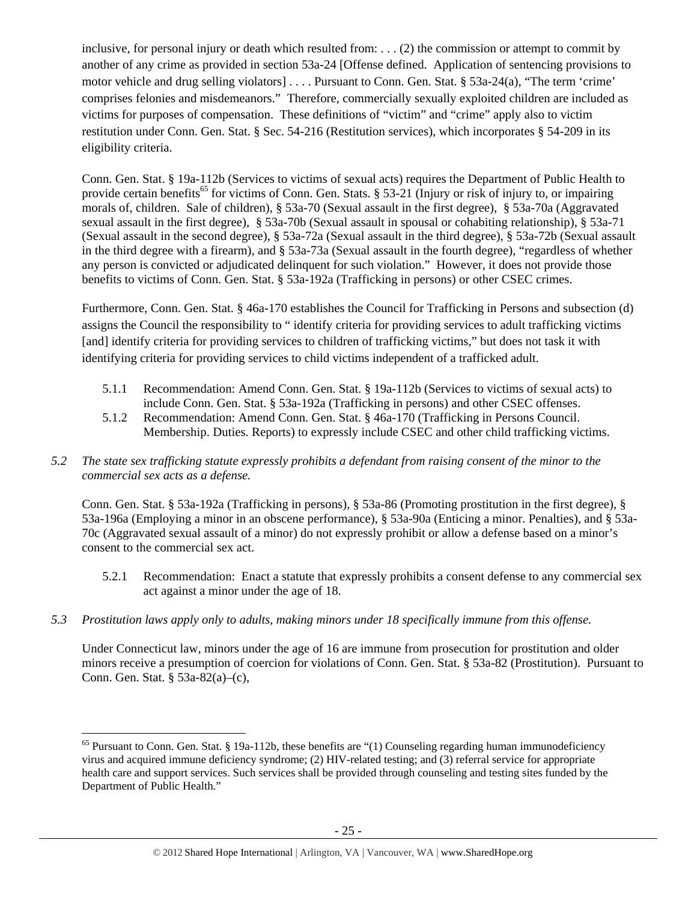inclusive, for personal injury or death which resulted from: . . . (2) the commission or attempt to commit by another of any crime as provided in section 53a-24 [Offense defined. Application of sentencing provisions to motor vehicle and drug selling violators] . . . . Pursuant to Conn. Gen. Stat. § 53a-24(a), "The term 'crime' comprises felonies and misdemeanors." Therefore, commercially sexually exploited children are included as victims for purposes of compensation. These definitions of "victim" and "crime" apply also to victim restitution under Conn. Gen. Stat. § Sec. 54-216 (Restitution services), which incorporates § 54-209 in its eligibility criteria.

Conn. Gen. Stat. § 19a-112b (Services to victims of sexual acts) requires the Department of Public Health to provide certain benefits[65] for victims of Conn. Gen. Stats. § 53-21 (Injury or risk of injury to, or impairing morals of, children. Sale of children), § 53a-70 (Sexual assault in the first degree), § 53a-70a (Aggravated sexual assault in the first degree), § 53a-70b (Sexual assault in spousal or cohabiting relationship), § 53a-71 (Sexual assault in the second degree), § 53a-72a (Sexual assault in the third degree), § 53a-72b (Sexual assault in the third degree with a firearm), and § 53a-73a (Sexual assault in the fourth degree), "regardless of whether any person is convicted or adjudicated delinquent for such violation." However, it does not provide those benefits to victims of Conn. Gen. Stat. § 53a-192a (Trafficking in persons) or other CSEC crimes.

Furthermore, Conn. Gen. Stat. § 46a-170 establishes the Council for Trafficking in Persons and subsection (d) assigns the Council the responsibility to " identify criteria for providing services to adult trafficking victims [and] identify criteria for providing services to children of trafficking victims," but does not task it with identifying criteria for providing services to child victims independent of a trafficked adult.

5.1.1 Recommendation: Amend Conn. Gen. Stat. § 19a-112b (Services to victims of sexual acts) to include Conn. Gen. Stat. § 53a-192a (Trafficking in persons) and other CSEC offenses.

5.1.2 Recommendation: Amend Conn. Gen. Stat. § 46a-170 (Trafficking in Persons Council. Membership. Duties. Reports) to expressly include CSEC and other child trafficking victims.

*5.2 The state sex trafficking statute expressly prohibits a defendant from raising consent of the minor to the commercial sex acts as a defense.*

Conn. Gen. Stat. § 53a-192a (Trafficking in persons), § 53a-86 (Promoting prostitution in the first degree), § 53a-196a (Employing a minor in an obscene performance), § 53a-90a (Enticing a minor. Penalties), and § 53a-70c (Aggravated sexual assault of a minor) do not expressly prohibit or allow a defense based on a minor's consent to the commercial sex act.

5.2.1 Recommendation: Enact a statute that expressly prohibits a consent defense to any commercial sex act against a minor under the age of 18.

*5.3 Prostitution laws apply only to adults, making minors under 18 specifically immune from this offense.*

Under Connecticut law, minors under the age of 16 are immune from prosecution for prostitution and older minors receive a presumption of coercion for violations of Conn. Gen. Stat. § 53a-82 (Prostitution). Pursuant to Conn. Gen. Stat. § 53a-82(a)–(c),

---

[65] Pursuant to Conn. Gen. Stat. § 19a-112b, these benefits are "(1) Counseling regarding human immunodeficiency virus and acquired immune deficiency syndrome; (2) HIV-related testing; and (3) referral service for appropriate health care and support services. Such services shall be provided through counseling and testing sites funded by the Department of Public Health."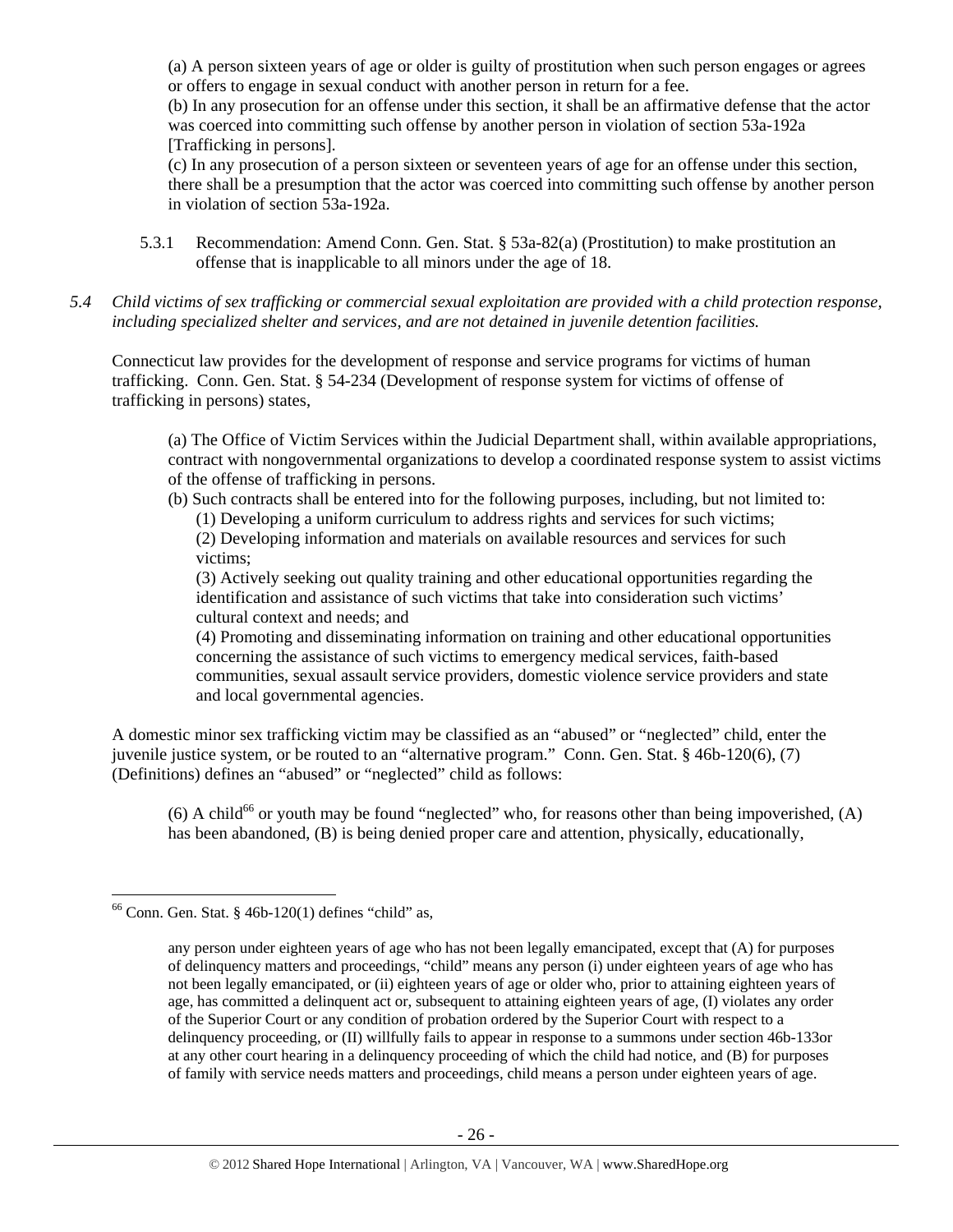(a) A person sixteen years of age or older is guilty of prostitution when such person engages or agrees or offers to engage in sexual conduct with another person in return for a fee.
(b) In any prosecution for an offense under this section, it shall be an affirmative defense that the actor was coerced into committing such offense by another person in violation of section 53a-192a [Trafficking in persons].
(c) In any prosecution of a person sixteen or seventeen years of age for an offense under this section, there shall be a presumption that the actor was coerced into committing such offense by another person in violation of section 53a-192a.

5.3.1 Recommendation: Amend Conn. Gen. Stat. § 53a-82(a) (Prostitution) to make prostitution an offense that is inapplicable to all minors under the age of 18.

*5.4 Child victims of sex trafficking or commercial sexual exploitation are provided with a child protection response, including specialized shelter and services, and are not detained in juvenile detention facilities.*

Connecticut law provides for the development of response and service programs for victims of human trafficking. Conn. Gen. Stat. § 54-234 (Development of response system for victims of offense of trafficking in persons) states,

> (a) The Office of Victim Services within the Judicial Department shall, within available appropriations, contract with nongovernmental organizations to develop a coordinated response system to assist victims of the offense of trafficking in persons.
> (b) Such contracts shall be entered into for the following purposes, including, but not limited to:
> (1) Developing a uniform curriculum to address rights and services for such victims;
> (2) Developing information and materials on available resources and services for such victims;
> (3) Actively seeking out quality training and other educational opportunities regarding the identification and assistance of such victims that take into consideration such victims' cultural context and needs; and
> (4) Promoting and disseminating information on training and other educational opportunities concerning the assistance of such victims to emergency medical services, faith-based communities, sexual assault service providers, domestic violence service providers and state and local governmental agencies.

A domestic minor sex trafficking victim may be classified as an "abused" or "neglected" child, enter the juvenile justice system, or be routed to an "alternative program." Conn. Gen. Stat. § 46b-120(6), (7) (Definitions) defines an "abused" or "neglected" child as follows:

> (6) A child[66] or youth may be found "neglected" who, for reasons other than being impoverished, (A) has been abandoned, (B) is being denied proper care and attention, physically, educationally,

---

[66] Conn. Gen. Stat. § 46b-120(1) defines "child" as,

> any person under eighteen years of age who has not been legally emancipated, except that (A) for purposes of delinquency matters and proceedings, "child" means any person (i) under eighteen years of age who has not been legally emancipated, or (ii) eighteen years of age or older who, prior to attaining eighteen years of age, has committed a delinquent act or, subsequent to attaining eighteen years of age, (I) violates any order of the Superior Court or any condition of probation ordered by the Superior Court with respect to a delinquency proceeding, or (II) willfully fails to appear in response to a summons under section 46b-133or at any other court hearing in a delinquency proceeding of which the child had notice, and (B) for purposes of family with service needs matters and proceedings, child means a person under eighteen years of age.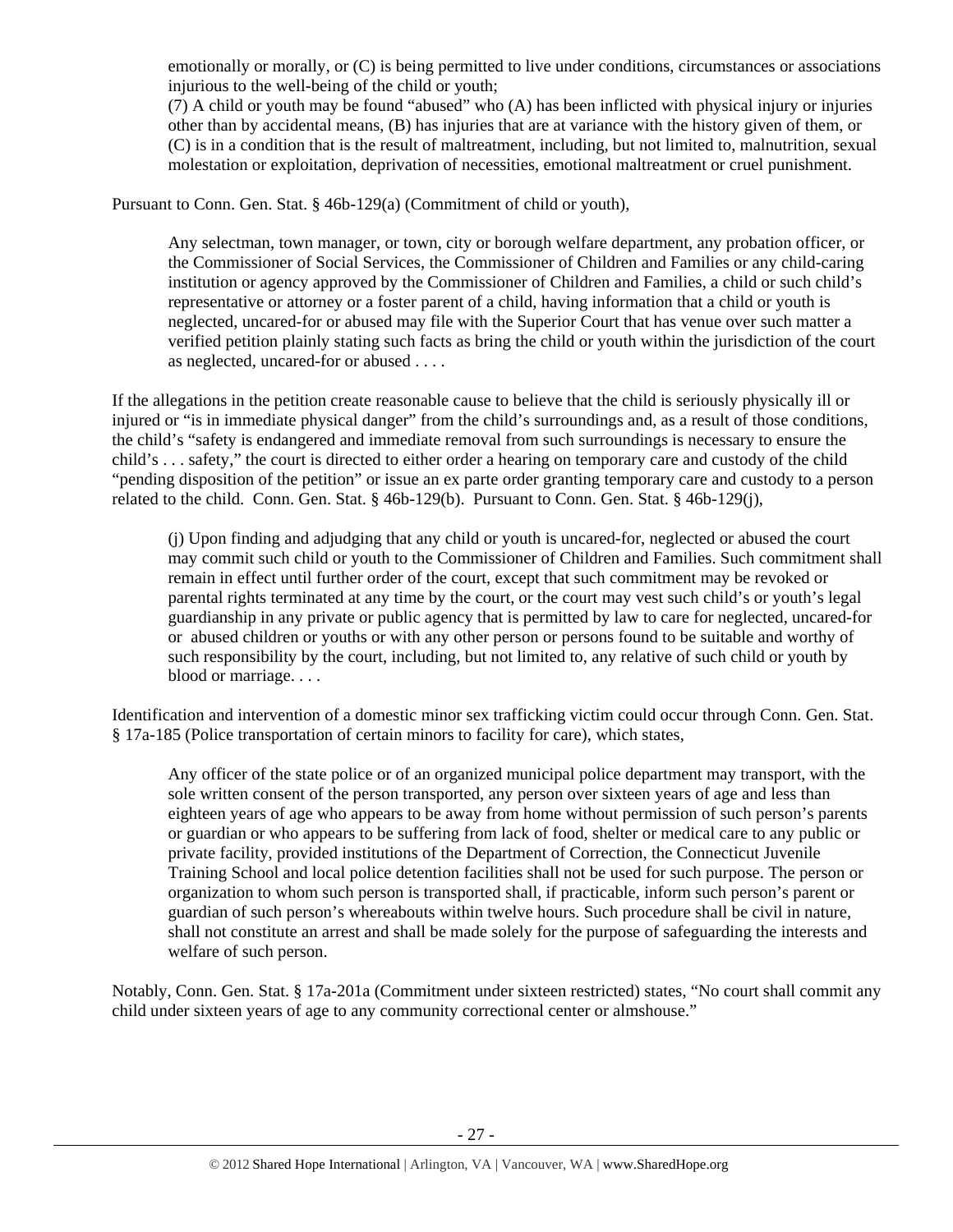> emotionally or morally, or (C) is being permitted to live under conditions, circumstances or associations injurious to the well-being of the child or youth;
> (7) A child or youth may be found "abused" who (A) has been inflicted with physical injury or injuries other than by accidental means, (B) has injuries that are at variance with the history given of them, or (C) is in a condition that is the result of maltreatment, including, but not limited to, malnutrition, sexual molestation or exploitation, deprivation of necessities, emotional maltreatment or cruel punishment.

Pursuant to Conn. Gen. Stat. § 46b-129(a) (Commitment of child or youth),

> Any selectman, town manager, or town, city or borough welfare department, any probation officer, or the Commissioner of Social Services, the Commissioner of Children and Families or any child-caring institution or agency approved by the Commissioner of Children and Families, a child or such child's representative or attorney or a foster parent of a child, having information that a child or youth is neglected, uncared-for or abused may file with the Superior Court that has venue over such matter a verified petition plainly stating such facts as bring the child or youth within the jurisdiction of the court as neglected, uncared-for or abused . . . .

If the allegations in the petition create reasonable cause to believe that the child is seriously physically ill or injured or "is in immediate physical danger" from the child's surroundings and, as a result of those conditions, the child's "safety is endangered and immediate removal from such surroundings is necessary to ensure the child's . . . safety," the court is directed to either order a hearing on temporary care and custody of the child "pending disposition of the petition" or issue an ex parte order granting temporary care and custody to a person related to the child. Conn. Gen. Stat. § 46b-129(b). Pursuant to Conn. Gen. Stat. § 46b-129(j),

> (j) Upon finding and adjudging that any child or youth is uncared-for, neglected or abused the court may commit such child or youth to the Commissioner of Children and Families. Such commitment shall remain in effect until further order of the court, except that such commitment may be revoked or parental rights terminated at any time by the court, or the court may vest such child's or youth's legal guardianship in any private or public agency that is permitted by law to care for neglected, uncared-for or abused children or youths or with any other person or persons found to be suitable and worthy of such responsibility by the court, including, but not limited to, any relative of such child or youth by blood or marriage. . . .

Identification and intervention of a domestic minor sex trafficking victim could occur through Conn. Gen. Stat. § 17a-185 (Police transportation of certain minors to facility for care), which states,

> Any officer of the state police or of an organized municipal police department may transport, with the sole written consent of the person transported, any person over sixteen years of age and less than eighteen years of age who appears to be away from home without permission of such person's parents or guardian or who appears to be suffering from lack of food, shelter or medical care to any public or private facility, provided institutions of the Department of Correction, the Connecticut Juvenile Training School and local police detention facilities shall not be used for such purpose. The person or organization to whom such person is transported shall, if practicable, inform such person's parent or guardian of such person's whereabouts within twelve hours. Such procedure shall be civil in nature, shall not constitute an arrest and shall be made solely for the purpose of safeguarding the interests and welfare of such person.

Notably, Conn. Gen. Stat. § 17a-201a (Commitment under sixteen restricted) states, "No court shall commit any child under sixteen years of age to any community correctional center or almshouse."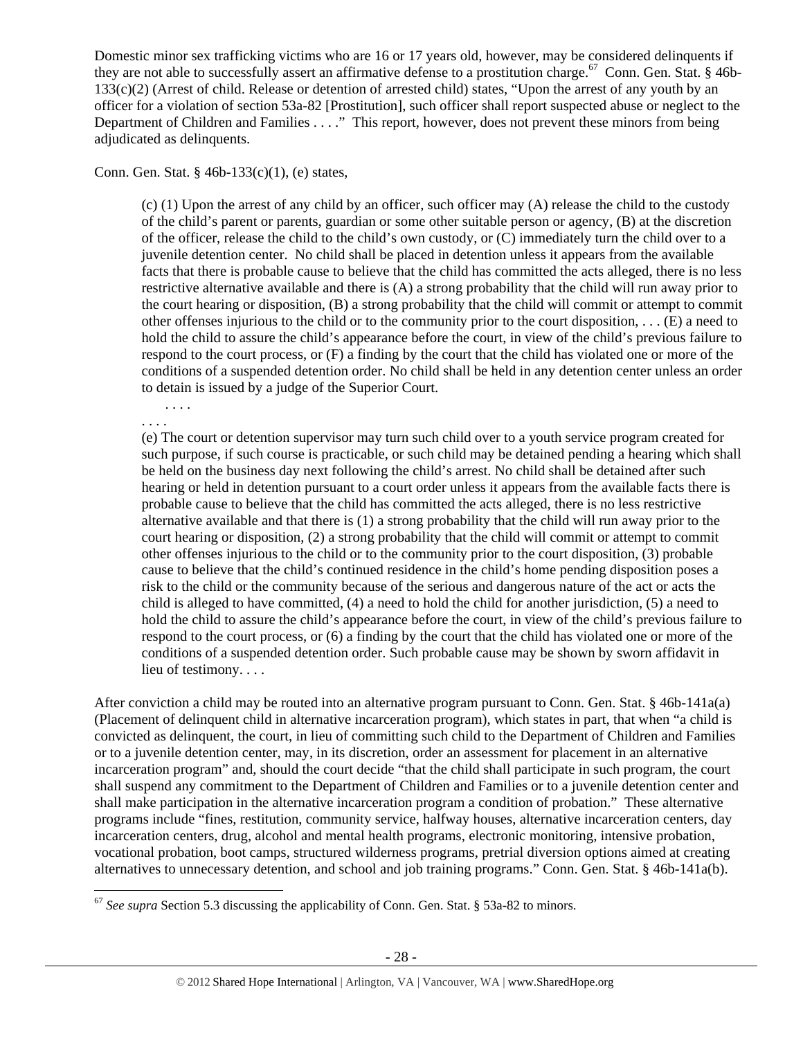Domestic minor sex trafficking victims who are 16 or 17 years old, however, may be considered delinquents if they are not able to successfully assert an affirmative defense to a prostitution charge.[67] Conn. Gen. Stat. § 46b-133(c)(2) (Arrest of child. Release or detention of arrested child) states, "Upon the arrest of any youth by an officer for a violation of section 53a-82 [Prostitution], such officer shall report suspected abuse or neglect to the Department of Children and Families . . . ." This report, however, does not prevent these minors from being adjudicated as delinquents.

Conn. Gen. Stat. § 46b-133(c)(1), (e) states,

> (c) (1) Upon the arrest of any child by an officer, such officer may (A) release the child to the custody of the child's parent or parents, guardian or some other suitable person or agency, (B) at the discretion of the officer, release the child to the child's own custody, or (C) immediately turn the child over to a juvenile detention center. No child shall be placed in detention unless it appears from the available facts that there is probable cause to believe that the child has committed the acts alleged, there is no less restrictive alternative available and there is (A) a strong probability that the child will run away prior to the court hearing or disposition, (B) a strong probability that the child will commit or attempt to commit other offenses injurious to the child or to the community prior to the court disposition, . . . (E) a need to hold the child to assure the child's appearance before the court, in view of the child's previous failure to respond to the court process, or (F) a finding by the court that the child has violated one or more of the conditions of a suspended detention order. No child shall be held in any detention center unless an order to detain is issued by a judge of the Superior Court.
>
> . . . .
>
> . . . .
>
> (e) The court or detention supervisor may turn such child over to a youth service program created for such purpose, if such course is practicable, or such child may be detained pending a hearing which shall be held on the business day next following the child's arrest. No child shall be detained after such hearing or held in detention pursuant to a court order unless it appears from the available facts there is probable cause to believe that the child has committed the acts alleged, there is no less restrictive alternative available and that there is (1) a strong probability that the child will run away prior to the court hearing or disposition, (2) a strong probability that the child will commit or attempt to commit other offenses injurious to the child or to the community prior to the court disposition, (3) probable cause to believe that the child's continued residence in the child's home pending disposition poses a risk to the child or the community because of the serious and dangerous nature of the act or acts the child is alleged to have committed, (4) a need to hold the child for another jurisdiction, (5) a need to hold the child to assure the child's appearance before the court, in view of the child's previous failure to respond to the court process, or (6) a finding by the court that the child has violated one or more of the conditions of a suspended detention order. Such probable cause may be shown by sworn affidavit in lieu of testimony. . . .

After conviction a child may be routed into an alternative program pursuant to Conn. Gen. Stat. § 46b-141a(a) (Placement of delinquent child in alternative incarceration program), which states in part, that when "a child is convicted as delinquent, the court, in lieu of committing such child to the Department of Children and Families or to a juvenile detention center, may, in its discretion, order an assessment for placement in an alternative incarceration program" and, should the court decide "that the child shall participate in such program, the court shall suspend any commitment to the Department of Children and Families or to a juvenile detention center and shall make participation in the alternative incarceration program a condition of probation." These alternative programs include "fines, restitution, community service, halfway houses, alternative incarceration centers, day incarceration centers, drug, alcohol and mental health programs, electronic monitoring, intensive probation, vocational probation, boot camps, structured wilderness programs, pretrial diversion options aimed at creating alternatives to unnecessary detention, and school and job training programs." Conn. Gen. Stat. § 46b-141a(b).

---

[67] *See supra* Section 5.3 discussing the applicability of Conn. Gen. Stat. § 53a-82 to minors.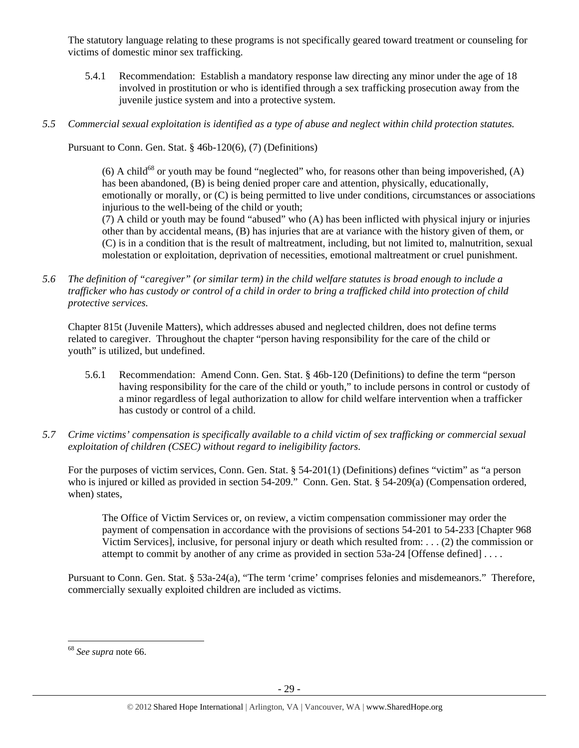The statutory language relating to these programs is not specifically geared toward treatment or counseling for victims of domestic minor sex trafficking.

5.4.1 Recommendation: Establish a mandatory response law directing any minor under the age of 18 involved in prostitution or who is identified through a sex trafficking prosecution away from the juvenile justice system and into a protective system.

*5.5 Commercial sexual exploitation is identified as a type of abuse and neglect within child protection statutes.*

Pursuant to Conn. Gen. Stat. § 46b-120(6), (7) (Definitions)

> (6) A child[68] or youth may be found "neglected" who, for reasons other than being impoverished, (A) has been abandoned, (B) is being denied proper care and attention, physically, educationally, emotionally or morally, or (C) is being permitted to live under conditions, circumstances or associations injurious to the well-being of the child or youth;
> (7) A child or youth may be found "abused" who (A) has been inflicted with physical injury or injuries other than by accidental means, (B) has injuries that are at variance with the history given of them, or (C) is in a condition that is the result of maltreatment, including, but not limited to, malnutrition, sexual molestation or exploitation, deprivation of necessities, emotional maltreatment or cruel punishment.

*5.6 The definition of "caregiver" (or similar term) in the child welfare statutes is broad enough to include a trafficker who has custody or control of a child in order to bring a trafficked child into protection of child protective services.*

Chapter 815t (Juvenile Matters), which addresses abused and neglected children, does not define terms related to caregiver. Throughout the chapter "person having responsibility for the care of the child or youth" is utilized, but undefined.

5.6.1 Recommendation: Amend Conn. Gen. Stat. § 46b-120 (Definitions) to define the term "person having responsibility for the care of the child or youth," to include persons in control or custody of a minor regardless of legal authorization to allow for child welfare intervention when a trafficker has custody or control of a child.

*5.7 Crime victims' compensation is specifically available to a child victim of sex trafficking or commercial sexual exploitation of children (CSEC) without regard to ineligibility factors.*

For the purposes of victim services, Conn. Gen. Stat. § 54-201(1) (Definitions) defines "victim" as "a person who is injured or killed as provided in section 54-209." Conn. Gen. Stat. § 54-209(a) (Compensation ordered, when) states,

> The Office of Victim Services or, on review, a victim compensation commissioner may order the payment of compensation in accordance with the provisions of sections 54-201 to 54-233 [Chapter 968 Victim Services], inclusive, for personal injury or death which resulted from: . . . (2) the commission or attempt to commit by another of any crime as provided in section 53a-24 [Offense defined] . . . .

Pursuant to Conn. Gen. Stat. § 53a-24(a), "The term 'crime' comprises felonies and misdemeanors." Therefore, commercially sexually exploited children are included as victims.

---

[68] *See supra* note 66.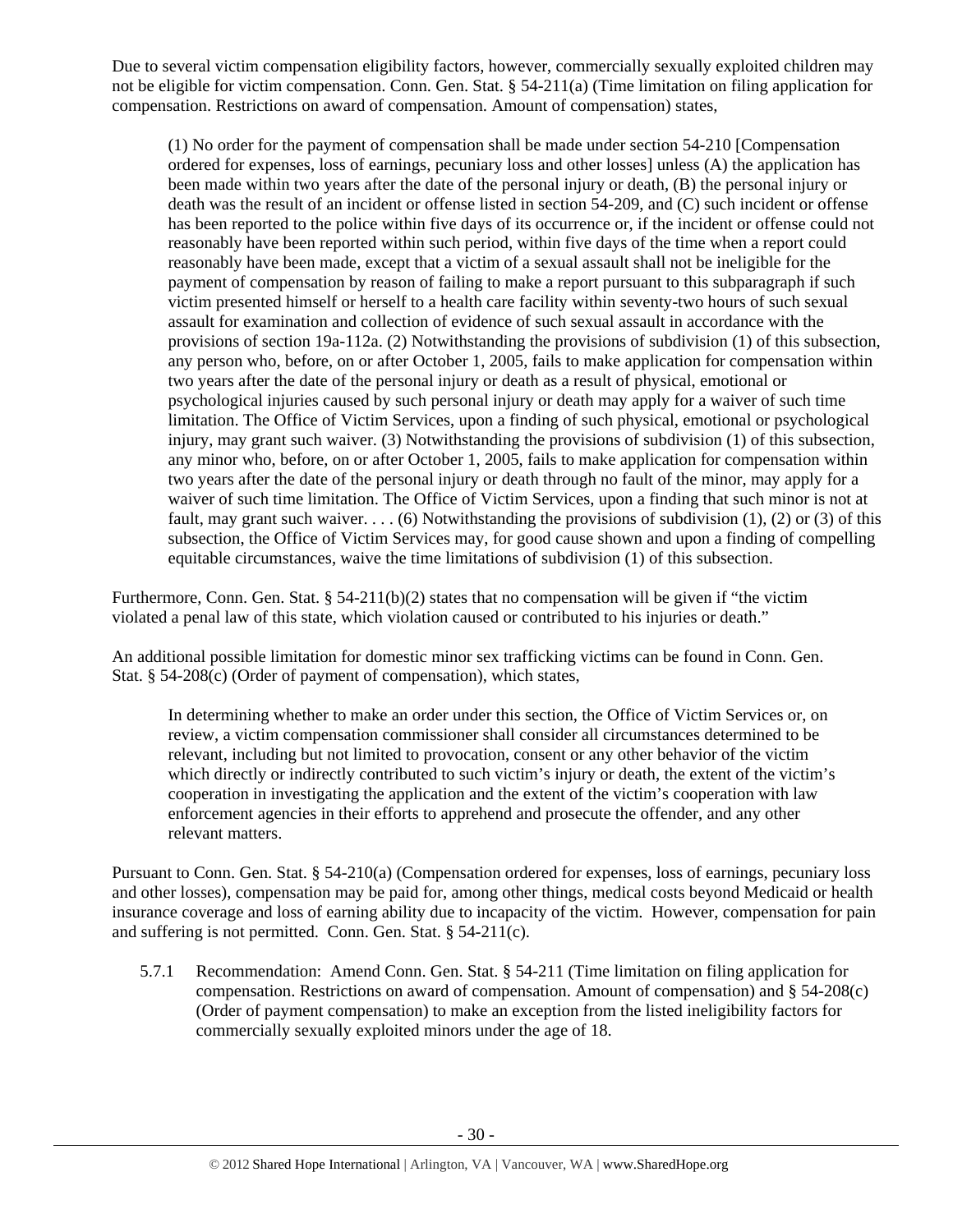Due to several victim compensation eligibility factors, however, commercially sexually exploited children may not be eligible for victim compensation. Conn. Gen. Stat. § 54-211(a) (Time limitation on filing application for compensation. Restrictions on award of compensation. Amount of compensation) states,

> (1) No order for the payment of compensation shall be made under section 54-210 [Compensation ordered for expenses, loss of earnings, pecuniary loss and other losses] unless (A) the application has been made within two years after the date of the personal injury or death, (B) the personal injury or death was the result of an incident or offense listed in section 54-209, and (C) such incident or offense has been reported to the police within five days of its occurrence or, if the incident or offense could not reasonably have been reported within such period, within five days of the time when a report could reasonably have been made, except that a victim of a sexual assault shall not be ineligible for the payment of compensation by reason of failing to make a report pursuant to this subparagraph if such victim presented himself or herself to a health care facility within seventy-two hours of such sexual assault for examination and collection of evidence of such sexual assault in accordance with the provisions of section 19a-112a. (2) Notwithstanding the provisions of subdivision (1) of this subsection, any person who, before, on or after October 1, 2005, fails to make application for compensation within two years after the date of the personal injury or death as a result of physical, emotional or psychological injuries caused by such personal injury or death may apply for a waiver of such time limitation. The Office of Victim Services, upon a finding of such physical, emotional or psychological injury, may grant such waiver. (3) Notwithstanding the provisions of subdivision (1) of this subsection, any minor who, before, on or after October 1, 2005, fails to make application for compensation within two years after the date of the personal injury or death through no fault of the minor, may apply for a waiver of such time limitation. The Office of Victim Services, upon a finding that such minor is not at fault, may grant such waiver. . . . (6) Notwithstanding the provisions of subdivision (1), (2) or (3) of this subsection, the Office of Victim Services may, for good cause shown and upon a finding of compelling equitable circumstances, waive the time limitations of subdivision (1) of this subsection.

Furthermore, Conn. Gen. Stat. § 54-211(b)(2) states that no compensation will be given if "the victim violated a penal law of this state, which violation caused or contributed to his injuries or death."

An additional possible limitation for domestic minor sex trafficking victims can be found in Conn. Gen. Stat. § 54-208(c) (Order of payment of compensation), which states,

> In determining whether to make an order under this section, the Office of Victim Services or, on review, a victim compensation commissioner shall consider all circumstances determined to be relevant, including but not limited to provocation, consent or any other behavior of the victim which directly or indirectly contributed to such victim's injury or death, the extent of the victim's cooperation in investigating the application and the extent of the victim's cooperation with law enforcement agencies in their efforts to apprehend and prosecute the offender, and any other relevant matters.

Pursuant to Conn. Gen. Stat. § 54-210(a) (Compensation ordered for expenses, loss of earnings, pecuniary loss and other losses), compensation may be paid for, among other things, medical costs beyond Medicaid or health insurance coverage and loss of earning ability due to incapacity of the victim. However, compensation for pain and suffering is not permitted. Conn. Gen. Stat. § 54-211(c).

5.7.1 Recommendation: Amend Conn. Gen. Stat. § 54-211 (Time limitation on filing application for compensation. Restrictions on award of compensation. Amount of compensation) and § 54-208(c) (Order of payment compensation) to make an exception from the listed ineligibility factors for commercially sexually exploited minors under the age of 18.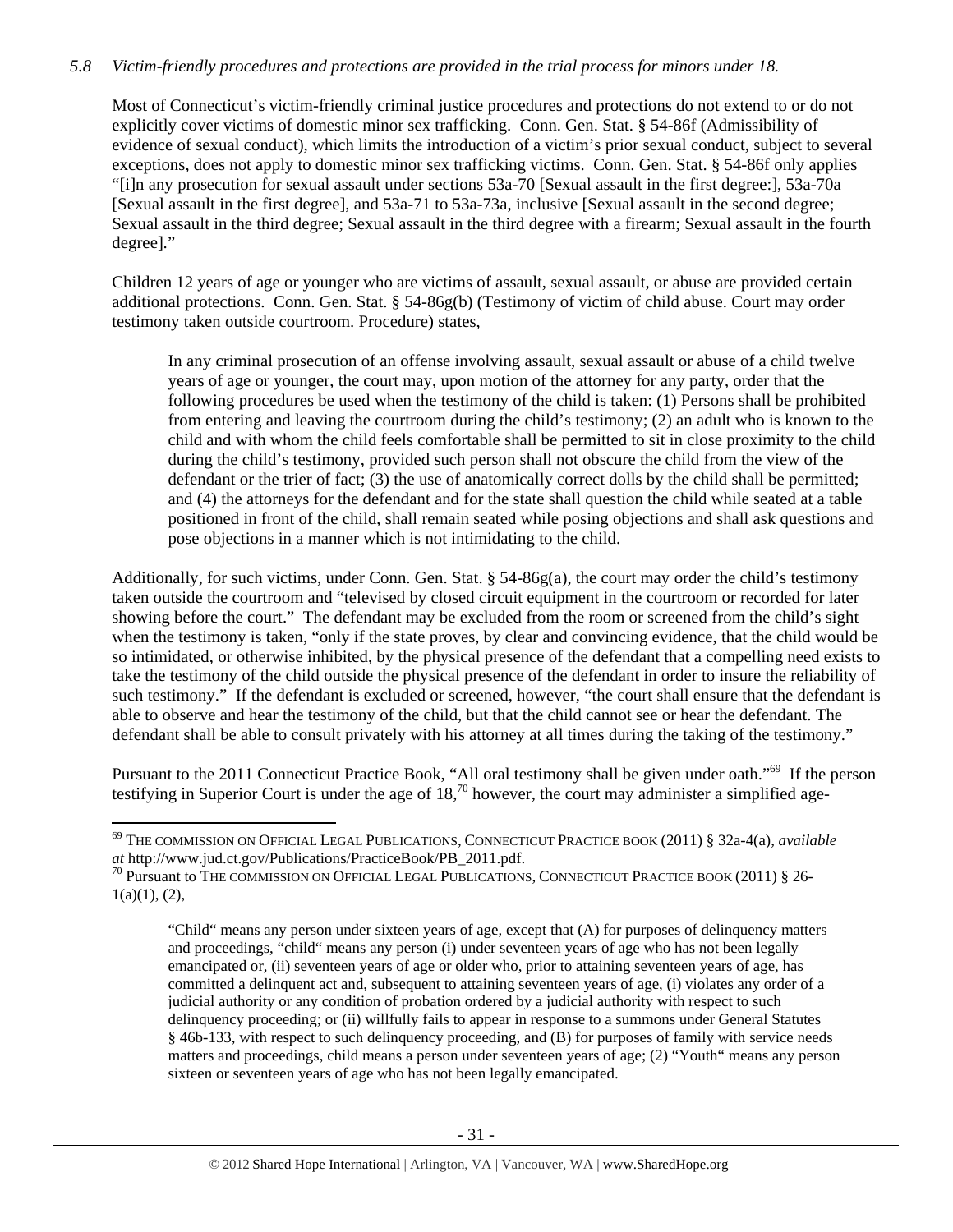*5.8 Victim-friendly procedures and protections are provided in the trial process for minors under 18.*

Most of Connecticut's victim-friendly criminal justice procedures and protections do not extend to or do not explicitly cover victims of domestic minor sex trafficking. Conn. Gen. Stat. § 54-86f (Admissibility of evidence of sexual conduct), which limits the introduction of a victim's prior sexual conduct, subject to several exceptions, does not apply to domestic minor sex trafficking victims. Conn. Gen. Stat. § 54-86f only applies "[i]n any prosecution for sexual assault under sections 53a-70 [Sexual assault in the first degree:], 53a-70a [Sexual assault in the first degree], and 53a-71 to 53a-73a, inclusive [Sexual assault in the second degree; Sexual assault in the third degree; Sexual assault in the third degree with a firearm; Sexual assault in the fourth degree]."

Children 12 years of age or younger who are victims of assault, sexual assault, or abuse are provided certain additional protections. Conn. Gen. Stat. § 54-86g(b) (Testimony of victim of child abuse. Court may order testimony taken outside courtroom. Procedure) states,

> In any criminal prosecution of an offense involving assault, sexual assault or abuse of a child twelve years of age or younger, the court may, upon motion of the attorney for any party, order that the following procedures be used when the testimony of the child is taken: (1) Persons shall be prohibited from entering and leaving the courtroom during the child's testimony; (2) an adult who is known to the child and with whom the child feels comfortable shall be permitted to sit in close proximity to the child during the child's testimony, provided such person shall not obscure the child from the view of the defendant or the trier of fact; (3) the use of anatomically correct dolls by the child shall be permitted; and (4) the attorneys for the defendant and for the state shall question the child while seated at a table positioned in front of the child, shall remain seated while posing objections and shall ask questions and pose objections in a manner which is not intimidating to the child.

Additionally, for such victims, under Conn. Gen. Stat. § 54-86g(a), the court may order the child's testimony taken outside the courtroom and "televised by closed circuit equipment in the courtroom or recorded for later showing before the court." The defendant may be excluded from the room or screened from the child's sight when the testimony is taken, "only if the state proves, by clear and convincing evidence, that the child would be so intimidated, or otherwise inhibited, by the physical presence of the defendant that a compelling need exists to take the testimony of the child outside the physical presence of the defendant in order to insure the reliability of such testimony." If the defendant is excluded or screened, however, "the court shall ensure that the defendant is able to observe and hear the testimony of the child, but that the child cannot see or hear the defendant. The defendant shall be able to consult privately with his attorney at all times during the taking of the testimony."

Pursuant to the 2011 Connecticut Practice Book, "All oral testimony shall be given under oath."[69] If the person testifying in Superior Court is under the age of 18,[70] however, the court may administer a simplified age-

---

[69] THE COMMISSION ON OFFICIAL LEGAL PUBLICATIONS, CONNECTICUT PRACTICE BOOK (2011) § 32a-4(a), *available at* http://www.jud.ct.gov/Publications/PracticeBook/PB_2011.pdf.

[70] Pursuant to THE COMMISSION ON OFFICIAL LEGAL PUBLICATIONS, CONNECTICUT PRACTICE BOOK (2011) § 26-1(a)(1), (2),

> "Child" means any person under sixteen years of age, except that (A) for purposes of delinquency matters and proceedings, "child" means any person (i) under seventeen years of age who has not been legally emancipated or, (ii) seventeen years of age or older who, prior to attaining seventeen years of age, has committed a delinquent act and, subsequent to attaining seventeen years of age, (i) violates any order of a judicial authority or any condition of probation ordered by a judicial authority with respect to such delinquency proceeding; or (ii) willfully fails to appear in response to a summons under General Statutes § 46b-133, with respect to such delinquency proceeding, and (B) for purposes of family with service needs matters and proceedings, child means a person under seventeen years of age; (2) "Youth" means any person sixteen or seventeen years of age who has not been legally emancipated.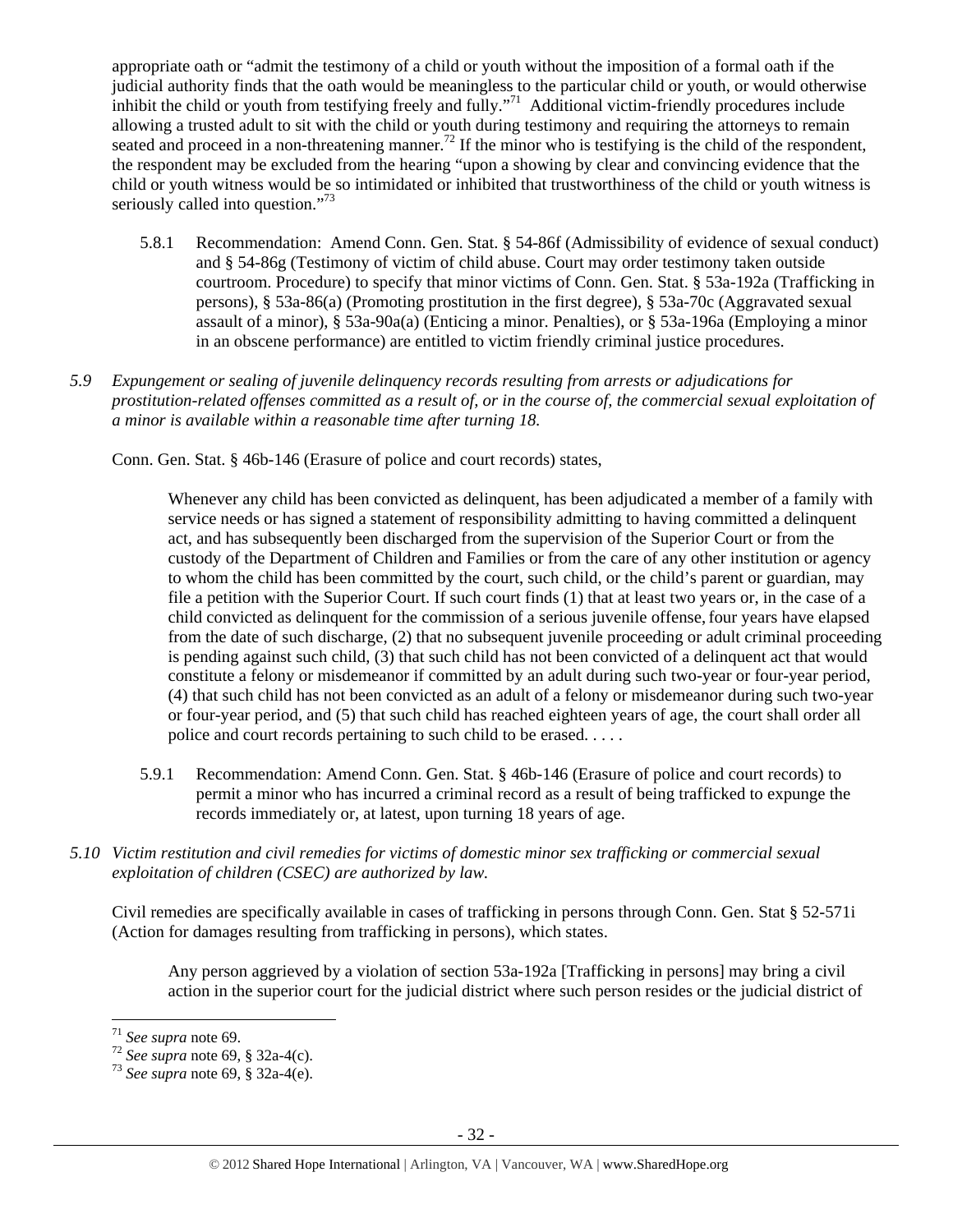appropriate oath or "admit the testimony of a child or youth without the imposition of a formal oath if the judicial authority finds that the oath would be meaningless to the particular child or youth, or would otherwise inhibit the child or youth from testifying freely and fully."[71] Additional victim-friendly procedures include allowing a trusted adult to sit with the child or youth during testimony and requiring the attorneys to remain seated and proceed in a non-threatening manner.[72] If the minor who is testifying is the child of the respondent, the respondent may be excluded from the hearing "upon a showing by clear and convincing evidence that the child or youth witness would be so intimidated or inhibited that trustworthiness of the child or youth witness is seriously called into question."[73]

5.8.1 Recommendation: Amend Conn. Gen. Stat. § 54-86f (Admissibility of evidence of sexual conduct) and § 54-86g (Testimony of victim of child abuse. Court may order testimony taken outside courtroom. Procedure) to specify that minor victims of Conn. Gen. Stat. § 53a-192a (Trafficking in persons), § 53a-86(a) (Promoting prostitution in the first degree), § 53a-70c (Aggravated sexual assault of a minor), § 53a-90a(a) (Enticing a minor. Penalties), or § 53a-196a (Employing a minor in an obscene performance) are entitled to victim friendly criminal justice procedures.

*5.9 Expungement or sealing of juvenile delinquency records resulting from arrests or adjudications for prostitution-related offenses committed as a result of, or in the course of, the commercial sexual exploitation of a minor is available within a reasonable time after turning 18.*

Conn. Gen. Stat. § 46b-146 (Erasure of police and court records) states,

> Whenever any child has been convicted as delinquent, has been adjudicated a member of a family with service needs or has signed a statement of responsibility admitting to having committed a delinquent act, and has subsequently been discharged from the supervision of the Superior Court or from the custody of the Department of Children and Families or from the care of any other institution or agency to whom the child has been committed by the court, such child, or the child's parent or guardian, may file a petition with the Superior Court. If such court finds (1) that at least two years or, in the case of a child convicted as delinquent for the commission of a serious juvenile offense, four years have elapsed from the date of such discharge, (2) that no subsequent juvenile proceeding or adult criminal proceeding is pending against such child, (3) that such child has not been convicted of a delinquent act that would constitute a felony or misdemeanor if committed by an adult during such two-year or four-year period, (4) that such child has not been convicted as an adult of a felony or misdemeanor during such two-year or four-year period, and (5) that such child has reached eighteen years of age, the court shall order all police and court records pertaining to such child to be erased. . . . .

5.9.1 Recommendation: Amend Conn. Gen. Stat. § 46b-146 (Erasure of police and court records) to permit a minor who has incurred a criminal record as a result of being trafficked to expunge the records immediately or, at latest, upon turning 18 years of age.

*5.10 Victim restitution and civil remedies for victims of domestic minor sex trafficking or commercial sexual exploitation of children (CSEC) are authorized by law.*

Civil remedies are specifically available in cases of trafficking in persons through Conn. Gen. Stat § 52-571i (Action for damages resulting from trafficking in persons), which states.

> Any person aggrieved by a violation of section 53a-192a [Trafficking in persons] may bring a civil action in the superior court for the judicial district where such person resides or the judicial district of

---

[71] *See supra* note 69.
[72] *See supra* note 69, § 32a-4(c).
[73] *See supra* note 69, § 32a-4(e).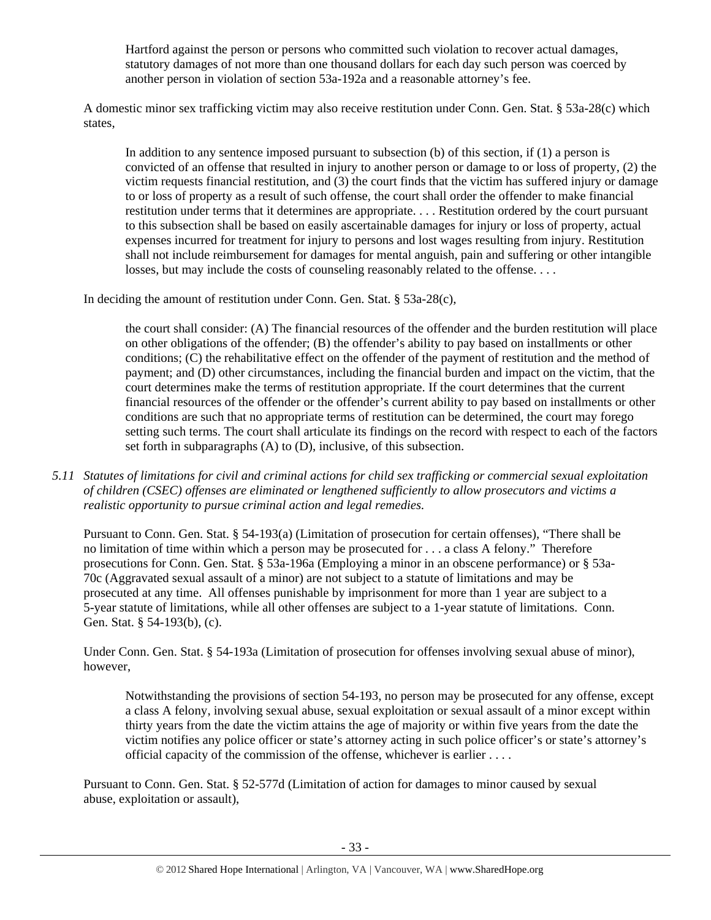Hartford against the person or persons who committed such violation to recover actual damages, statutory damages of not more than one thousand dollars for each day such person was coerced by another person in violation of section 53a-192a and a reasonable attorney's fee.

A domestic minor sex trafficking victim may also receive restitution under Conn. Gen. Stat. § 53a-28(c) which states,

> In addition to any sentence imposed pursuant to subsection (b) of this section, if (1) a person is convicted of an offense that resulted in injury to another person or damage to or loss of property, (2) the victim requests financial restitution, and (3) the court finds that the victim has suffered injury or damage to or loss of property as a result of such offense, the court shall order the offender to make financial restitution under terms that it determines are appropriate. . . . Restitution ordered by the court pursuant to this subsection shall be based on easily ascertainable damages for injury or loss of property, actual expenses incurred for treatment for injury to persons and lost wages resulting from injury. Restitution shall not include reimbursement for damages for mental anguish, pain and suffering or other intangible losses, but may include the costs of counseling reasonably related to the offense. . . .

In deciding the amount of restitution under Conn. Gen. Stat. § 53a-28(c),

> the court shall consider: (A) The financial resources of the offender and the burden restitution will place on other obligations of the offender; (B) the offender's ability to pay based on installments or other conditions; (C) the rehabilitative effect on the offender of the payment of restitution and the method of payment; and (D) other circumstances, including the financial burden and impact on the victim, that the court determines make the terms of restitution appropriate. If the court determines that the current financial resources of the offender or the offender's current ability to pay based on installments or other conditions are such that no appropriate terms of restitution can be determined, the court may forego setting such terms. The court shall articulate its findings on the record with respect to each of the factors set forth in subparagraphs (A) to (D), inclusive, of this subsection.

*5.11 Statutes of limitations for civil and criminal actions for child sex trafficking or commercial sexual exploitation of children (CSEC) offenses are eliminated or lengthened sufficiently to allow prosecutors and victims a realistic opportunity to pursue criminal action and legal remedies.*

Pursuant to Conn. Gen. Stat. § 54-193(a) (Limitation of prosecution for certain offenses), "There shall be no limitation of time within which a person may be prosecuted for . . . a class A felony." Therefore prosecutions for Conn. Gen. Stat. § 53a-196a (Employing a minor in an obscene performance) or § 53a-70c (Aggravated sexual assault of a minor) are not subject to a statute of limitations and may be prosecuted at any time. All offenses punishable by imprisonment for more than 1 year are subject to a 5-year statute of limitations, while all other offenses are subject to a 1-year statute of limitations. Conn. Gen. Stat. § 54-193(b), (c).

Under Conn. Gen. Stat. § 54-193a (Limitation of prosecution for offenses involving sexual abuse of minor), however,

> Notwithstanding the provisions of section 54-193, no person may be prosecuted for any offense, except a class A felony, involving sexual abuse, sexual exploitation or sexual assault of a minor except within thirty years from the date the victim attains the age of majority or within five years from the date the victim notifies any police officer or state's attorney acting in such police officer's or state's attorney's official capacity of the commission of the offense, whichever is earlier . . . .

Pursuant to Conn. Gen. Stat. § 52-577d (Limitation of action for damages to minor caused by sexual abuse, exploitation or assault),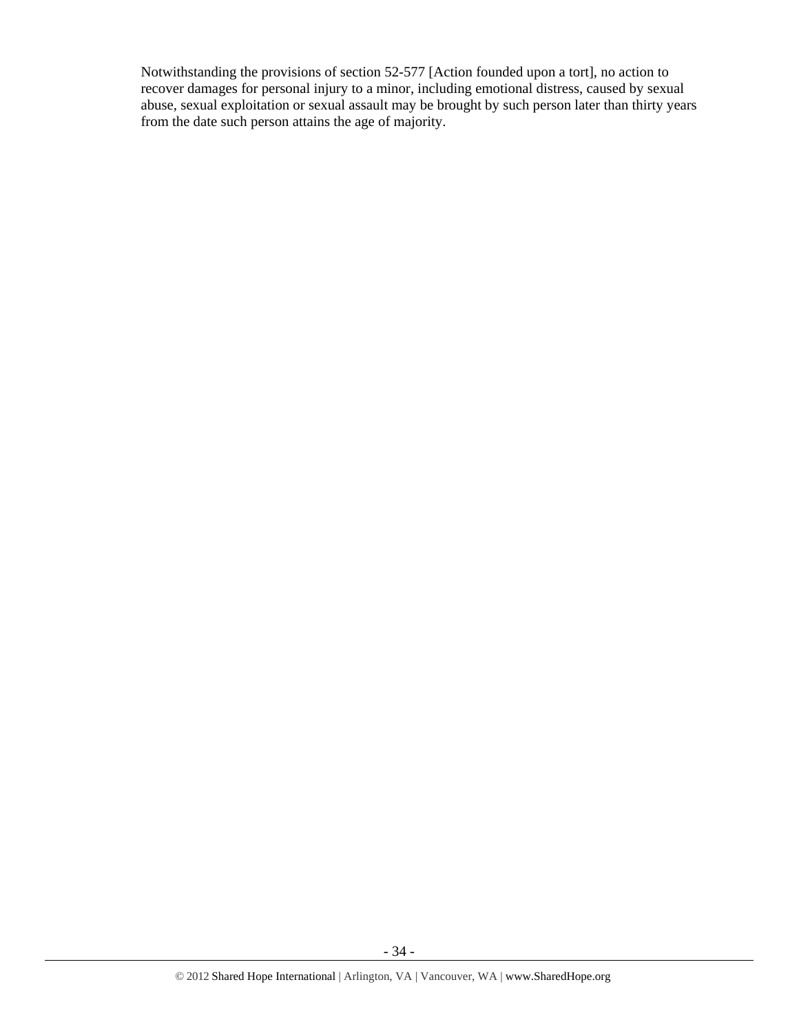Notwithstanding the provisions of section 52-577 [Action founded upon a tort], no action to recover damages for personal injury to a minor, including emotional distress, caused by sexual abuse, sexual exploitation or sexual assault may be brought by such person later than thirty years from the date such person attains the age of majority.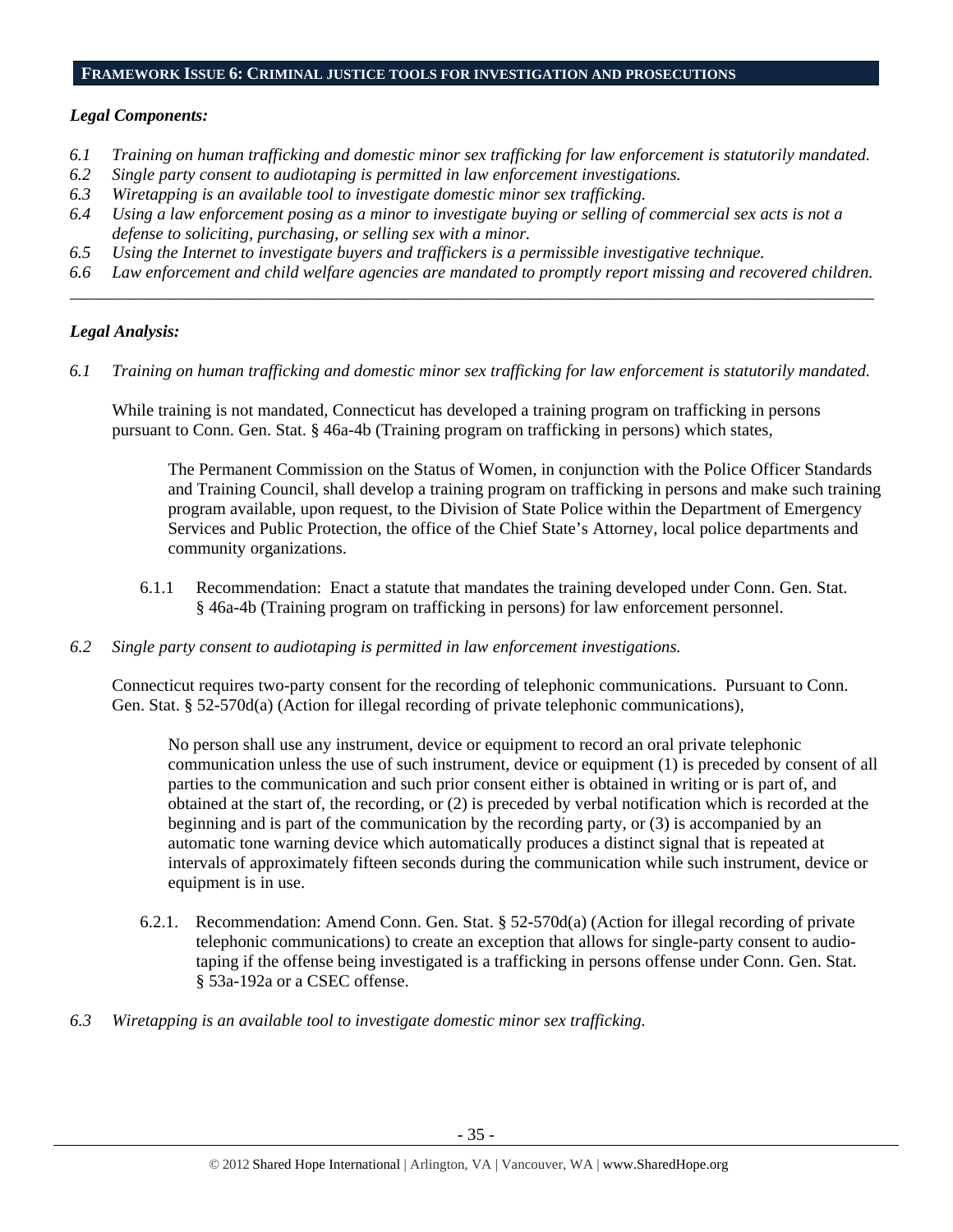## FRAMEWORK ISSUE 6: CRIMINAL JUSTICE TOOLS FOR INVESTIGATION AND PROSECUTIONS

***Legal Components:***

*6.1 Training on human trafficking and domestic minor sex trafficking for law enforcement is statutorily mandated.*
*6.2 Single party consent to audiotaping is permitted in law enforcement investigations.*
*6.3 Wiretapping is an available tool to investigate domestic minor sex trafficking.*
*6.4 Using a law enforcement posing as a minor to investigate buying or selling of commercial sex acts is not a defense to soliciting, purchasing, or selling sex with a minor.*
*6.5 Using the Internet to investigate buyers and traffickers is a permissible investigative technique.*
*6.6 Law enforcement and child welfare agencies are mandated to promptly report missing and recovered children.*

---

***Legal Analysis:***

*6.1 Training on human trafficking and domestic minor sex trafficking for law enforcement is statutorily mandated.*

While training is not mandated, Connecticut has developed a training program on trafficking in persons pursuant to Conn. Gen. Stat. § 46a-4b (Training program on trafficking in persons) which states,

> The Permanent Commission on the Status of Women, in conjunction with the Police Officer Standards and Training Council, shall develop a training program on trafficking in persons and make such training program available, upon request, to the Division of State Police within the Department of Emergency Services and Public Protection, the office of the Chief State's Attorney, local police departments and community organizations.

6.1.1 Recommendation: Enact a statute that mandates the training developed under Conn. Gen. Stat. § 46a-4b (Training program on trafficking in persons) for law enforcement personnel.

*6.2 Single party consent to audiotaping is permitted in law enforcement investigations.*

Connecticut requires two-party consent for the recording of telephonic communications. Pursuant to Conn. Gen. Stat. § 52-570d(a) (Action for illegal recording of private telephonic communications),

> No person shall use any instrument, device or equipment to record an oral private telephonic communication unless the use of such instrument, device or equipment (1) is preceded by consent of all parties to the communication and such prior consent either is obtained in writing or is part of, and obtained at the start of, the recording, or (2) is preceded by verbal notification which is recorded at the beginning and is part of the communication by the recording party, or (3) is accompanied by an automatic tone warning device which automatically produces a distinct signal that is repeated at intervals of approximately fifteen seconds during the communication while such instrument, device or equipment is in use.

6.2.1. Recommendation: Amend Conn. Gen. Stat. § 52-570d(a) (Action for illegal recording of private telephonic communications) to create an exception that allows for single-party consent to audio-taping if the offense being investigated is a trafficking in persons offense under Conn. Gen. Stat. § 53a-192a or a CSEC offense.

*6.3 Wiretapping is an available tool to investigate domestic minor sex trafficking.*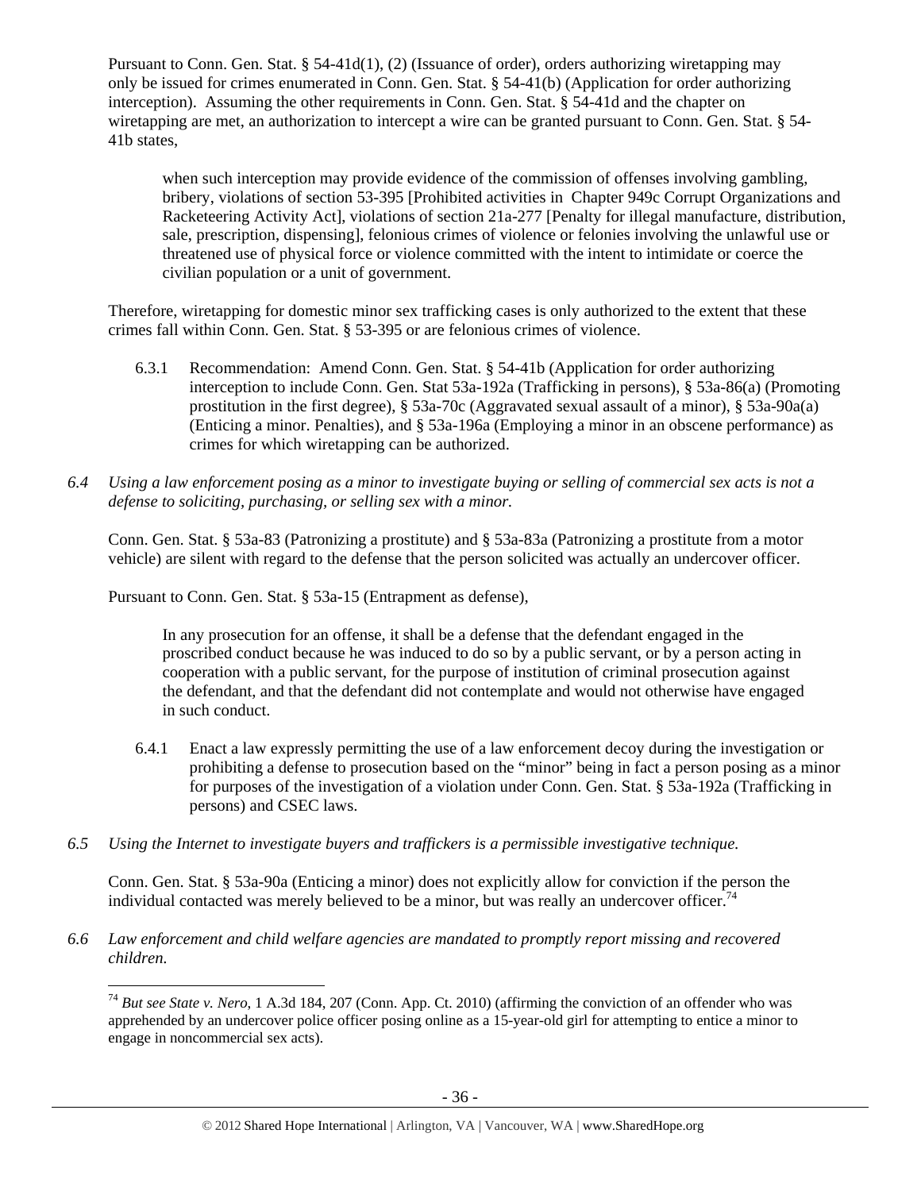Pursuant to Conn. Gen. Stat. § 54-41d(1), (2) (Issuance of order), orders authorizing wiretapping may only be issued for crimes enumerated in Conn. Gen. Stat. § 54-41(b) (Application for order authorizing interception). Assuming the other requirements in Conn. Gen. Stat. § 54-41d and the chapter on wiretapping are met, an authorization to intercept a wire can be granted pursuant to Conn. Gen. Stat. § 54-41b states,

> when such interception may provide evidence of the commission of offenses involving gambling, bribery, violations of section 53-395 [Prohibited activities in Chapter 949c Corrupt Organizations and Racketeering Activity Act], violations of section 21a-277 [Penalty for illegal manufacture, distribution, sale, prescription, dispensing], felonious crimes of violence or felonies involving the unlawful use or threatened use of physical force or violence committed with the intent to intimidate or coerce the civilian population or a unit of government.

Therefore, wiretapping for domestic minor sex trafficking cases is only authorized to the extent that these crimes fall within Conn. Gen. Stat. § 53-395 or are felonious crimes of violence.

6.3.1 Recommendation: Amend Conn. Gen. Stat. § 54-41b (Application for order authorizing interception to include Conn. Gen. Stat 53a-192a (Trafficking in persons), § 53a-86(a) (Promoting prostitution in the first degree), § 53a-70c (Aggravated sexual assault of a minor), § 53a-90a(a) (Enticing a minor. Penalties), and § 53a-196a (Employing a minor in an obscene performance) as crimes for which wiretapping can be authorized.

*6.4 Using a law enforcement posing as a minor to investigate buying or selling of commercial sex acts is not a defense to soliciting, purchasing, or selling sex with a minor.*

Conn. Gen. Stat. § 53a-83 (Patronizing a prostitute) and § 53a-83a (Patronizing a prostitute from a motor vehicle) are silent with regard to the defense that the person solicited was actually an undercover officer.

Pursuant to Conn. Gen. Stat. § 53a-15 (Entrapment as defense),

> In any prosecution for an offense, it shall be a defense that the defendant engaged in the proscribed conduct because he was induced to do so by a public servant, or by a person acting in cooperation with a public servant, for the purpose of institution of criminal prosecution against the defendant, and that the defendant did not contemplate and would not otherwise have engaged in such conduct.

6.4.1 Enact a law expressly permitting the use of a law enforcement decoy during the investigation or prohibiting a defense to prosecution based on the "minor" being in fact a person posing as a minor for purposes of the investigation of a violation under Conn. Gen. Stat. § 53a-192a (Trafficking in persons) and CSEC laws.

*6.5 Using the Internet to investigate buyers and traffickers is a permissible investigative technique.*

Conn. Gen. Stat. § 53a-90a (Enticing a minor) does not explicitly allow for conviction if the person the individual contacted was merely believed to be a minor, but was really an undercover officer.[74]

*6.6 Law enforcement and child welfare agencies are mandated to promptly report missing and recovered children.*

---

[74] *But see State v. Nero*, 1 A.3d 184, 207 (Conn. App. Ct. 2010) (affirming the conviction of an offender who was apprehended by an undercover police officer posing online as a 15-year-old girl for attempting to entice a minor to engage in noncommercial sex acts).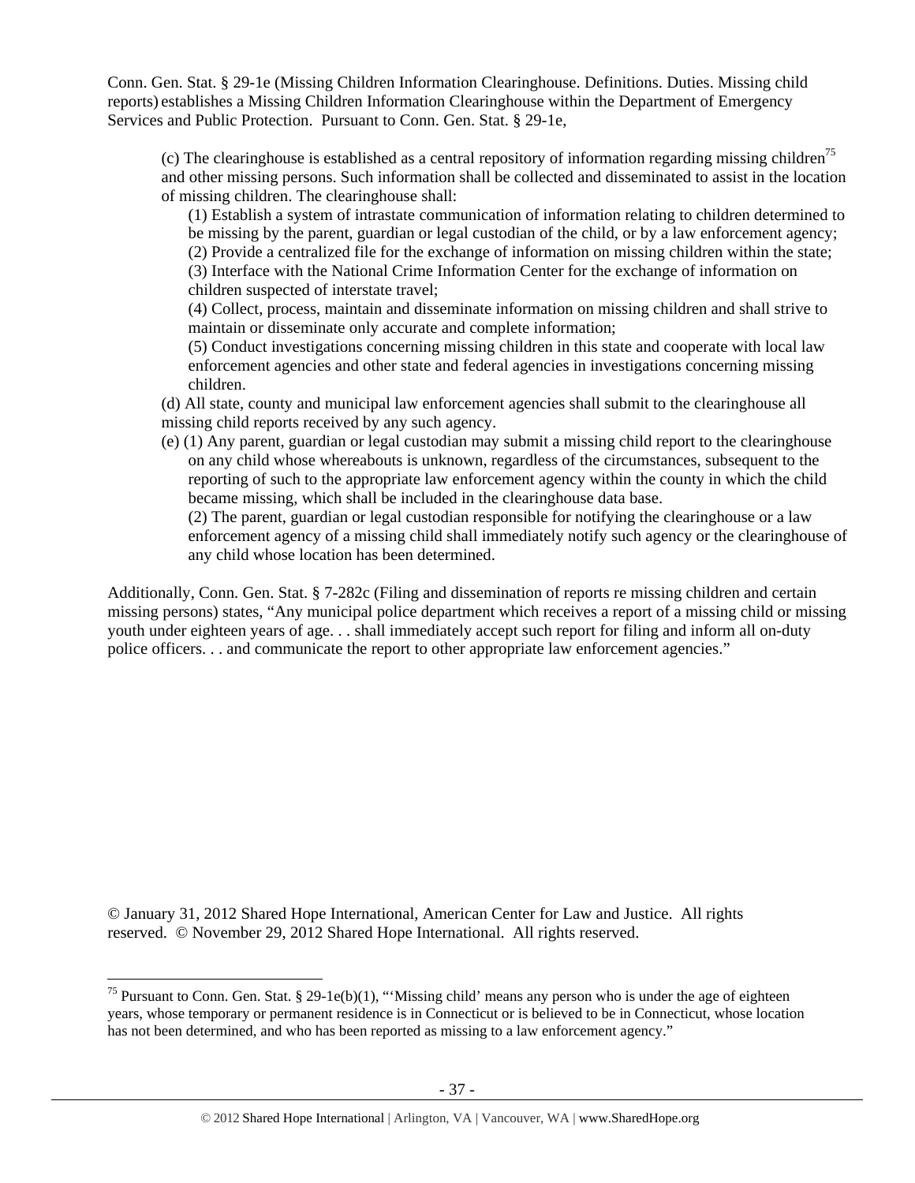Conn. Gen. Stat. § 29-1e (Missing Children Information Clearinghouse. Definitions. Duties. Missing child reports) establishes a Missing Children Information Clearinghouse within the Department of Emergency Services and Public Protection. Pursuant to Conn. Gen. Stat. § 29-1e,

> (c) The clearinghouse is established as a central repository of information regarding missing children[75] and other missing persons. Such information shall be collected and disseminated to assist in the location of missing children. The clearinghouse shall:
>
> (1) Establish a system of intrastate communication of information relating to children determined to be missing by the parent, guardian or legal custodian of the child, or by a law enforcement agency;
> (2) Provide a centralized file for the exchange of information on missing children within the state;
> (3) Interface with the National Crime Information Center for the exchange of information on children suspected of interstate travel;
> (4) Collect, process, maintain and disseminate information on missing children and shall strive to maintain or disseminate only accurate and complete information;
> (5) Conduct investigations concerning missing children in this state and cooperate with local law enforcement agencies and other state and federal agencies in investigations concerning missing children.
>
> (d) All state, county and municipal law enforcement agencies shall submit to the clearinghouse all missing child reports received by any such agency.
>
> (e) (1) Any parent, guardian or legal custodian may submit a missing child report to the clearinghouse on any child whose whereabouts is unknown, regardless of the circumstances, subsequent to the reporting of such to the appropriate law enforcement agency within the county in which the child became missing, which shall be included in the clearinghouse data base.
> (2) The parent, guardian or legal custodian responsible for notifying the clearinghouse or a law enforcement agency of a missing child shall immediately notify such agency or the clearinghouse of any child whose location has been determined.

Additionally, Conn. Gen. Stat. § 7-282c (Filing and dissemination of reports re missing children and certain missing persons) states, "Any municipal police department which receives a report of a missing child or missing youth under eighteen years of age. . . shall immediately accept such report for filing and inform all on-duty police officers. . . and communicate the report to other appropriate law enforcement agencies."

© January 31, 2012 Shared Hope International, American Center for Law and Justice. All rights reserved. © November 29, 2012 Shared Hope International. All rights reserved.

---

[75] Pursuant to Conn. Gen. Stat. § 29-1e(b)(1), "'Missing child' means any person who is under the age of eighteen years, whose temporary or permanent residence is in Connecticut or is believed to be in Connecticut, whose location has not been determined, and who has been reported as missing to a law enforcement agency."